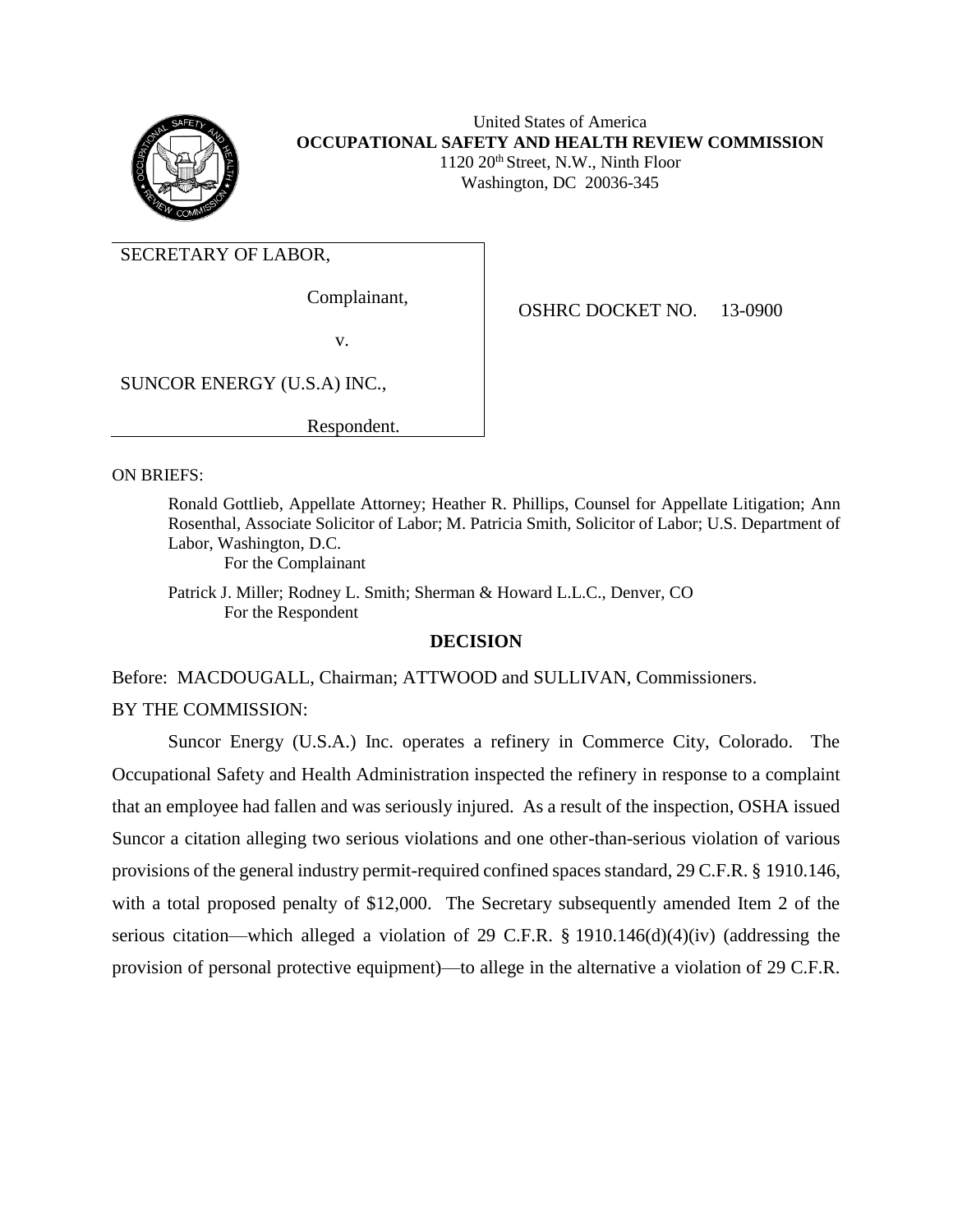United States of America
**OCCUPATIONAL SAFETY AND HEALTH REVIEW COMMISSION**
1120 20th Street, N.W., Ninth Floor
Washington, DC 20036-345

| SECRETARY OF LABOR, | |
|---|---|
| Complainant, | OSHRC DOCKET NO. 13-0900 |
| v. | |
| SUNCOR ENERGY (U.S.A) INC., | |
| Respondent. | |

ON BRIEFS:

Ronald Gottlieb, Appellate Attorney; Heather R. Phillips, Counsel for Appellate Litigation; Ann Rosenthal, Associate Solicitor of Labor; M. Patricia Smith, Solicitor of Labor; U.S. Department of Labor, Washington, D.C.
For the Complainant

Patrick J. Miller; Rodney L. Smith; Sherman & Howard L.L.C., Denver, CO
For the Respondent

## DECISION

Before: MACDOUGALL, Chairman; ATTWOOD and SULLIVAN, Commissioners.

BY THE COMMISSION:

Suncor Energy (U.S.A.) Inc. operates a refinery in Commerce City, Colorado. The Occupational Safety and Health Administration inspected the refinery in response to a complaint that an employee had fallen and was seriously injured. As a result of the inspection, OSHA issued Suncor a citation alleging two serious violations and one other-than-serious violation of various provisions of the general industry permit-required confined spaces standard, 29 C.F.R. § 1910.146, with a total proposed penalty of $12,000. The Secretary subsequently amended Item 2 of the serious citation—which alleged a violation of 29 C.F.R. § 1910.146(d)(4)(iv) (addressing the provision of personal protective equipment)—to allege in the alternative a violation of 29 C.F.R.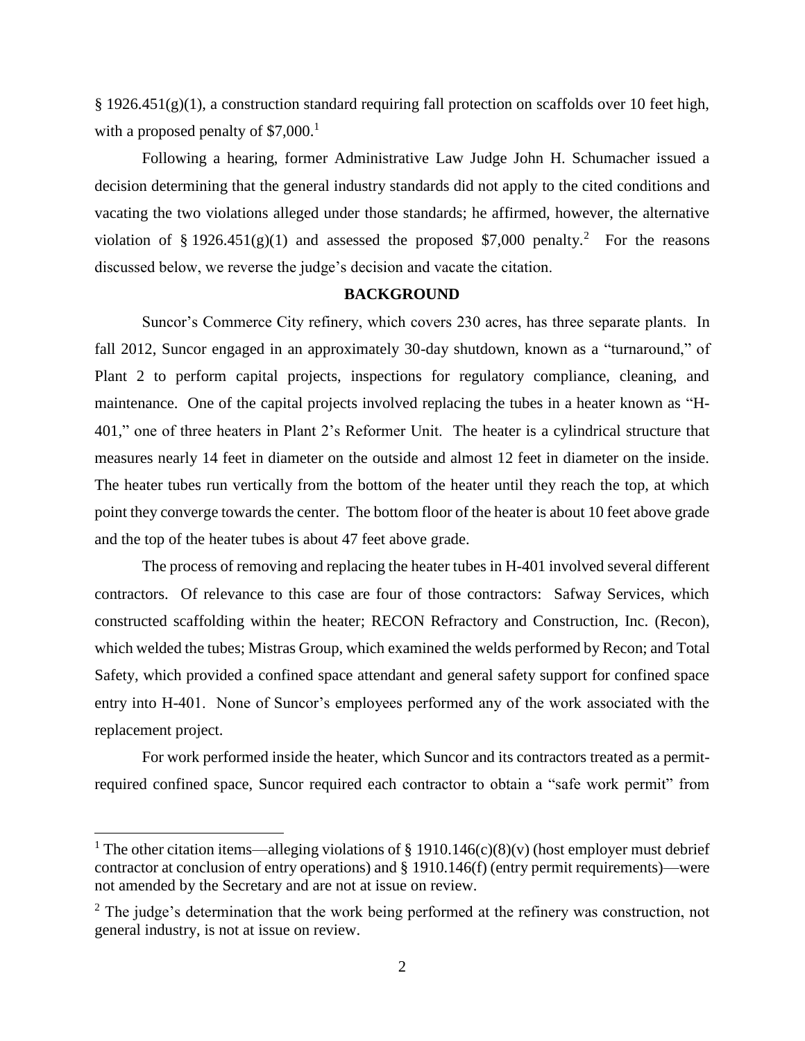§ 1926.451(g)(1), a construction standard requiring fall protection on scaffolds over 10 feet high, with a proposed penalty of $7,000.[1]

Following a hearing, former Administrative Law Judge John H. Schumacher issued a decision determining that the general industry standards did not apply to the cited conditions and vacating the two violations alleged under those standards; he affirmed, however, the alternative violation of § 1926.451(g)(1) and assessed the proposed $7,000 penalty.[2] For the reasons discussed below, we reverse the judge's decision and vacate the citation.

## BACKGROUND

Suncor's Commerce City refinery, which covers 230 acres, has three separate plants. In fall 2012, Suncor engaged in an approximately 30-day shutdown, known as a "turnaround," of Plant 2 to perform capital projects, inspections for regulatory compliance, cleaning, and maintenance. One of the capital projects involved replacing the tubes in a heater known as "H-401," one of three heaters in Plant 2's Reformer Unit. The heater is a cylindrical structure that measures nearly 14 feet in diameter on the outside and almost 12 feet in diameter on the inside. The heater tubes run vertically from the bottom of the heater until they reach the top, at which point they converge towards the center. The bottom floor of the heater is about 10 feet above grade and the top of the heater tubes is about 47 feet above grade.

The process of removing and replacing the heater tubes in H-401 involved several different contractors. Of relevance to this case are four of those contractors: Safway Services, which constructed scaffolding within the heater; RECON Refractory and Construction, Inc. (Recon), which welded the tubes; Mistras Group, which examined the welds performed by Recon; and Total Safety, which provided a confined space attendant and general safety support for confined space entry into H-401. None of Suncor's employees performed any of the work associated with the replacement project.

For work performed inside the heater, which Suncor and its contractors treated as a permit-required confined space, Suncor required each contractor to obtain a "safe work permit" from

---

[1] The other citation items—alleging violations of § 1910.146(c)(8)(v) (host employer must debrief contractor at conclusion of entry operations) and § 1910.146(f) (entry permit requirements)—were not amended by the Secretary and are not at issue on review.

[2] The judge's determination that the work being performed at the refinery was construction, not general industry, is not at issue on review.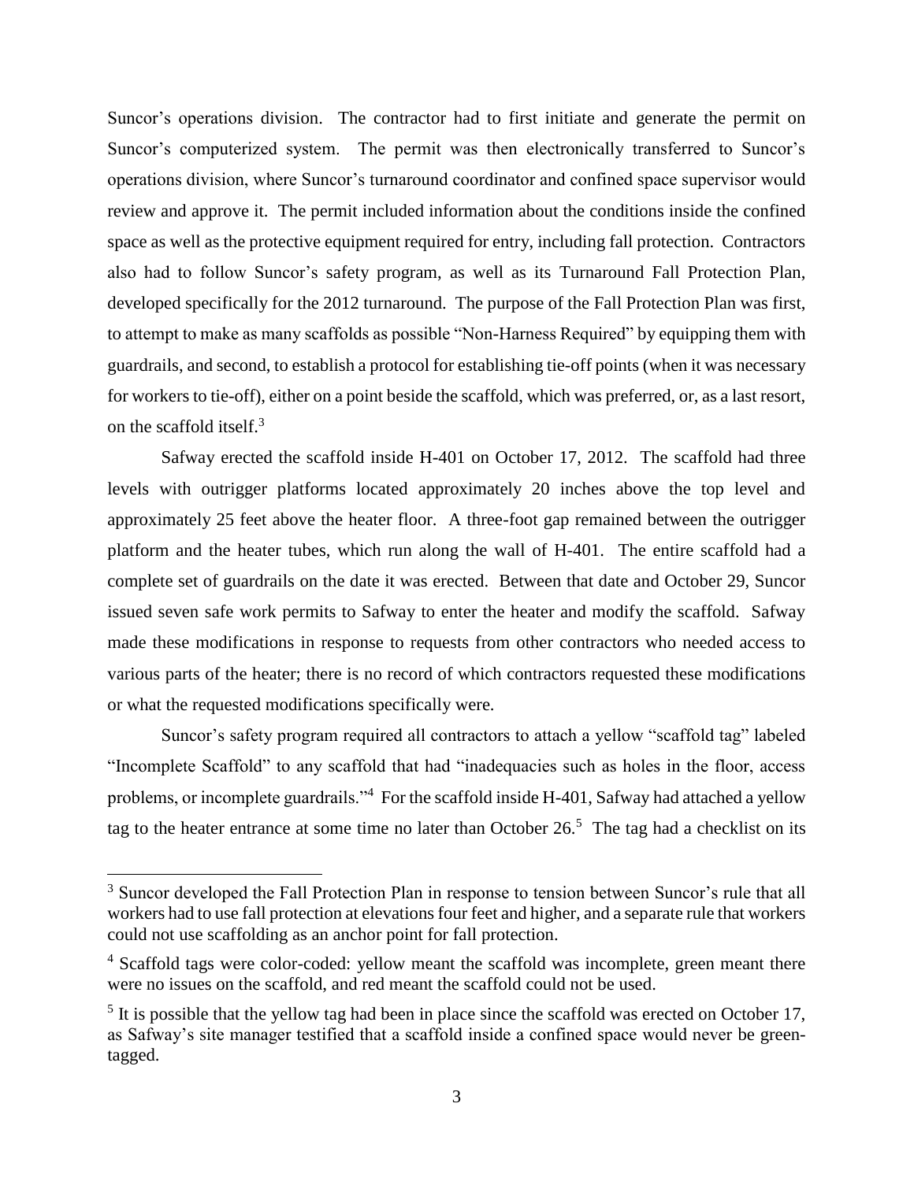Suncor's operations division. The contractor had to first initiate and generate the permit on Suncor's computerized system. The permit was then electronically transferred to Suncor's operations division, where Suncor's turnaround coordinator and confined space supervisor would review and approve it. The permit included information about the conditions inside the confined space as well as the protective equipment required for entry, including fall protection. Contractors also had to follow Suncor's safety program, as well as its Turnaround Fall Protection Plan, developed specifically for the 2012 turnaround. The purpose of the Fall Protection Plan was first, to attempt to make as many scaffolds as possible "Non-Harness Required" by equipping them with guardrails, and second, to establish a protocol for establishing tie-off points (when it was necessary for workers to tie-off), either on a point beside the scaffold, which was preferred, or, as a last resort, on the scaffold itself.[3]

Safway erected the scaffold inside H-401 on October 17, 2012. The scaffold had three levels with outrigger platforms located approximately 20 inches above the top level and approximately 25 feet above the heater floor. A three-foot gap remained between the outrigger platform and the heater tubes, which run along the wall of H-401. The entire scaffold had a complete set of guardrails on the date it was erected. Between that date and October 29, Suncor issued seven safe work permits to Safway to enter the heater and modify the scaffold. Safway made these modifications in response to requests from other contractors who needed access to various parts of the heater; there is no record of which contractors requested these modifications or what the requested modifications specifically were.

Suncor's safety program required all contractors to attach a yellow "scaffold tag" labeled "Incomplete Scaffold" to any scaffold that had "inadequacies such as holes in the floor, access problems, or incomplete guardrails."[4] For the scaffold inside H-401, Safway had attached a yellow tag to the heater entrance at some time no later than October 26.[5] The tag had a checklist on its

---

[3] Suncor developed the Fall Protection Plan in response to tension between Suncor's rule that all workers had to use fall protection at elevations four feet and higher, and a separate rule that workers could not use scaffolding as an anchor point for fall protection.

[4] Scaffold tags were color-coded: yellow meant the scaffold was incomplete, green meant there were no issues on the scaffold, and red meant the scaffold could not be used.

[5] It is possible that the yellow tag had been in place since the scaffold was erected on October 17, as Safway's site manager testified that a scaffold inside a confined space would never be green-tagged.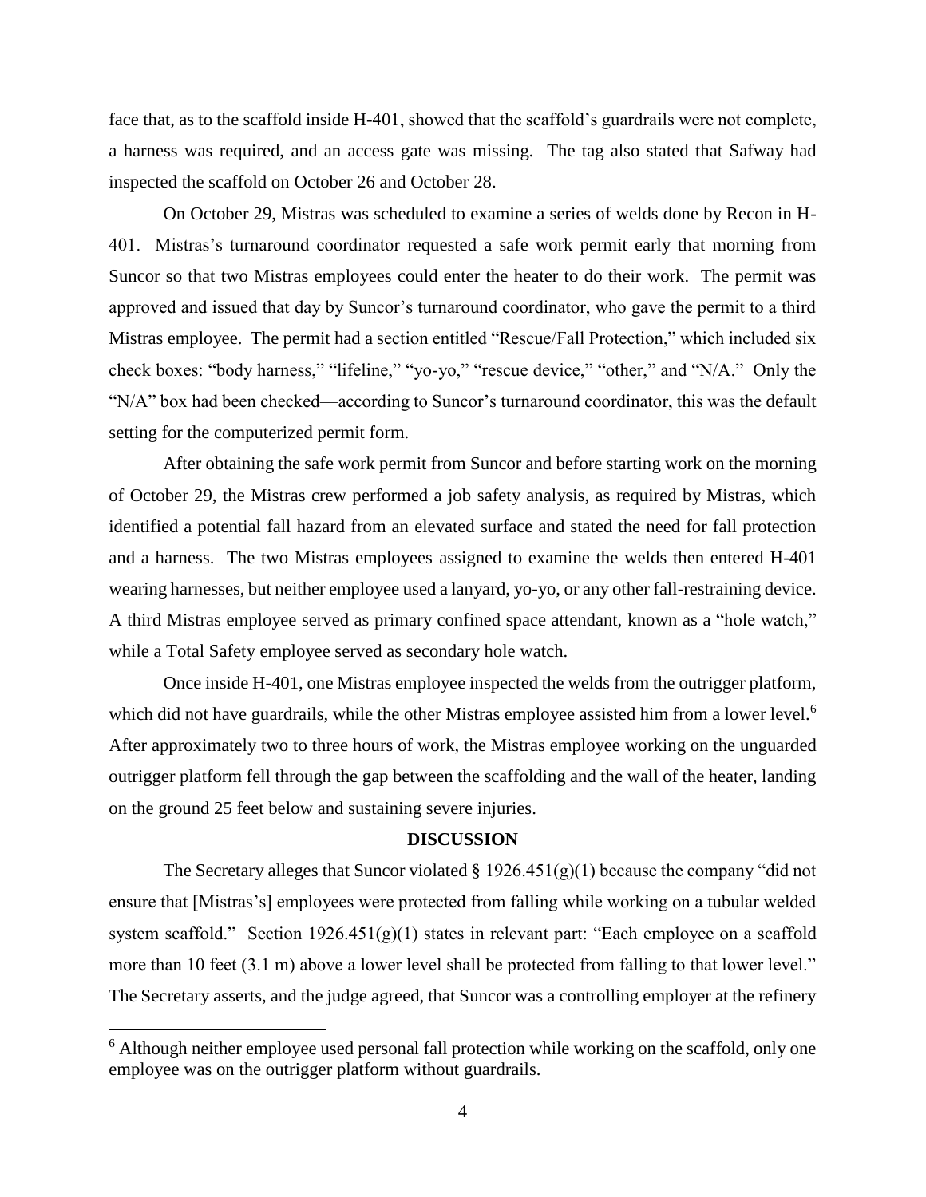face that, as to the scaffold inside H-401, showed that the scaffold's guardrails were not complete, a harness was required, and an access gate was missing. The tag also stated that Safway had inspected the scaffold on October 26 and October 28.

On October 29, Mistras was scheduled to examine a series of welds done by Recon in H-401. Mistras's turnaround coordinator requested a safe work permit early that morning from Suncor so that two Mistras employees could enter the heater to do their work. The permit was approved and issued that day by Suncor's turnaround coordinator, who gave the permit to a third Mistras employee. The permit had a section entitled "Rescue/Fall Protection," which included six check boxes: "body harness," "lifeline," "yo-yo," "rescue device," "other," and "N/A." Only the "N/A" box had been checked—according to Suncor's turnaround coordinator, this was the default setting for the computerized permit form.

After obtaining the safe work permit from Suncor and before starting work on the morning of October 29, the Mistras crew performed a job safety analysis, as required by Mistras, which identified a potential fall hazard from an elevated surface and stated the need for fall protection and a harness. The two Mistras employees assigned to examine the welds then entered H-401 wearing harnesses, but neither employee used a lanyard, yo-yo, or any other fall-restraining device. A third Mistras employee served as primary confined space attendant, known as a "hole watch," while a Total Safety employee served as secondary hole watch.

Once inside H-401, one Mistras employee inspected the welds from the outrigger platform, which did not have guardrails, while the other Mistras employee assisted him from a lower level.[6] After approximately two to three hours of work, the Mistras employee working on the unguarded outrigger platform fell through the gap between the scaffolding and the wall of the heater, landing on the ground 25 feet below and sustaining severe injuries.

## DISCUSSION

The Secretary alleges that Suncor violated § 1926.451(g)(1) because the company "did not ensure that [Mistras's] employees were protected from falling while working on a tubular welded system scaffold." Section 1926.451(g)(1) states in relevant part: "Each employee on a scaffold more than 10 feet (3.1 m) above a lower level shall be protected from falling to that lower level." The Secretary asserts, and the judge agreed, that Suncor was a controlling employer at the refinery

[6] Although neither employee used personal fall protection while working on the scaffold, only one employee was on the outrigger platform without guardrails.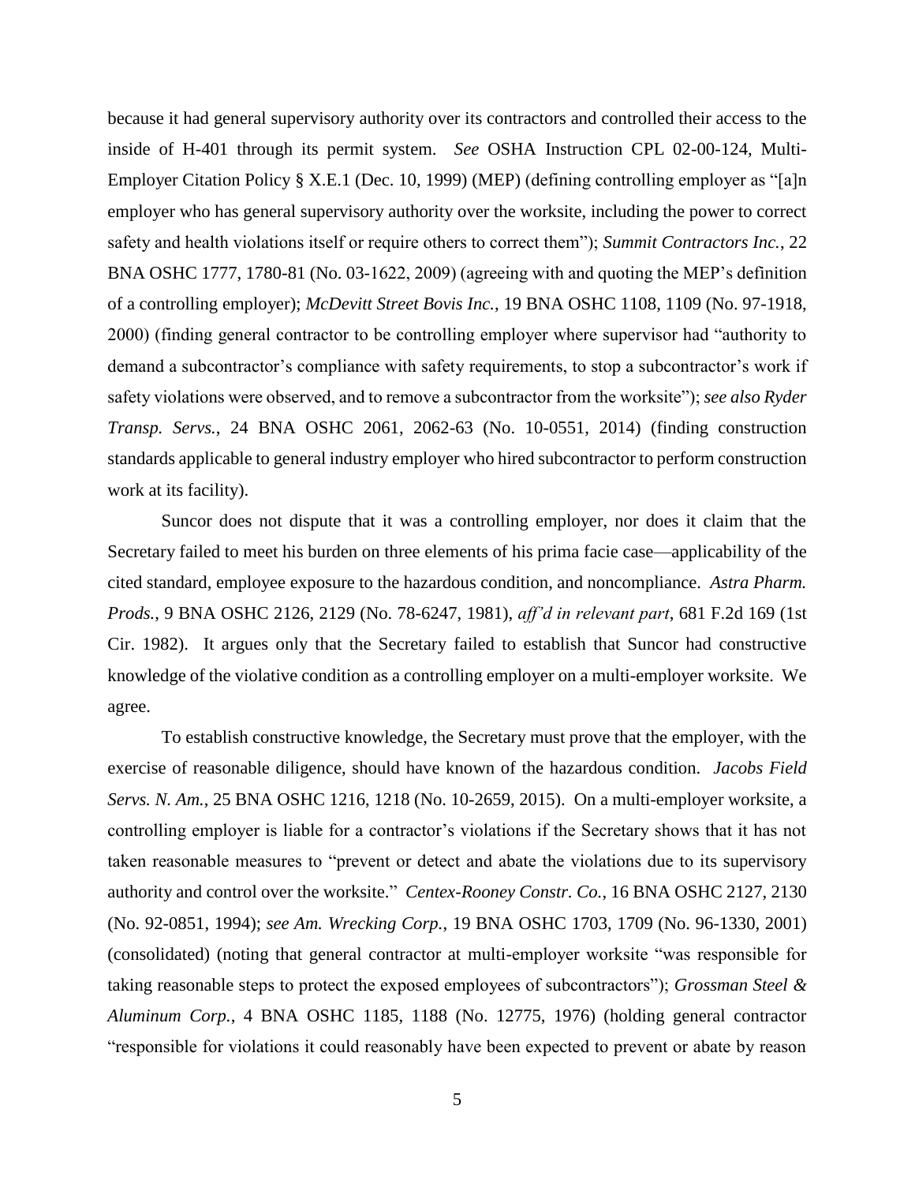because it had general supervisory authority over its contractors and controlled their access to the inside of H-401 through its permit system. *See* OSHA Instruction CPL 02-00-124, Multi-Employer Citation Policy § X.E.1 (Dec. 10, 1999) (MEP) (defining controlling employer as "[a]n employer who has general supervisory authority over the worksite, including the power to correct safety and health violations itself or require others to correct them"); *Summit Contractors Inc.*, 22 BNA OSHC 1777, 1780-81 (No. 03-1622, 2009) (agreeing with and quoting the MEP's definition of a controlling employer); *McDevitt Street Bovis Inc.*, 19 BNA OSHC 1108, 1109 (No. 97-1918, 2000) (finding general contractor to be controlling employer where supervisor had "authority to demand a subcontractor's compliance with safety requirements, to stop a subcontractor's work if safety violations were observed, and to remove a subcontractor from the worksite"); *see also Ryder Transp. Servs.*, 24 BNA OSHC 2061, 2062-63 (No. 10-0551, 2014) (finding construction standards applicable to general industry employer who hired subcontractor to perform construction work at its facility).

Suncor does not dispute that it was a controlling employer, nor does it claim that the Secretary failed to meet his burden on three elements of his prima facie case—applicability of the cited standard, employee exposure to the hazardous condition, and noncompliance. *Astra Pharm. Prods.*, 9 BNA OSHC 2126, 2129 (No. 78-6247, 1981), *aff'd in relevant part*, 681 F.2d 169 (1st Cir. 1982). It argues only that the Secretary failed to establish that Suncor had constructive knowledge of the violative condition as a controlling employer on a multi-employer worksite. We agree.

To establish constructive knowledge, the Secretary must prove that the employer, with the exercise of reasonable diligence, should have known of the hazardous condition. *Jacobs Field Servs. N. Am.*, 25 BNA OSHC 1216, 1218 (No. 10-2659, 2015). On a multi-employer worksite, a controlling employer is liable for a contractor's violations if the Secretary shows that it has not taken reasonable measures to "prevent or detect and abate the violations due to its supervisory authority and control over the worksite." *Centex-Rooney Constr. Co.*, 16 BNA OSHC 2127, 2130 (No. 92-0851, 1994); *see Am. Wrecking Corp.*, 19 BNA OSHC 1703, 1709 (No. 96-1330, 2001) (consolidated) (noting that general contractor at multi-employer worksite "was responsible for taking reasonable steps to protect the exposed employees of subcontractors"); *Grossman Steel & Aluminum Corp.*, 4 BNA OSHC 1185, 1188 (No. 12775, 1976) (holding general contractor "responsible for violations it could reasonably have been expected to prevent or abate by reason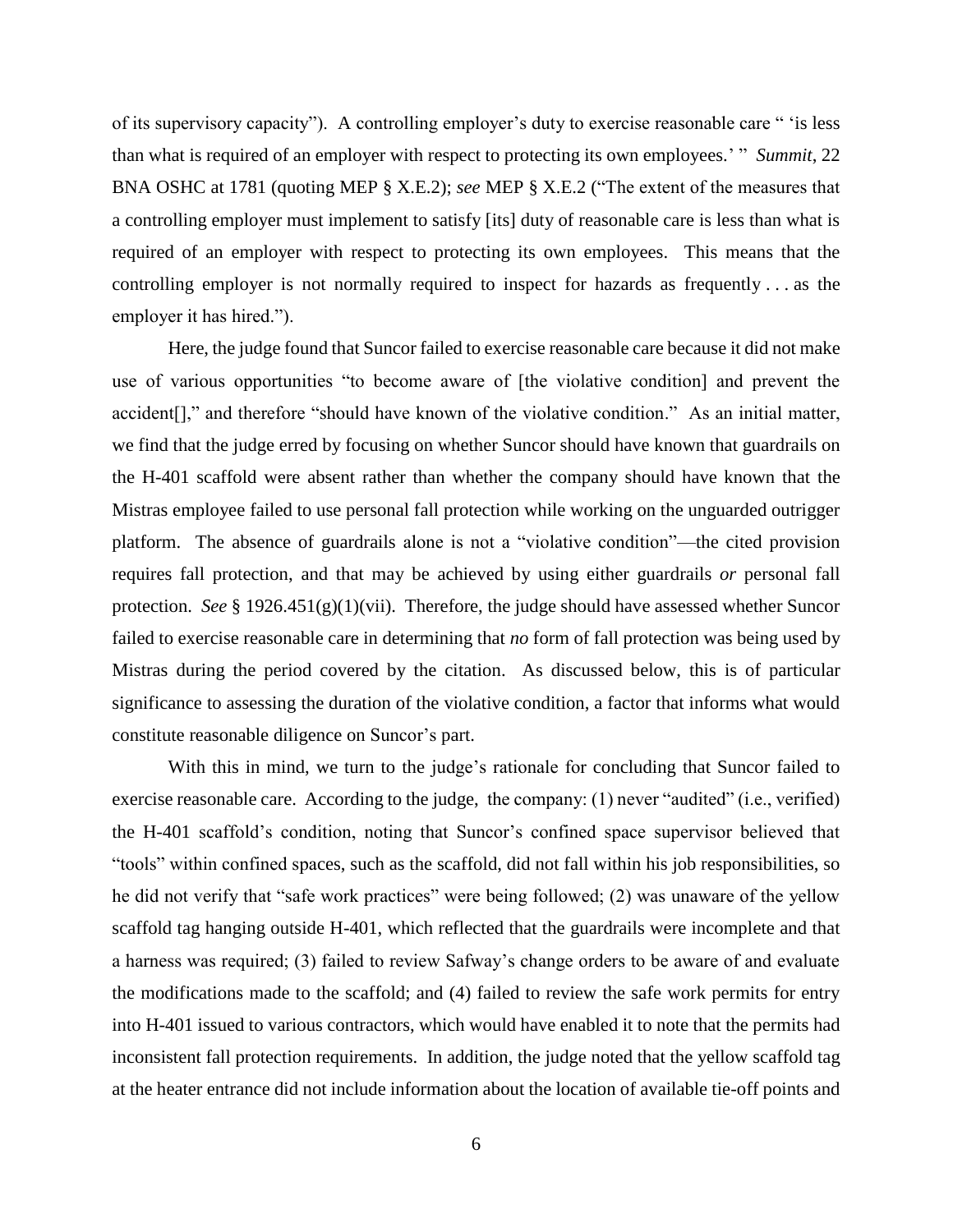of its supervisory capacity"). A controlling employer's duty to exercise reasonable care " 'is less than what is required of an employer with respect to protecting its own employees.' " *Summit*, 22 BNA OSHC at 1781 (quoting MEP § X.E.2); *see* MEP § X.E.2 ("The extent of the measures that a controlling employer must implement to satisfy [its] duty of reasonable care is less than what is required of an employer with respect to protecting its own employees. This means that the controlling employer is not normally required to inspect for hazards as frequently . . . as the employer it has hired.").

Here, the judge found that Suncor failed to exercise reasonable care because it did not make use of various opportunities "to become aware of [the violative condition] and prevent the accident[]," and therefore "should have known of the violative condition." As an initial matter, we find that the judge erred by focusing on whether Suncor should have known that guardrails on the H-401 scaffold were absent rather than whether the company should have known that the Mistras employee failed to use personal fall protection while working on the unguarded outrigger platform. The absence of guardrails alone is not a "violative condition"—the cited provision requires fall protection, and that may be achieved by using either guardrails *or* personal fall protection. *See* § 1926.451(g)(1)(vii). Therefore, the judge should have assessed whether Suncor failed to exercise reasonable care in determining that *no* form of fall protection was being used by Mistras during the period covered by the citation. As discussed below, this is of particular significance to assessing the duration of the violative condition, a factor that informs what would constitute reasonable diligence on Suncor's part.

With this in mind, we turn to the judge's rationale for concluding that Suncor failed to exercise reasonable care. According to the judge, the company: (1) never "audited" (i.e., verified) the H-401 scaffold's condition, noting that Suncor's confined space supervisor believed that "tools" within confined spaces, such as the scaffold, did not fall within his job responsibilities, so he did not verify that "safe work practices" were being followed; (2) was unaware of the yellow scaffold tag hanging outside H-401, which reflected that the guardrails were incomplete and that a harness was required; (3) failed to review Safway's change orders to be aware of and evaluate the modifications made to the scaffold; and (4) failed to review the safe work permits for entry into H-401 issued to various contractors, which would have enabled it to note that the permits had inconsistent fall protection requirements. In addition, the judge noted that the yellow scaffold tag at the heater entrance did not include information about the location of available tie-off points and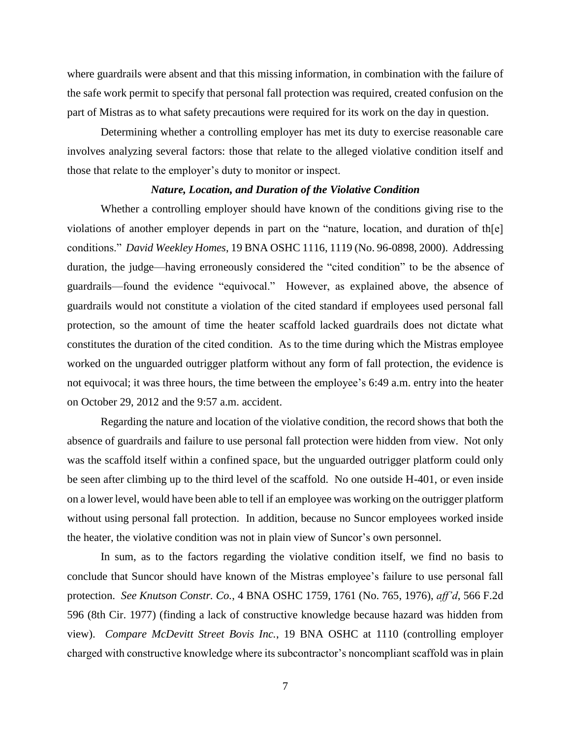where guardrails were absent and that this missing information, in combination with the failure of the safe work permit to specify that personal fall protection was required, created confusion on the part of Mistras as to what safety precautions were required for its work on the day in question.

Determining whether a controlling employer has met its duty to exercise reasonable care involves analyzing several factors: those that relate to the alleged violative condition itself and those that relate to the employer's duty to monitor or inspect.

### *Nature, Location, and Duration of the Violative Condition*

Whether a controlling employer should have known of the conditions giving rise to the violations of another employer depends in part on the "nature, location, and duration of th[e] conditions." *David Weekley Homes*, 19 BNA OSHC 1116, 1119 (No. 96-0898, 2000). Addressing duration, the judge—having erroneously considered the "cited condition" to be the absence of guardrails—found the evidence "equivocal." However, as explained above, the absence of guardrails would not constitute a violation of the cited standard if employees used personal fall protection, so the amount of time the heater scaffold lacked guardrails does not dictate what constitutes the duration of the cited condition. As to the time during which the Mistras employee worked on the unguarded outrigger platform without any form of fall protection, the evidence is not equivocal; it was three hours, the time between the employee's 6:49 a.m. entry into the heater on October 29, 2012 and the 9:57 a.m. accident.

Regarding the nature and location of the violative condition, the record shows that both the absence of guardrails and failure to use personal fall protection were hidden from view. Not only was the scaffold itself within a confined space, but the unguarded outrigger platform could only be seen after climbing up to the third level of the scaffold. No one outside H-401, or even inside on a lower level, would have been able to tell if an employee was working on the outrigger platform without using personal fall protection. In addition, because no Suncor employees worked inside the heater, the violative condition was not in plain view of Suncor's own personnel.

In sum, as to the factors regarding the violative condition itself, we find no basis to conclude that Suncor should have known of the Mistras employee's failure to use personal fall protection. *See Knutson Constr. Co.*, 4 BNA OSHC 1759, 1761 (No. 765, 1976), *aff'd*, 566 F.2d 596 (8th Cir. 1977) (finding a lack of constructive knowledge because hazard was hidden from view). *Compare McDevitt Street Bovis Inc.*, 19 BNA OSHC at 1110 (controlling employer charged with constructive knowledge where its subcontractor's noncompliant scaffold was in plain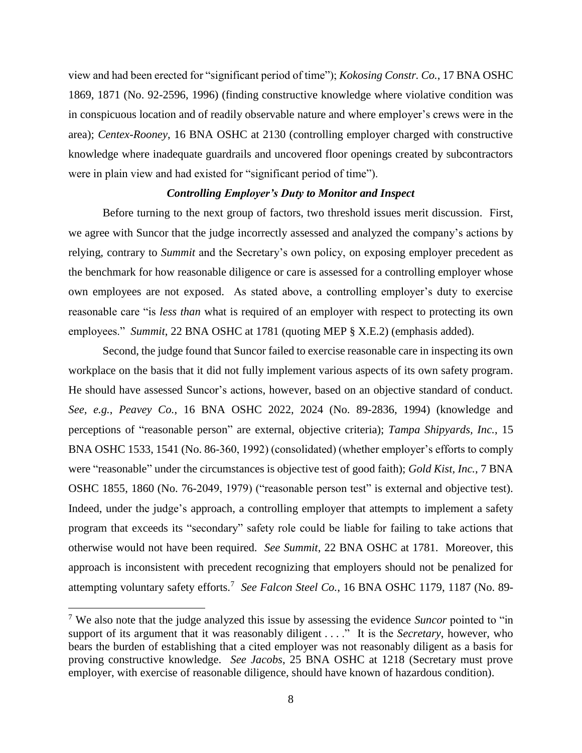view and had been erected for "significant period of time"); *Kokosing Constr. Co.*, 17 BNA OSHC 1869, 1871 (No. 92-2596, 1996) (finding constructive knowledge where violative condition was in conspicuous location and of readily observable nature and where employer's crews were in the area); *Centex-Rooney*, 16 BNA OSHC at 2130 (controlling employer charged with constructive knowledge where inadequate guardrails and uncovered floor openings created by subcontractors were in plain view and had existed for "significant period of time").

### *Controlling Employer's Duty to Monitor and Inspect*

Before turning to the next group of factors, two threshold issues merit discussion. First, we agree with Suncor that the judge incorrectly assessed and analyzed the company's actions by relying, contrary to *Summit* and the Secretary's own policy, on exposing employer precedent as the benchmark for how reasonable diligence or care is assessed for a controlling employer whose own employees are not exposed. As stated above, a controlling employer's duty to exercise reasonable care "is *less than* what is required of an employer with respect to protecting its own employees." *Summit*, 22 BNA OSHC at 1781 (quoting MEP § X.E.2) (emphasis added).

Second, the judge found that Suncor failed to exercise reasonable care in inspecting its own workplace on the basis that it did not fully implement various aspects of its own safety program. He should have assessed Suncor's actions, however, based on an objective standard of conduct. *See, e.g.*, *Peavey Co.*, 16 BNA OSHC 2022, 2024 (No. 89-2836, 1994) (knowledge and perceptions of "reasonable person" are external, objective criteria); *Tampa Shipyards, Inc.*, 15 BNA OSHC 1533, 1541 (No. 86-360, 1992) (consolidated) (whether employer's efforts to comply were "reasonable" under the circumstances is objective test of good faith); *Gold Kist, Inc.*, 7 BNA OSHC 1855, 1860 (No. 76-2049, 1979) ("reasonable person test" is external and objective test). Indeed, under the judge's approach, a controlling employer that attempts to implement a safety program that exceeds its "secondary" safety role could be liable for failing to take actions that otherwise would not have been required. *See Summit*, 22 BNA OSHC at 1781. Moreover, this approach is inconsistent with precedent recognizing that employers should not be penalized for attempting voluntary safety efforts.[7] *See Falcon Steel Co.*, 16 BNA OSHC 1179, 1187 (No. 89-

---

[7] We also note that the judge analyzed this issue by assessing the evidence *Suncor* pointed to "in support of its argument that it was reasonably diligent . . . ." It is the *Secretary*, however, who bears the burden of establishing that a cited employer was not reasonably diligent as a basis for proving constructive knowledge. *See Jacobs*, 25 BNA OSHC at 1218 (Secretary must prove employer, with exercise of reasonable diligence, should have known of hazardous condition).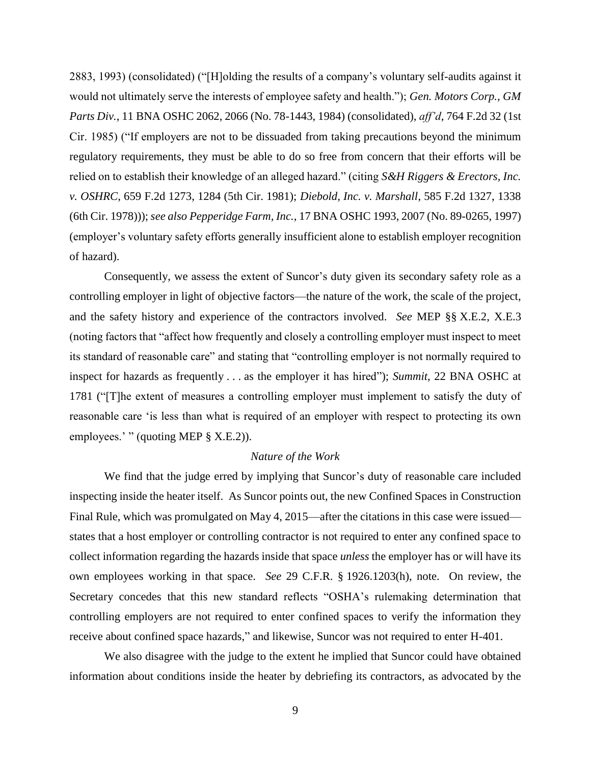2883, 1993) (consolidated) ("[H]olding the results of a company's voluntary self-audits against it would not ultimately serve the interests of employee safety and health."); *Gen. Motors Corp., GM Parts Div.*, 11 BNA OSHC 2062, 2066 (No. 78-1443, 1984) (consolidated), *aff'd*, 764 F.2d 32 (1st Cir. 1985) ("If employers are not to be dissuaded from taking precautions beyond the minimum regulatory requirements, they must be able to do so free from concern that their efforts will be relied on to establish their knowledge of an alleged hazard." (citing *S&H Riggers & Erectors, Inc. v. OSHRC*, 659 F.2d 1273, 1284 (5th Cir. 1981); *Diebold, Inc. v. Marshall*, 585 F.2d 1327, 1338 (6th Cir. 1978))); *see also Pepperidge Farm, Inc.*, 17 BNA OSHC 1993, 2007 (No. 89-0265, 1997) (employer's voluntary safety efforts generally insufficient alone to establish employer recognition of hazard).

Consequently, we assess the extent of Suncor's duty given its secondary safety role as a controlling employer in light of objective factors—the nature of the work, the scale of the project, and the safety history and experience of the contractors involved. *See* MEP §§ X.E.2, X.E.3 (noting factors that "affect how frequently and closely a controlling employer must inspect to meet its standard of reasonable care" and stating that "controlling employer is not normally required to inspect for hazards as frequently . . . as the employer it has hired"); *Summit*, 22 BNA OSHC at 1781 ("[T]he extent of measures a controlling employer must implement to satisfy the duty of reasonable care 'is less than what is required of an employer with respect to protecting its own employees.' " (quoting MEP § X.E.2)).

### *Nature of the Work*

We find that the judge erred by implying that Suncor's duty of reasonable care included inspecting inside the heater itself. As Suncor points out, the new Confined Spaces in Construction Final Rule, which was promulgated on May 4, 2015—after the citations in this case were issued—states that a host employer or controlling contractor is not required to enter any confined space to collect information regarding the hazards inside that space *unless* the employer has or will have its own employees working in that space. *See* 29 C.F.R. § 1926.1203(h), note. On review, the Secretary concedes that this new standard reflects "OSHA's rulemaking determination that controlling employers are not required to enter confined spaces to verify the information they receive about confined space hazards," and likewise, Suncor was not required to enter H-401.

We also disagree with the judge to the extent he implied that Suncor could have obtained information about conditions inside the heater by debriefing its contractors, as advocated by the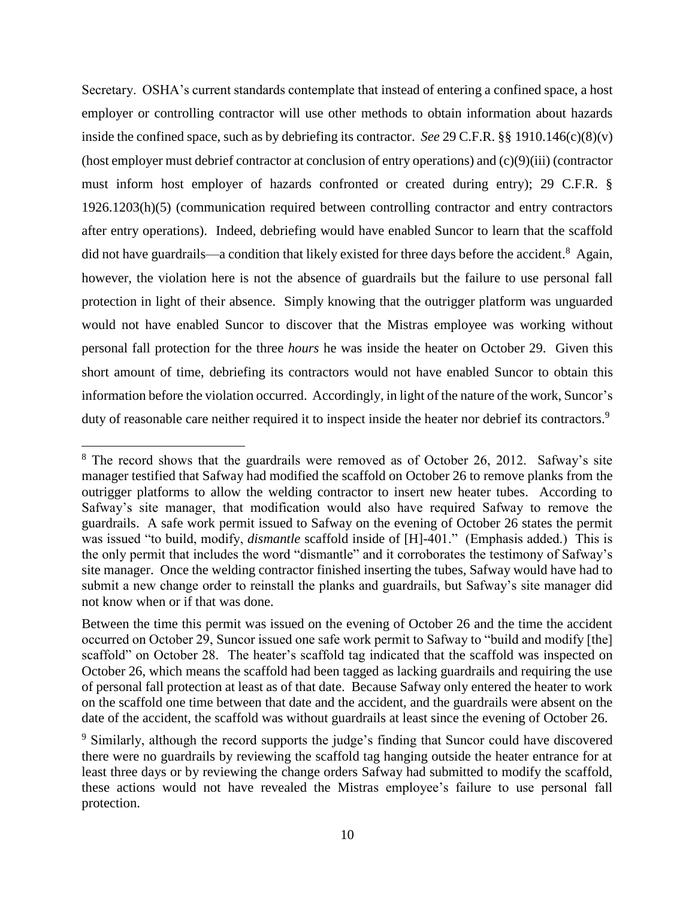Secretary. OSHA's current standards contemplate that instead of entering a confined space, a host employer or controlling contractor will use other methods to obtain information about hazards inside the confined space, such as by debriefing its contractor. *See* 29 C.F.R. §§ 1910.146(c)(8)(v) (host employer must debrief contractor at conclusion of entry operations) and (c)(9)(iii) (contractor must inform host employer of hazards confronted or created during entry); 29 C.F.R. § 1926.1203(h)(5) (communication required between controlling contractor and entry contractors after entry operations). Indeed, debriefing would have enabled Suncor to learn that the scaffold did not have guardrails—a condition that likely existed for three days before the accident.[8] Again, however, the violation here is not the absence of guardrails but the failure to use personal fall protection in light of their absence. Simply knowing that the outrigger platform was unguarded would not have enabled Suncor to discover that the Mistras employee was working without personal fall protection for the three *hours* he was inside the heater on October 29. Given this short amount of time, debriefing its contractors would not have enabled Suncor to obtain this information before the violation occurred. Accordingly, in light of the nature of the work, Suncor's duty of reasonable care neither required it to inspect inside the heater nor debrief its contractors.[9]

---

[8] The record shows that the guardrails were removed as of October 26, 2012. Safway's site manager testified that Safway had modified the scaffold on October 26 to remove planks from the outrigger platforms to allow the welding contractor to insert new heater tubes. According to Safway's site manager, that modification would also have required Safway to remove the guardrails. A safe work permit issued to Safway on the evening of October 26 states the permit was issued "to build, modify, *dismantle* scaffold inside of [H]-401." (Emphasis added.) This is the only permit that includes the word "dismantle" and it corroborates the testimony of Safway's site manager. Once the welding contractor finished inserting the tubes, Safway would have had to submit a new change order to reinstall the planks and guardrails, but Safway's site manager did not know when or if that was done.

Between the time this permit was issued on the evening of October 26 and the time the accident occurred on October 29, Suncor issued one safe work permit to Safway to "build and modify [the] scaffold" on October 28. The heater's scaffold tag indicated that the scaffold was inspected on October 26, which means the scaffold had been tagged as lacking guardrails and requiring the use of personal fall protection at least as of that date. Because Safway only entered the heater to work on the scaffold one time between that date and the accident, and the guardrails were absent on the date of the accident, the scaffold was without guardrails at least since the evening of October 26.

[9] Similarly, although the record supports the judge's finding that Suncor could have discovered there were no guardrails by reviewing the scaffold tag hanging outside the heater entrance for at least three days or by reviewing the change orders Safway had submitted to modify the scaffold, these actions would not have revealed the Mistras employee's failure to use personal fall protection.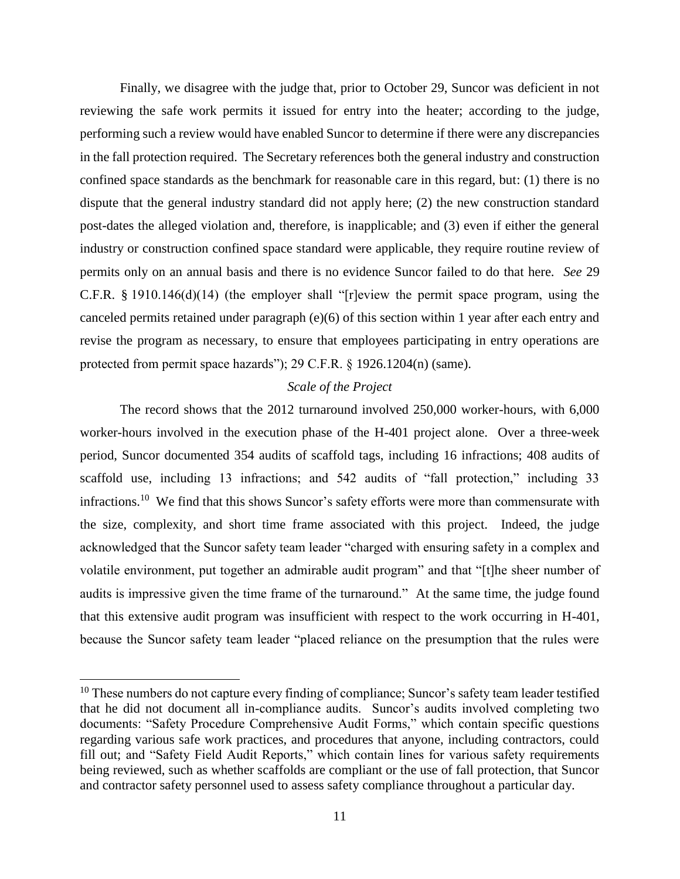Finally, we disagree with the judge that, prior to October 29, Suncor was deficient in not reviewing the safe work permits it issued for entry into the heater; according to the judge, performing such a review would have enabled Suncor to determine if there were any discrepancies in the fall protection required. The Secretary references both the general industry and construction confined space standards as the benchmark for reasonable care in this regard, but: (1) there is no dispute that the general industry standard did not apply here; (2) the new construction standard post-dates the alleged violation and, therefore, is inapplicable; and (3) even if either the general industry or construction confined space standard were applicable, they require routine review of permits only on an annual basis and there is no evidence Suncor failed to do that here. *See* 29 C.F.R. § 1910.146(d)(14) (the employer shall "[r]eview the permit space program, using the canceled permits retained under paragraph (e)(6) of this section within 1 year after each entry and revise the program as necessary, to ensure that employees participating in entry operations are protected from permit space hazards"); 29 C.F.R. § 1926.1204(n) (same).

*Scale of the Project*

The record shows that the 2012 turnaround involved 250,000 worker-hours, with 6,000 worker-hours involved in the execution phase of the H-401 project alone. Over a three-week period, Suncor documented 354 audits of scaffold tags, including 16 infractions; 408 audits of scaffold use, including 13 infractions; and 542 audits of "fall protection," including 33 infractions.[10] We find that this shows Suncor's safety efforts were more than commensurate with the size, complexity, and short time frame associated with this project. Indeed, the judge acknowledged that the Suncor safety team leader "charged with ensuring safety in a complex and volatile environment, put together an admirable audit program" and that "[t]he sheer number of audits is impressive given the time frame of the turnaround." At the same time, the judge found that this extensive audit program was insufficient with respect to the work occurring in H-401, because the Suncor safety team leader "placed reliance on the presumption that the rules were

---

[10] These numbers do not capture every finding of compliance; Suncor's safety team leader testified that he did not document all in-compliance audits. Suncor's audits involved completing two documents: "Safety Procedure Comprehensive Audit Forms," which contain specific questions regarding various safe work practices, and procedures that anyone, including contractors, could fill out; and "Safety Field Audit Reports," which contain lines for various safety requirements being reviewed, such as whether scaffolds are compliant or the use of fall protection, that Suncor and contractor safety personnel used to assess safety compliance throughout a particular day.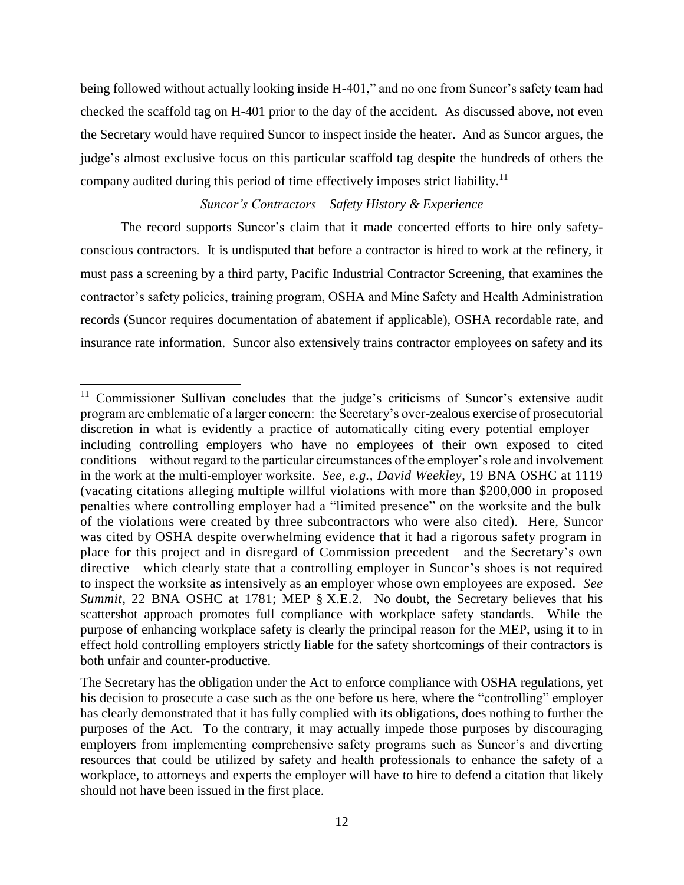being followed without actually looking inside H-401," and no one from Suncor's safety team had checked the scaffold tag on H-401 prior to the day of the accident. As discussed above, not even the Secretary would have required Suncor to inspect inside the heater. And as Suncor argues, the judge's almost exclusive focus on this particular scaffold tag despite the hundreds of others the company audited during this period of time effectively imposes strict liability.[11]

*Suncor's Contractors – Safety History & Experience*

The record supports Suncor's claim that it made concerted efforts to hire only safety-conscious contractors. It is undisputed that before a contractor is hired to work at the refinery, it must pass a screening by a third party, Pacific Industrial Contractor Screening, that examines the contractor's safety policies, training program, OSHA and Mine Safety and Health Administration records (Suncor requires documentation of abatement if applicable), OSHA recordable rate, and insurance rate information. Suncor also extensively trains contractor employees on safety and its

---

[11] Commissioner Sullivan concludes that the judge's criticisms of Suncor's extensive audit program are emblematic of a larger concern: the Secretary's over-zealous exercise of prosecutorial discretion in what is evidently a practice of automatically citing every potential employer—including controlling employers who have no employees of their own exposed to cited conditions—without regard to the particular circumstances of the employer's role and involvement in the work at the multi-employer worksite. *See, e.g.*, *David Weekley*, 19 BNA OSHC at 1119 (vacating citations alleging multiple willful violations with more than $200,000 in proposed penalties where controlling employer had a "limited presence" on the worksite and the bulk of the violations were created by three subcontractors who were also cited). Here, Suncor was cited by OSHA despite overwhelming evidence that it had a rigorous safety program in place for this project and in disregard of Commission precedent—and the Secretary's own directive—which clearly state that a controlling employer in Suncor's shoes is not required to inspect the worksite as intensively as an employer whose own employees are exposed. *See Summit*, 22 BNA OSHC at 1781; MEP § X.E.2. No doubt, the Secretary believes that his scattershot approach promotes full compliance with workplace safety standards. While the purpose of enhancing workplace safety is clearly the principal reason for the MEP, using it to in effect hold controlling employers strictly liable for the safety shortcomings of their contractors is both unfair and counter-productive.

The Secretary has the obligation under the Act to enforce compliance with OSHA regulations, yet his decision to prosecute a case such as the one before us here, where the "controlling" employer has clearly demonstrated that it has fully complied with its obligations, does nothing to further the purposes of the Act. To the contrary, it may actually impede those purposes by discouraging employers from implementing comprehensive safety programs such as Suncor's and diverting resources that could be utilized by safety and health professionals to enhance the safety of a workplace, to attorneys and experts the employer will have to hire to defend a citation that likely should not have been issued in the first place.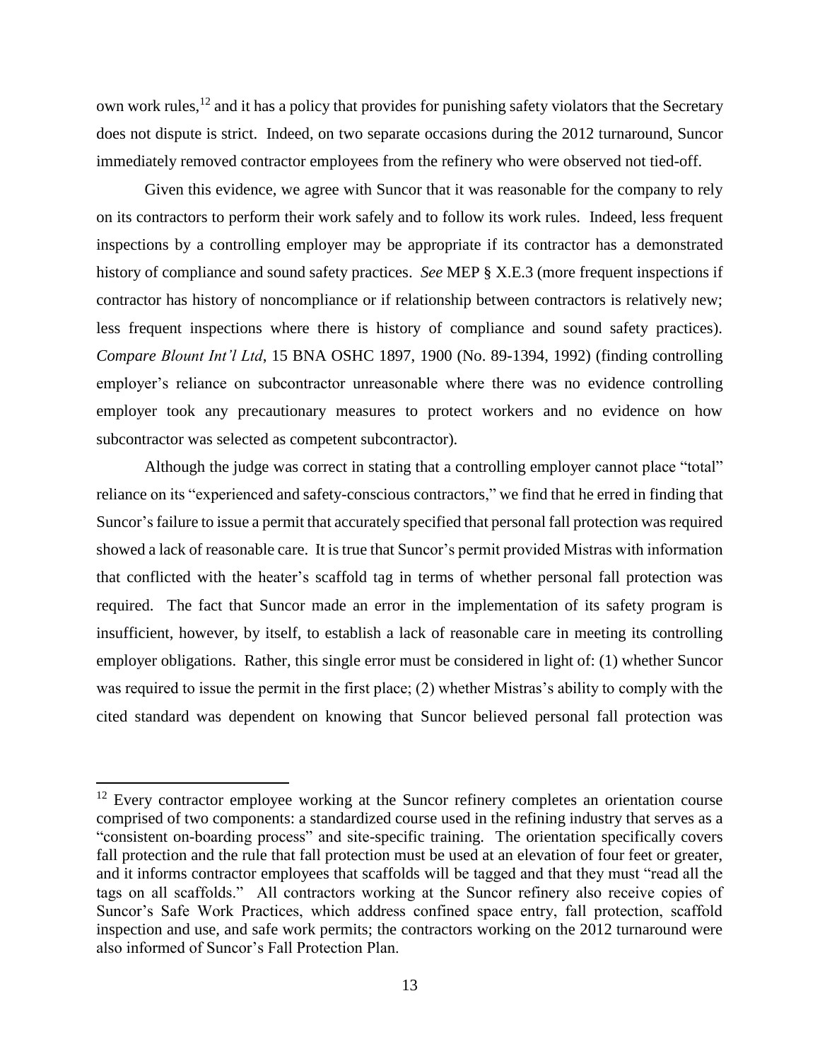own work rules,[12] and it has a policy that provides for punishing safety violators that the Secretary does not dispute is strict. Indeed, on two separate occasions during the 2012 turnaround, Suncor immediately removed contractor employees from the refinery who were observed not tied-off.

Given this evidence, we agree with Suncor that it was reasonable for the company to rely on its contractors to perform their work safely and to follow its work rules. Indeed, less frequent inspections by a controlling employer may be appropriate if its contractor has a demonstrated history of compliance and sound safety practices. *See* MEP § X.E.3 (more frequent inspections if contractor has history of noncompliance or if relationship between contractors is relatively new; less frequent inspections where there is history of compliance and sound safety practices). *Compare Blount Int'l Ltd*, 15 BNA OSHC 1897, 1900 (No. 89-1394, 1992) (finding controlling employer's reliance on subcontractor unreasonable where there was no evidence controlling employer took any precautionary measures to protect workers and no evidence on how subcontractor was selected as competent subcontractor).

Although the judge was correct in stating that a controlling employer cannot place "total" reliance on its "experienced and safety-conscious contractors," we find that he erred in finding that Suncor's failure to issue a permit that accurately specified that personal fall protection was required showed a lack of reasonable care. It is true that Suncor's permit provided Mistras with information that conflicted with the heater's scaffold tag in terms of whether personal fall protection was required. The fact that Suncor made an error in the implementation of its safety program is insufficient, however, by itself, to establish a lack of reasonable care in meeting its controlling employer obligations. Rather, this single error must be considered in light of: (1) whether Suncor was required to issue the permit in the first place; (2) whether Mistras's ability to comply with the cited standard was dependent on knowing that Suncor believed personal fall protection was

---

[12] Every contractor employee working at the Suncor refinery completes an orientation course comprised of two components: a standardized course used in the refining industry that serves as a "consistent on-boarding process" and site-specific training. The orientation specifically covers fall protection and the rule that fall protection must be used at an elevation of four feet or greater, and it informs contractor employees that scaffolds will be tagged and that they must "read all the tags on all scaffolds." All contractors working at the Suncor refinery also receive copies of Suncor's Safe Work Practices, which address confined space entry, fall protection, scaffold inspection and use, and safe work permits; the contractors working on the 2012 turnaround were also informed of Suncor's Fall Protection Plan.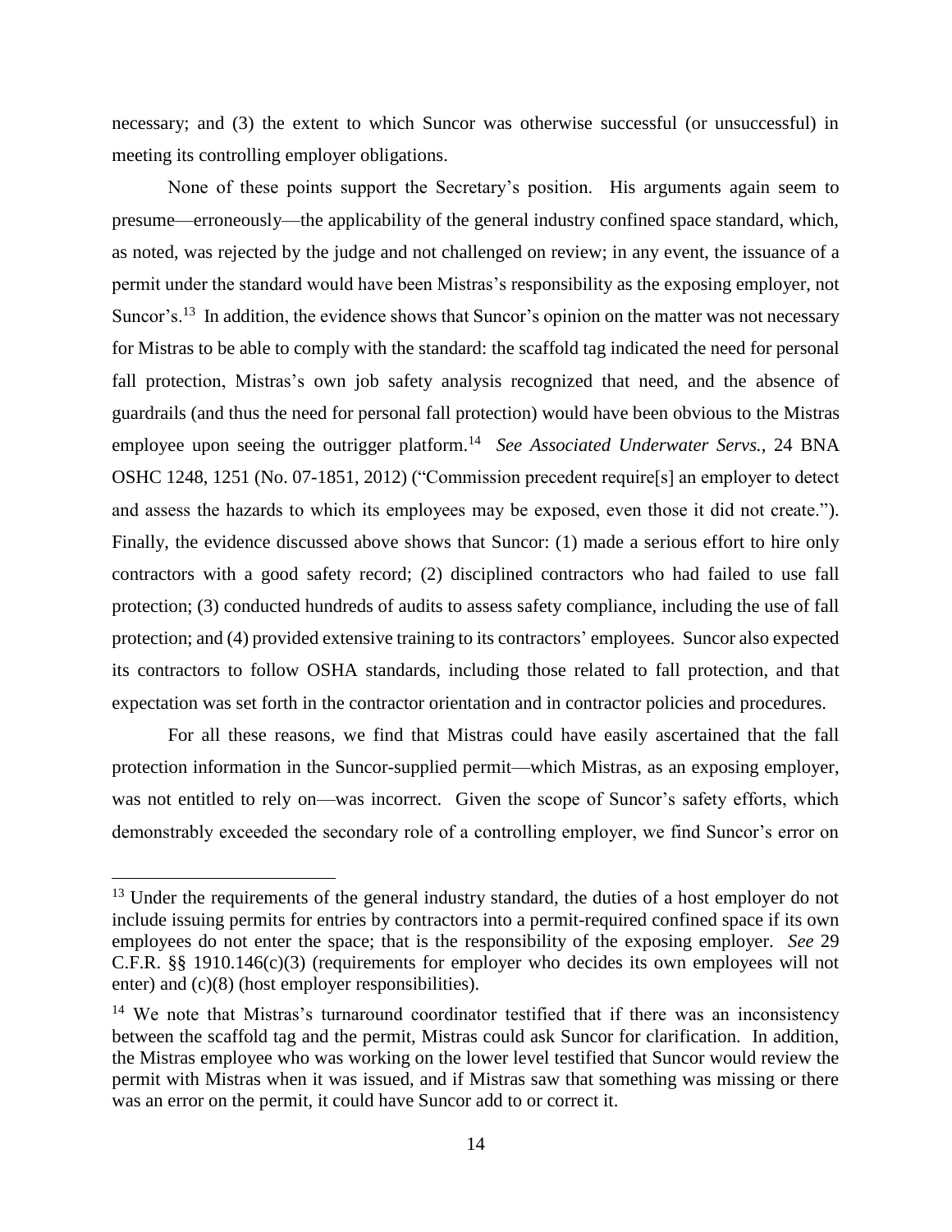necessary; and (3) the extent to which Suncor was otherwise successful (or unsuccessful) in meeting its controlling employer obligations.

None of these points support the Secretary's position. His arguments again seem to presume—erroneously—the applicability of the general industry confined space standard, which, as noted, was rejected by the judge and not challenged on review; in any event, the issuance of a permit under the standard would have been Mistras's responsibility as the exposing employer, not Suncor's.[13] In addition, the evidence shows that Suncor's opinion on the matter was not necessary for Mistras to be able to comply with the standard: the scaffold tag indicated the need for personal fall protection, Mistras's own job safety analysis recognized that need, and the absence of guardrails (and thus the need for personal fall protection) would have been obvious to the Mistras employee upon seeing the outrigger platform.[14] *See Associated Underwater Servs.*, 24 BNA OSHC 1248, 1251 (No. 07-1851, 2012) ("Commission precedent require[s] an employer to detect and assess the hazards to which its employees may be exposed, even those it did not create."). Finally, the evidence discussed above shows that Suncor: (1) made a serious effort to hire only contractors with a good safety record; (2) disciplined contractors who had failed to use fall protection; (3) conducted hundreds of audits to assess safety compliance, including the use of fall protection; and (4) provided extensive training to its contractors' employees. Suncor also expected its contractors to follow OSHA standards, including those related to fall protection, and that expectation was set forth in the contractor orientation and in contractor policies and procedures.

For all these reasons, we find that Mistras could have easily ascertained that the fall protection information in the Suncor-supplied permit—which Mistras, as an exposing employer, was not entitled to rely on—was incorrect. Given the scope of Suncor's safety efforts, which demonstrably exceeded the secondary role of a controlling employer, we find Suncor's error on

---

[13] Under the requirements of the general industry standard, the duties of a host employer do not include issuing permits for entries by contractors into a permit-required confined space if its own employees do not enter the space; that is the responsibility of the exposing employer. *See* 29 C.F.R. §§ 1910.146(c)(3) (requirements for employer who decides its own employees will not enter) and (c)(8) (host employer responsibilities).

[14] We note that Mistras's turnaround coordinator testified that if there was an inconsistency between the scaffold tag and the permit, Mistras could ask Suncor for clarification. In addition, the Mistras employee who was working on the lower level testified that Suncor would review the permit with Mistras when it was issued, and if Mistras saw that something was missing or there was an error on the permit, it could have Suncor add to or correct it.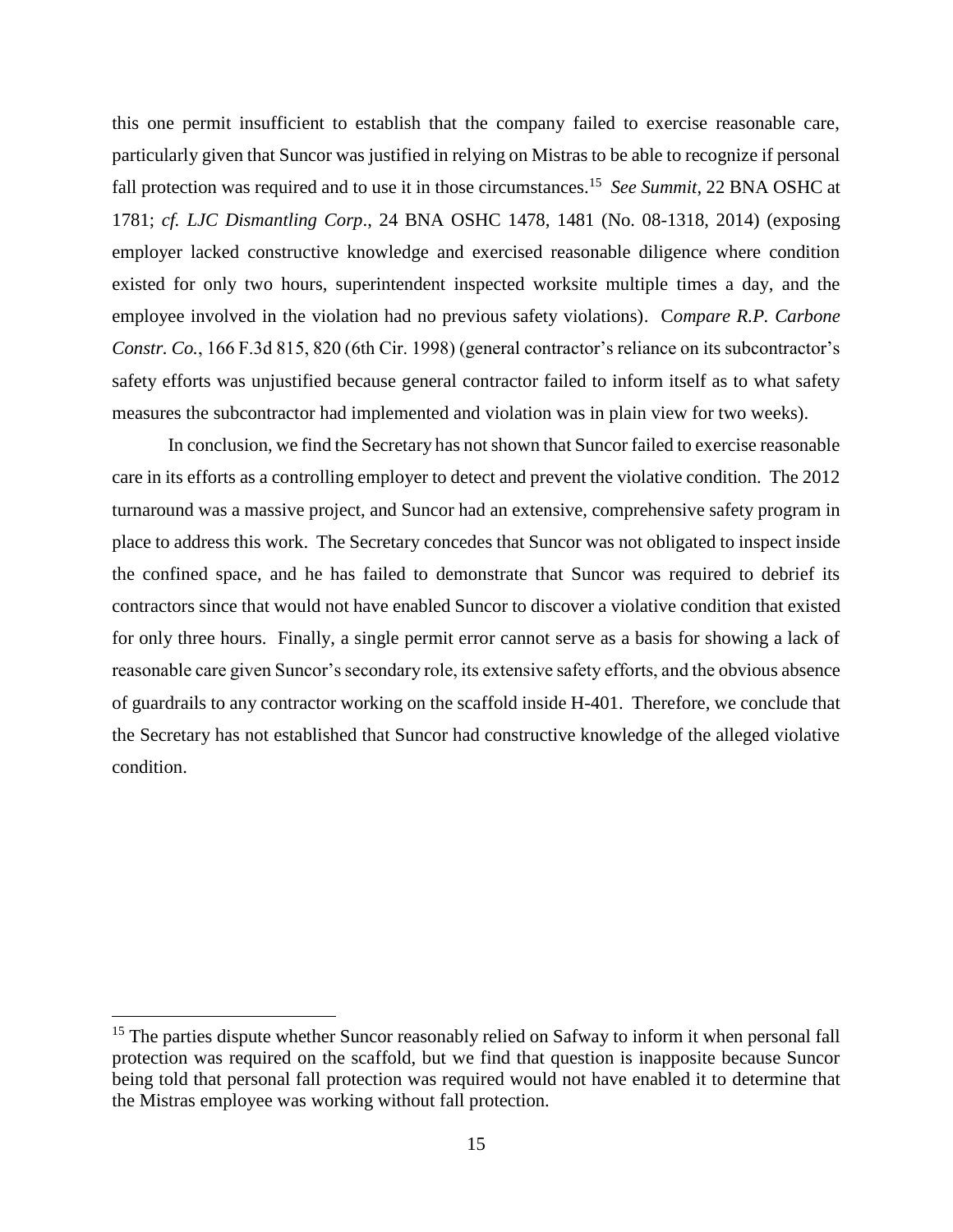this one permit insufficient to establish that the company failed to exercise reasonable care, particularly given that Suncor was justified in relying on Mistras to be able to recognize if personal fall protection was required and to use it in those circumstances.[15] *See Summit*, 22 BNA OSHC at 1781; *cf. LJC Dismantling Corp*., 24 BNA OSHC 1478, 1481 (No. 08-1318, 2014) (exposing employer lacked constructive knowledge and exercised reasonable diligence where condition existed for only two hours, superintendent inspected worksite multiple times a day, and the employee involved in the violation had no previous safety violations). C*ompare R.P. Carbone Constr. Co.*, 166 F.3d 815, 820 (6th Cir. 1998) (general contractor's reliance on its subcontractor's safety efforts was unjustified because general contractor failed to inform itself as to what safety measures the subcontractor had implemented and violation was in plain view for two weeks).

In conclusion, we find the Secretary has not shown that Suncor failed to exercise reasonable care in its efforts as a controlling employer to detect and prevent the violative condition. The 2012 turnaround was a massive project, and Suncor had an extensive, comprehensive safety program in place to address this work. The Secretary concedes that Suncor was not obligated to inspect inside the confined space, and he has failed to demonstrate that Suncor was required to debrief its contractors since that would not have enabled Suncor to discover a violative condition that existed for only three hours. Finally, a single permit error cannot serve as a basis for showing a lack of reasonable care given Suncor's secondary role, its extensive safety efforts, and the obvious absence of guardrails to any contractor working on the scaffold inside H-401. Therefore, we conclude that the Secretary has not established that Suncor had constructive knowledge of the alleged violative condition.

---

[15] The parties dispute whether Suncor reasonably relied on Safway to inform it when personal fall protection was required on the scaffold, but we find that question is inapposite because Suncor being told that personal fall protection was required would not have enabled it to determine that the Mistras employee was working without fall protection.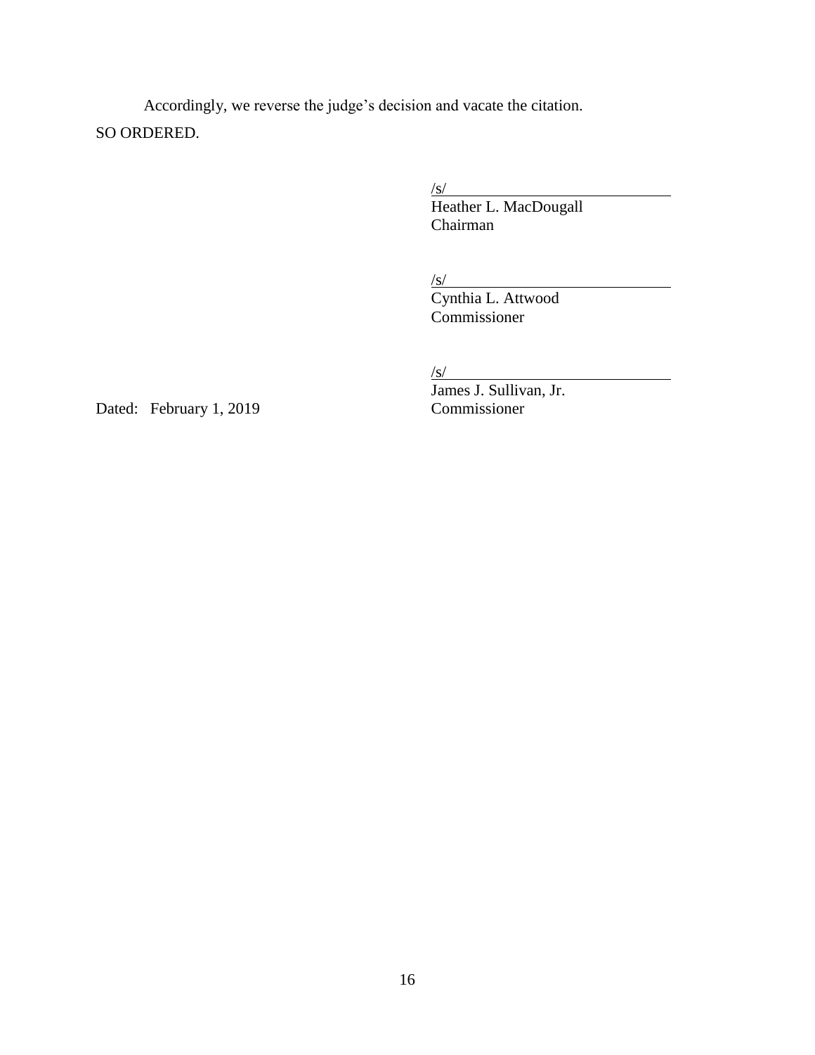Accordingly, we reverse the judge's decision and vacate the citation.

SO ORDERED.

/s/
Heather L. MacDougall
Chairman

/s/
Cynthia L. Attwood
Commissioner

/s/
James J. Sullivan, Jr.
Commissioner

Dated: February 1, 2019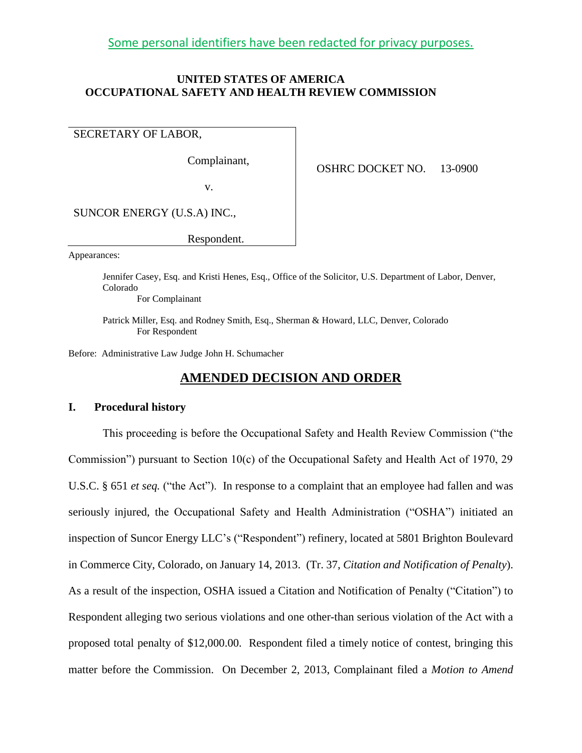Some personal identifiers have been redacted for privacy purposes.

**UNITED STATES OF AMERICA**
**OCCUPATIONAL SAFETY AND HEALTH REVIEW COMMISSION**

| | |
|---|---|
| SECRETARY OF LABOR,<br><br>Complainant,<br><br>v.<br><br>SUNCOR ENERGY (U.S.A) INC.,<br><br>Respondent. | OSHRC DOCKET NO. 13-0900 |

Appearances:

Jennifer Casey, Esq. and Kristi Henes, Esq., Office of the Solicitor, U.S. Department of Labor, Denver, Colorado
For Complainant

Patrick Miller, Esq. and Rodney Smith, Esq., Sherman & Howard, LLC, Denver, Colorado
For Respondent

Before: Administrative Law Judge John H. Schumacher

# AMENDED DECISION AND ORDER

## I. Procedural history

This proceeding is before the Occupational Safety and Health Review Commission ("the Commission") pursuant to Section 10(c) of the Occupational Safety and Health Act of 1970, 29 U.S.C. § 651 *et seq.* ("the Act"). In response to a complaint that an employee had fallen and was seriously injured, the Occupational Safety and Health Administration ("OSHA") initiated an inspection of Suncor Energy LLC's ("Respondent") refinery, located at 5801 Brighton Boulevard in Commerce City, Colorado, on January 14, 2013. (Tr. 37, *Citation and Notification of Penalty*). As a result of the inspection, OSHA issued a Citation and Notification of Penalty ("Citation") to Respondent alleging two serious violations and one other-than serious violation of the Act with a proposed total penalty of $12,000.00. Respondent filed a timely notice of contest, bringing this matter before the Commission. On December 2, 2013, Complainant filed a *Motion to Amend*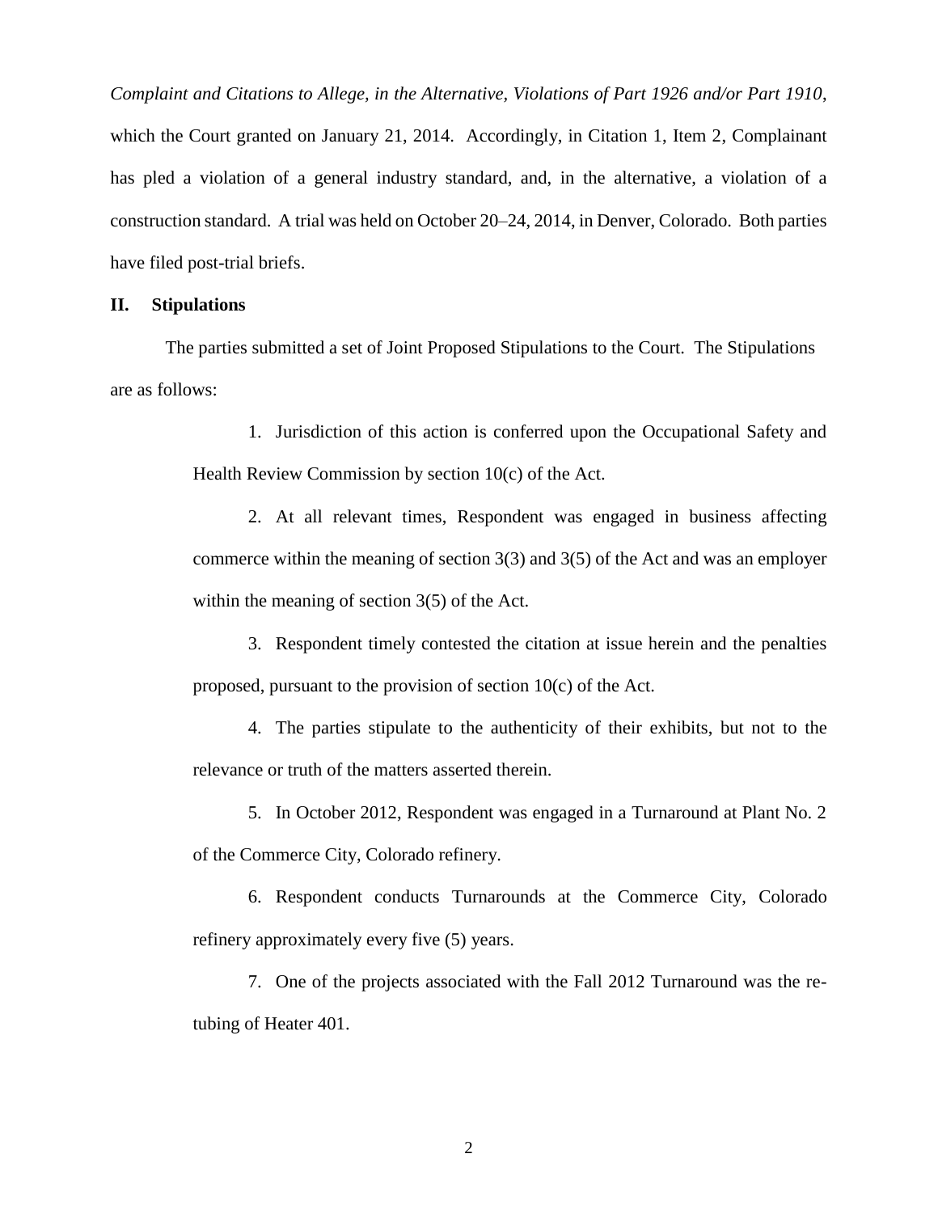*Complaint and Citations to Allege, in the Alternative, Violations of Part 1926 and/or Part 1910*, which the Court granted on January 21, 2014. Accordingly, in Citation 1, Item 2, Complainant has pled a violation of a general industry standard, and, in the alternative, a violation of a construction standard. A trial was held on October 20–24, 2014, in Denver, Colorado. Both parties have filed post-trial briefs.

## II. Stipulations

The parties submitted a set of Joint Proposed Stipulations to the Court. The Stipulations are as follows:

> 1. Jurisdiction of this action is conferred upon the Occupational Safety and Health Review Commission by section 10(c) of the Act.
>
> 2. At all relevant times, Respondent was engaged in business affecting commerce within the meaning of section 3(3) and 3(5) of the Act and was an employer within the meaning of section 3(5) of the Act.
>
> 3. Respondent timely contested the citation at issue herein and the penalties proposed, pursuant to the provision of section 10(c) of the Act.
>
> 4. The parties stipulate to the authenticity of their exhibits, but not to the relevance or truth of the matters asserted therein.
>
> 5. In October 2012, Respondent was engaged in a Turnaround at Plant No. 2 of the Commerce City, Colorado refinery.
>
> 6. Respondent conducts Turnarounds at the Commerce City, Colorado refinery approximately every five (5) years.
>
> 7. One of the projects associated with the Fall 2012 Turnaround was the re-tubing of Heater 401.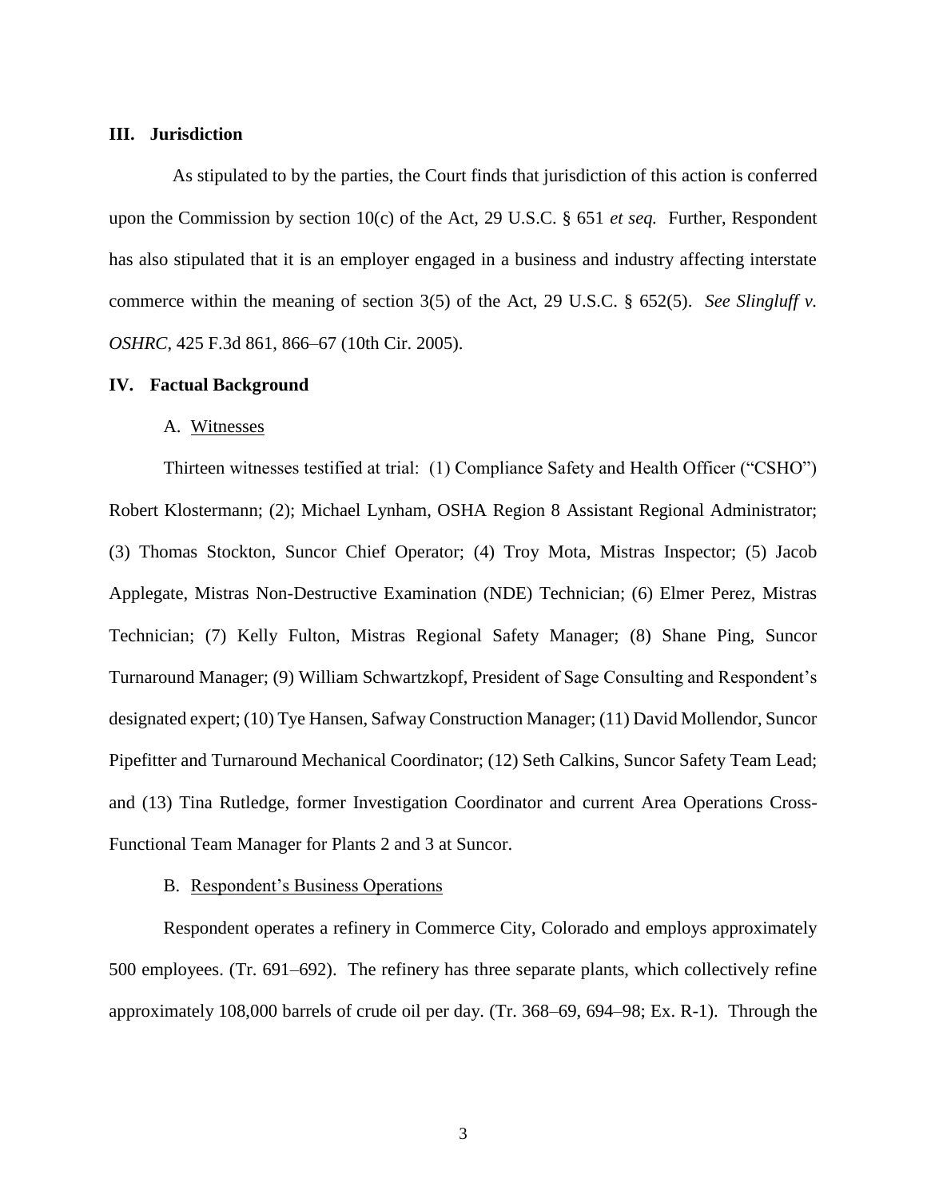## III. Jurisdiction

As stipulated to by the parties, the Court finds that jurisdiction of this action is conferred upon the Commission by section 10(c) of the Act, 29 U.S.C. § 651 *et seq.* Further, Respondent has also stipulated that it is an employer engaged in a business and industry affecting interstate commerce within the meaning of section 3(5) of the Act, 29 U.S.C. § 652(5). *See Slingluff v. OSHRC*, 425 F.3d 861, 866–67 (10th Cir. 2005).

## IV. Factual Background

### A. Witnesses

Thirteen witnesses testified at trial: (1) Compliance Safety and Health Officer ("CSHO") Robert Klostermann; (2); Michael Lynham, OSHA Region 8 Assistant Regional Administrator; (3) Thomas Stockton, Suncor Chief Operator; (4) Troy Mota, Mistras Inspector; (5) Jacob Applegate, Mistras Non-Destructive Examination (NDE) Technician; (6) Elmer Perez, Mistras Technician; (7) Kelly Fulton, Mistras Regional Safety Manager; (8) Shane Ping, Suncor Turnaround Manager; (9) William Schwartzkopf, President of Sage Consulting and Respondent's designated expert; (10) Tye Hansen, Safway Construction Manager; (11) David Mollendor, Suncor Pipefitter and Turnaround Mechanical Coordinator; (12) Seth Calkins, Suncor Safety Team Lead; and (13) Tina Rutledge, former Investigation Coordinator and current Area Operations Cross-Functional Team Manager for Plants 2 and 3 at Suncor.

### B. Respondent's Business Operations

Respondent operates a refinery in Commerce City, Colorado and employs approximately 500 employees. (Tr. 691–692). The refinery has three separate plants, which collectively refine approximately 108,000 barrels of crude oil per day. (Tr. 368–69, 694–98; Ex. R-1). Through the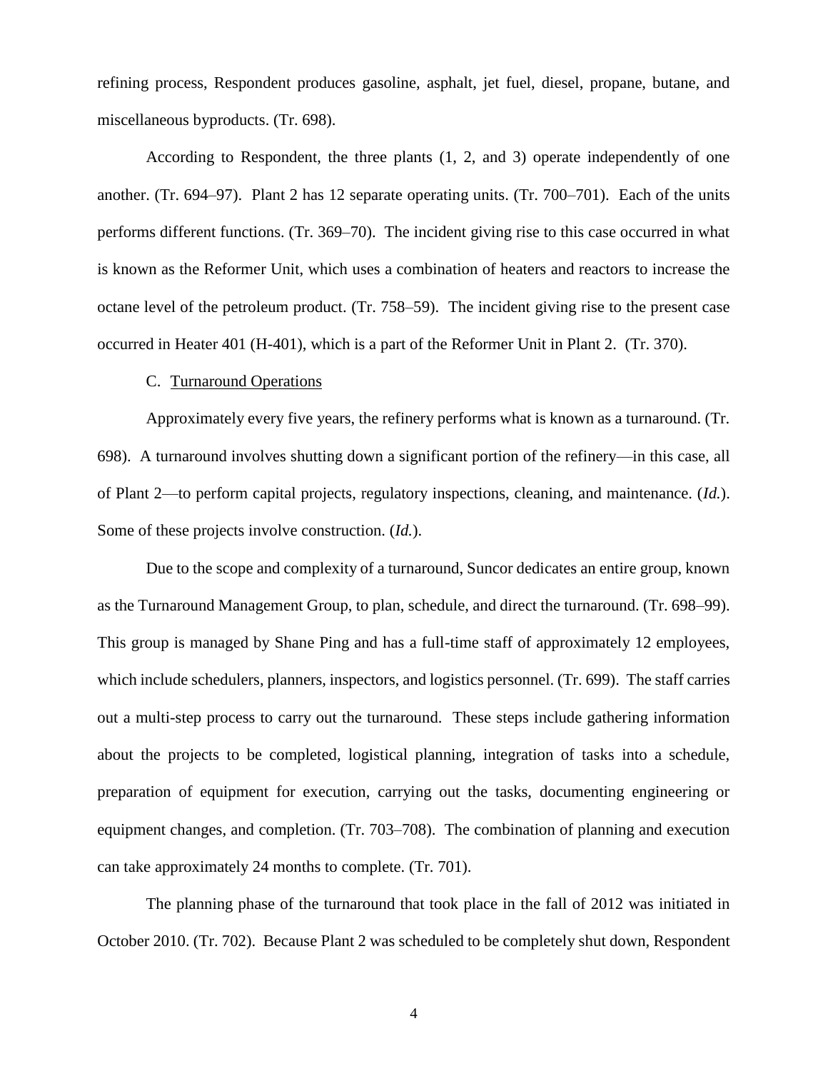refining process, Respondent produces gasoline, asphalt, jet fuel, diesel, propane, butane, and miscellaneous byproducts. (Tr. 698).

According to Respondent, the three plants (1, 2, and 3) operate independently of one another. (Tr. 694–97). Plant 2 has 12 separate operating units. (Tr. 700–701). Each of the units performs different functions. (Tr. 369–70). The incident giving rise to this case occurred in what is known as the Reformer Unit, which uses a combination of heaters and reactors to increase the octane level of the petroleum product. (Tr. 758–59). The incident giving rise to the present case occurred in Heater 401 (H-401), which is a part of the Reformer Unit in Plant 2. (Tr. 370).

C. Turnaround Operations

Approximately every five years, the refinery performs what is known as a turnaround. (Tr. 698). A turnaround involves shutting down a significant portion of the refinery—in this case, all of Plant 2—to perform capital projects, regulatory inspections, cleaning, and maintenance. (*Id.*). Some of these projects involve construction. (*Id.*).

Due to the scope and complexity of a turnaround, Suncor dedicates an entire group, known as the Turnaround Management Group, to plan, schedule, and direct the turnaround. (Tr. 698–99). This group is managed by Shane Ping and has a full-time staff of approximately 12 employees, which include schedulers, planners, inspectors, and logistics personnel. (Tr. 699). The staff carries out a multi-step process to carry out the turnaround. These steps include gathering information about the projects to be completed, logistical planning, integration of tasks into a schedule, preparation of equipment for execution, carrying out the tasks, documenting engineering or equipment changes, and completion. (Tr. 703–708). The combination of planning and execution can take approximately 24 months to complete. (Tr. 701).

The planning phase of the turnaround that took place in the fall of 2012 was initiated in October 2010. (Tr. 702). Because Plant 2 was scheduled to be completely shut down, Respondent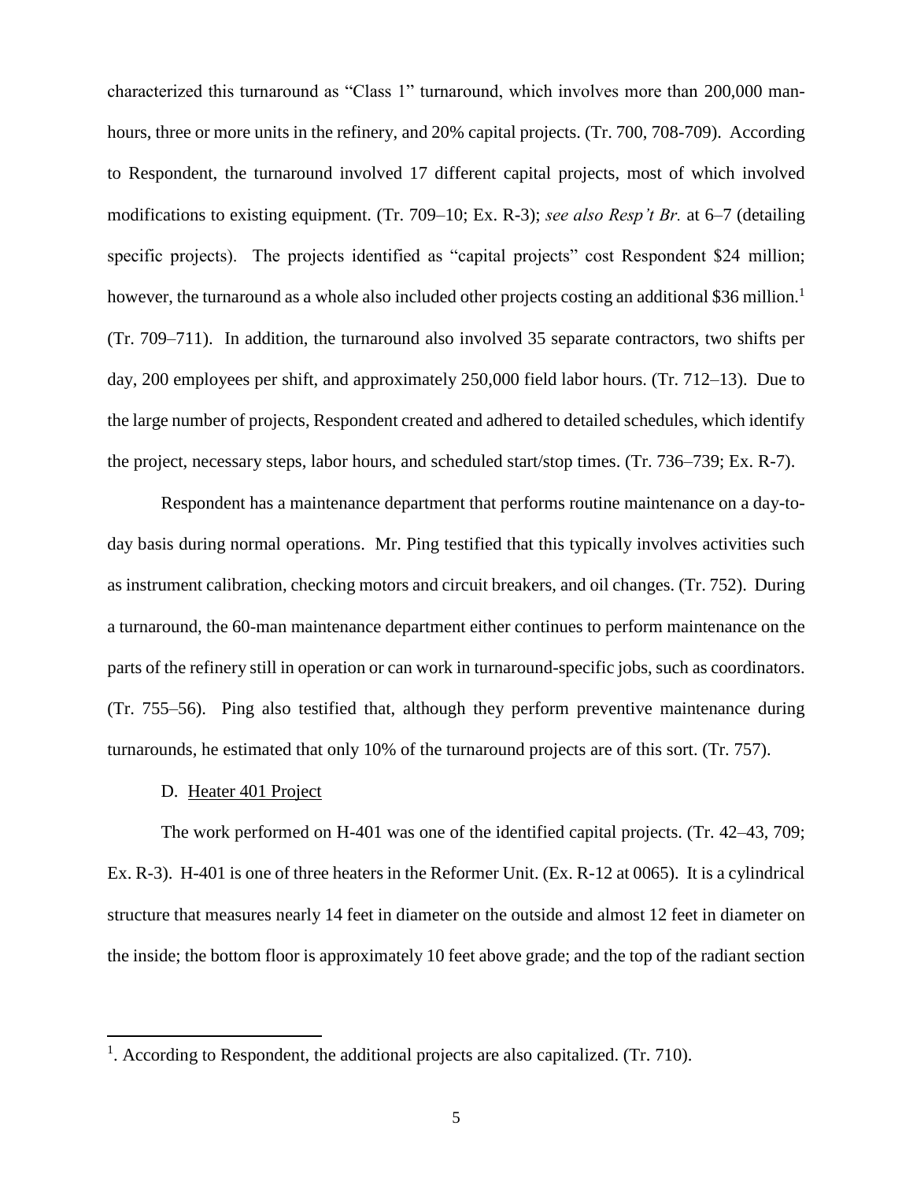characterized this turnaround as "Class 1" turnaround, which involves more than 200,000 man-hours, three or more units in the refinery, and 20% capital projects. (Tr. 700, 708-709). According to Respondent, the turnaround involved 17 different capital projects, most of which involved modifications to existing equipment. (Tr. 709–10; Ex. R-3); *see also Resp't Br.* at 6–7 (detailing specific projects). The projects identified as "capital projects" cost Respondent $24 million; however, the turnaround as a whole also included other projects costing an additional $36 million.[1] (Tr. 709–711). In addition, the turnaround also involved 35 separate contractors, two shifts per day, 200 employees per shift, and approximately 250,000 field labor hours. (Tr. 712–13). Due to the large number of projects, Respondent created and adhered to detailed schedules, which identify the project, necessary steps, labor hours, and scheduled start/stop times. (Tr. 736–739; Ex. R-7).

Respondent has a maintenance department that performs routine maintenance on a day-to-day basis during normal operations. Mr. Ping testified that this typically involves activities such as instrument calibration, checking motors and circuit breakers, and oil changes. (Tr. 752). During a turnaround, the 60-man maintenance department either continues to perform maintenance on the parts of the refinery still in operation or can work in turnaround-specific jobs, such as coordinators. (Tr. 755–56). Ping also testified that, although they perform preventive maintenance during turnarounds, he estimated that only 10% of the turnaround projects are of this sort. (Tr. 757).

D. Heater 401 Project

The work performed on H-401 was one of the identified capital projects. (Tr. 42–43, 709; Ex. R-3). H-401 is one of three heaters in the Reformer Unit. (Ex. R-12 at 0065). It is a cylindrical structure that measures nearly 14 feet in diameter on the outside and almost 12 feet in diameter on the inside; the bottom floor is approximately 10 feet above grade; and the top of the radiant section

[1]. According to Respondent, the additional projects are also capitalized. (Tr. 710).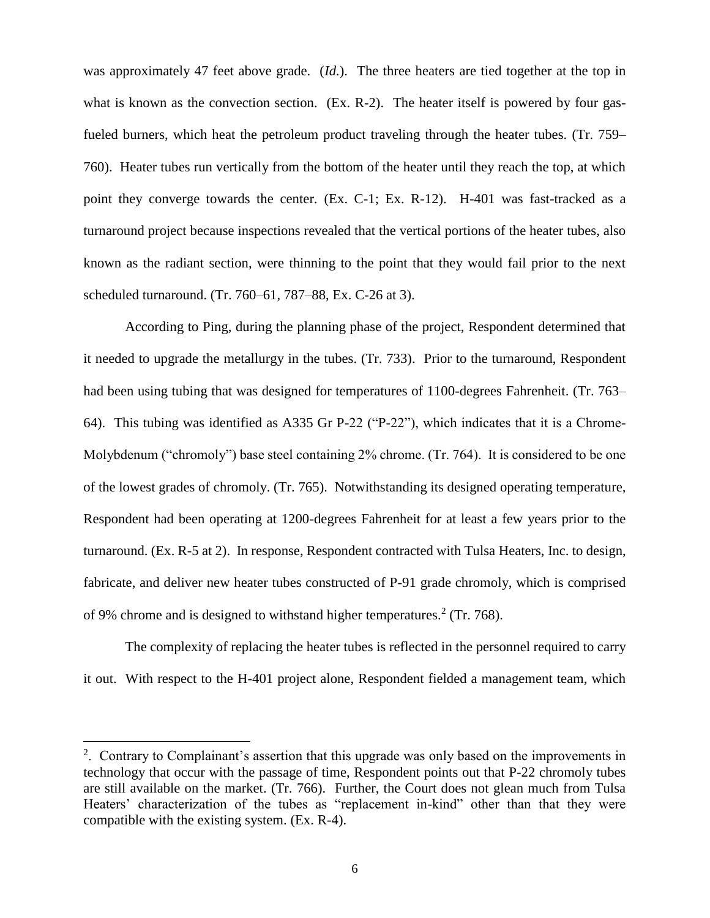was approximately 47 feet above grade. (*Id.*). The three heaters are tied together at the top in what is known as the convection section. (Ex. R-2). The heater itself is powered by four gas-fueled burners, which heat the petroleum product traveling through the heater tubes. (Tr. 759–760). Heater tubes run vertically from the bottom of the heater until they reach the top, at which point they converge towards the center. (Ex. C-1; Ex. R-12). H-401 was fast-tracked as a turnaround project because inspections revealed that the vertical portions of the heater tubes, also known as the radiant section, were thinning to the point that they would fail prior to the next scheduled turnaround. (Tr. 760–61, 787–88, Ex. C-26 at 3).

According to Ping, during the planning phase of the project, Respondent determined that it needed to upgrade the metallurgy in the tubes. (Tr. 733). Prior to the turnaround, Respondent had been using tubing that was designed for temperatures of 1100-degrees Fahrenheit. (Tr. 763–64). This tubing was identified as A335 Gr P-22 ("P-22"), which indicates that it is a Chrome-Molybdenum ("chromoly") base steel containing 2% chrome. (Tr. 764). It is considered to be one of the lowest grades of chromoly. (Tr. 765). Notwithstanding its designed operating temperature, Respondent had been operating at 1200-degrees Fahrenheit for at least a few years prior to the turnaround. (Ex. R-5 at 2). In response, Respondent contracted with Tulsa Heaters, Inc. to design, fabricate, and deliver new heater tubes constructed of P-91 grade chromoly, which is comprised of 9% chrome and is designed to withstand higher temperatures.[2] (Tr. 768).

The complexity of replacing the heater tubes is reflected in the personnel required to carry it out. With respect to the H-401 project alone, Respondent fielded a management team, which

---

[2]. Contrary to Complainant's assertion that this upgrade was only based on the improvements in technology that occur with the passage of time, Respondent points out that P-22 chromoly tubes are still available on the market. (Tr. 766). Further, the Court does not glean much from Tulsa Heaters' characterization of the tubes as "replacement in-kind" other than that they were compatible with the existing system. (Ex. R-4).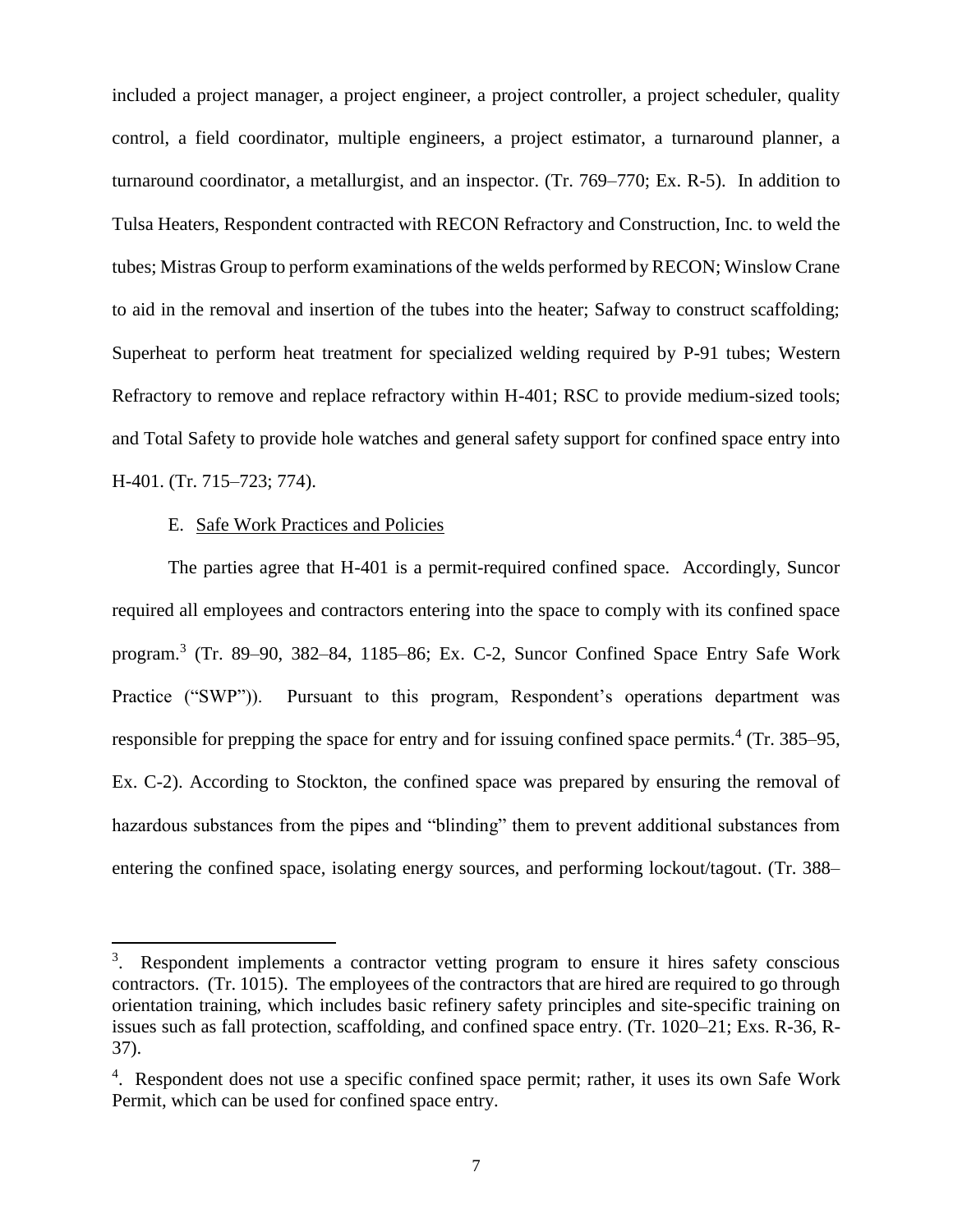included a project manager, a project engineer, a project controller, a project scheduler, quality control, a field coordinator, multiple engineers, a project estimator, a turnaround planner, a turnaround coordinator, a metallurgist, and an inspector. (Tr. 769–770; Ex. R-5). In addition to Tulsa Heaters, Respondent contracted with RECON Refractory and Construction, Inc. to weld the tubes; Mistras Group to perform examinations of the welds performed by RECON; Winslow Crane to aid in the removal and insertion of the tubes into the heater; Safway to construct scaffolding; Superheat to perform heat treatment for specialized welding required by P-91 tubes; Western Refractory to remove and replace refractory within H-401; RSC to provide medium-sized tools; and Total Safety to provide hole watches and general safety support for confined space entry into H-401. (Tr. 715–723; 774).

E. Safe Work Practices and Policies

The parties agree that H-401 is a permit-required confined space. Accordingly, Suncor required all employees and contractors entering into the space to comply with its confined space program.[3] (Tr. 89–90, 382–84, 1185–86; Ex. C-2, Suncor Confined Space Entry Safe Work Practice ("SWP")). Pursuant to this program, Respondent's operations department was responsible for prepping the space for entry and for issuing confined space permits.[4] (Tr. 385–95, Ex. C-2). According to Stockton, the confined space was prepared by ensuring the removal of hazardous substances from the pipes and "blinding" them to prevent additional substances from entering the confined space, isolating energy sources, and performing lockout/tagout. (Tr. 388–

---

[3]. Respondent implements a contractor vetting program to ensure it hires safety conscious contractors. (Tr. 1015). The employees of the contractors that are hired are required to go through orientation training, which includes basic refinery safety principles and site-specific training on issues such as fall protection, scaffolding, and confined space entry. (Tr. 1020–21; Exs. R-36, R-37).

[4]. Respondent does not use a specific confined space permit; rather, it uses its own Safe Work Permit, which can be used for confined space entry.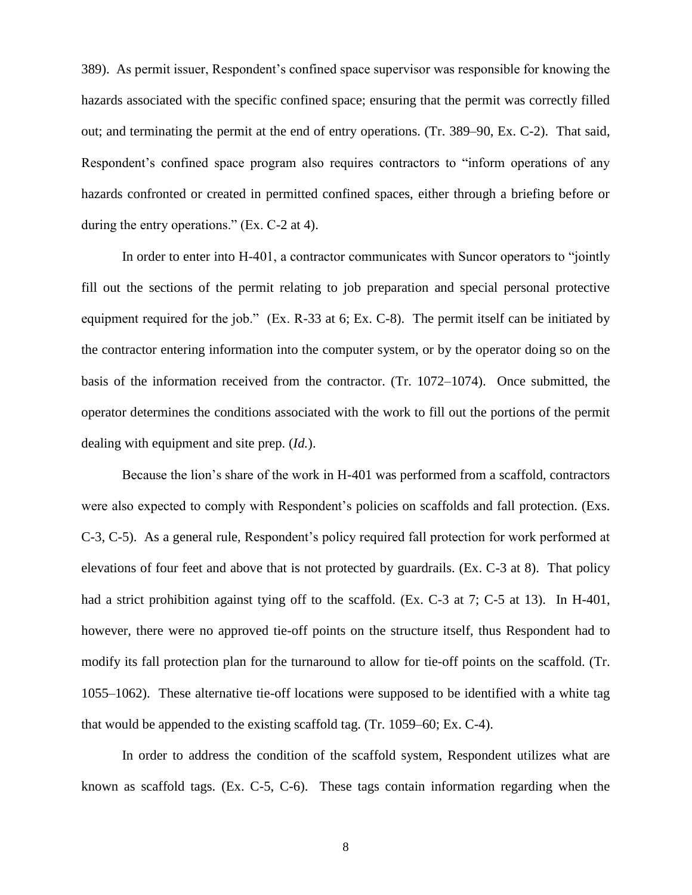389). As permit issuer, Respondent's confined space supervisor was responsible for knowing the hazards associated with the specific confined space; ensuring that the permit was correctly filled out; and terminating the permit at the end of entry operations. (Tr. 389–90, Ex. C-2). That said, Respondent's confined space program also requires contractors to "inform operations of any hazards confronted or created in permitted confined spaces, either through a briefing before or during the entry operations." (Ex. C-2 at 4).

In order to enter into H-401, a contractor communicates with Suncor operators to "jointly fill out the sections of the permit relating to job preparation and special personal protective equipment required for the job." (Ex. R-33 at 6; Ex. C-8). The permit itself can be initiated by the contractor entering information into the computer system, or by the operator doing so on the basis of the information received from the contractor. (Tr. 1072–1074). Once submitted, the operator determines the conditions associated with the work to fill out the portions of the permit dealing with equipment and site prep. (*Id.*).

Because the lion's share of the work in H-401 was performed from a scaffold, contractors were also expected to comply with Respondent's policies on scaffolds and fall protection. (Exs. C-3, C-5). As a general rule, Respondent's policy required fall protection for work performed at elevations of four feet and above that is not protected by guardrails. (Ex. C-3 at 8). That policy had a strict prohibition against tying off to the scaffold. (Ex. C-3 at 7; C-5 at 13). In H-401, however, there were no approved tie-off points on the structure itself, thus Respondent had to modify its fall protection plan for the turnaround to allow for tie-off points on the scaffold. (Tr. 1055–1062). These alternative tie-off locations were supposed to be identified with a white tag that would be appended to the existing scaffold tag. (Tr. 1059–60; Ex. C-4).

In order to address the condition of the scaffold system, Respondent utilizes what are known as scaffold tags. (Ex. C-5, C-6). These tags contain information regarding when the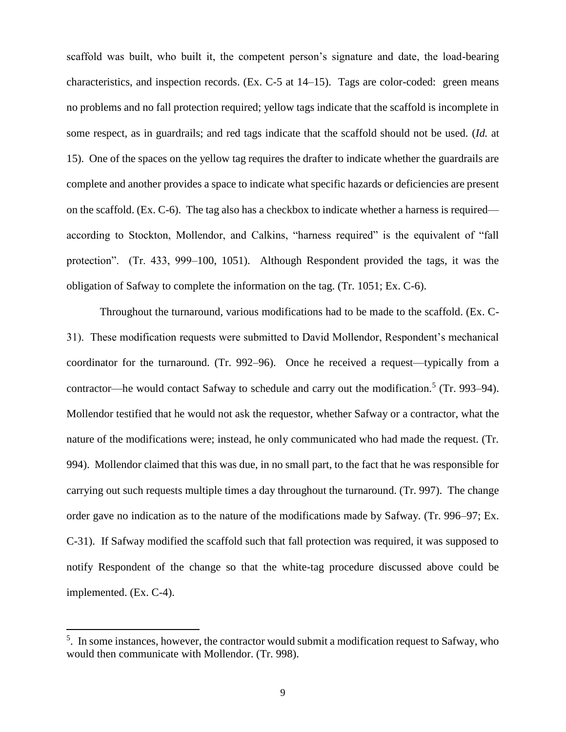scaffold was built, who built it, the competent person's signature and date, the load-bearing characteristics, and inspection records. (Ex. C-5 at 14–15). Tags are color-coded: green means no problems and no fall protection required; yellow tags indicate that the scaffold is incomplete in some respect, as in guardrails; and red tags indicate that the scaffold should not be used. (*Id.* at 15). One of the spaces on the yellow tag requires the drafter to indicate whether the guardrails are complete and another provides a space to indicate what specific hazards or deficiencies are present on the scaffold. (Ex. C-6). The tag also has a checkbox to indicate whether a harness is required—according to Stockton, Mollendor, and Calkins, "harness required" is the equivalent of "fall protection". (Tr. 433, 999–100, 1051). Although Respondent provided the tags, it was the obligation of Safway to complete the information on the tag. (Tr. 1051; Ex. C-6).

Throughout the turnaround, various modifications had to be made to the scaffold. (Ex. C-31). These modification requests were submitted to David Mollendor, Respondent's mechanical coordinator for the turnaround. (Tr. 992–96). Once he received a request—typically from a contractor—he would contact Safway to schedule and carry out the modification.[5] (Tr. 993–94). Mollendor testified that he would not ask the requestor, whether Safway or a contractor, what the nature of the modifications were; instead, he only communicated who had made the request. (Tr. 994). Mollendor claimed that this was due, in no small part, to the fact that he was responsible for carrying out such requests multiple times a day throughout the turnaround. (Tr. 997). The change order gave no indication as to the nature of the modifications made by Safway. (Tr. 996–97; Ex. C-31). If Safway modified the scaffold such that fall protection was required, it was supposed to notify Respondent of the change so that the white-tag procedure discussed above could be implemented. (Ex. C-4).

---

[5]. In some instances, however, the contractor would submit a modification request to Safway, who would then communicate with Mollendor. (Tr. 998).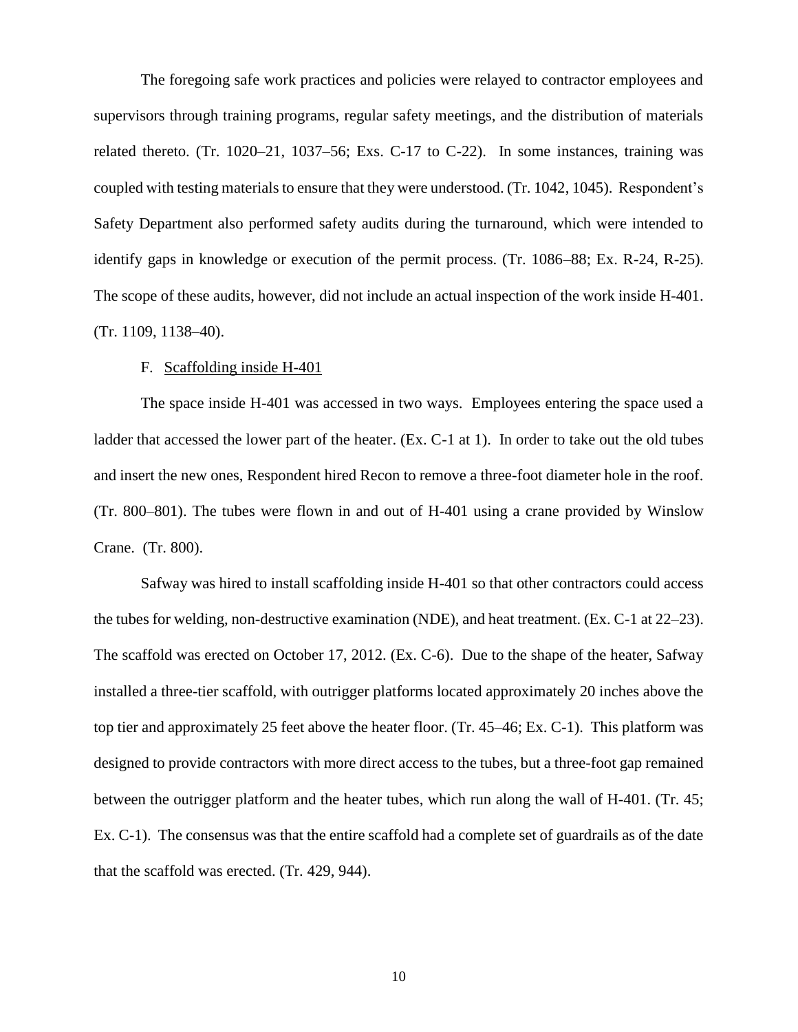The foregoing safe work practices and policies were relayed to contractor employees and supervisors through training programs, regular safety meetings, and the distribution of materials related thereto. (Tr. 1020–21, 1037–56; Exs. C-17 to C-22). In some instances, training was coupled with testing materials to ensure that they were understood. (Tr. 1042, 1045). Respondent's Safety Department also performed safety audits during the turnaround, which were intended to identify gaps in knowledge or execution of the permit process. (Tr. 1086–88; Ex. R-24, R-25). The scope of these audits, however, did not include an actual inspection of the work inside H-401. (Tr. 1109, 1138–40).

F. <u>Scaffolding inside H-401</u>

The space inside H-401 was accessed in two ways. Employees entering the space used a ladder that accessed the lower part of the heater. (Ex. C-1 at 1). In order to take out the old tubes and insert the new ones, Respondent hired Recon to remove a three-foot diameter hole in the roof. (Tr. 800–801). The tubes were flown in and out of H-401 using a crane provided by Winslow Crane. (Tr. 800).

Safway was hired to install scaffolding inside H-401 so that other contractors could access the tubes for welding, non-destructive examination (NDE), and heat treatment. (Ex. C-1 at 22–23). The scaffold was erected on October 17, 2012. (Ex. C-6). Due to the shape of the heater, Safway installed a three-tier scaffold, with outrigger platforms located approximately 20 inches above the top tier and approximately 25 feet above the heater floor. (Tr. 45–46; Ex. C-1). This platform was designed to provide contractors with more direct access to the tubes, but a three-foot gap remained between the outrigger platform and the heater tubes, which run along the wall of H-401. (Tr. 45; Ex. C-1). The consensus was that the entire scaffold had a complete set of guardrails as of the date that the scaffold was erected. (Tr. 429, 944).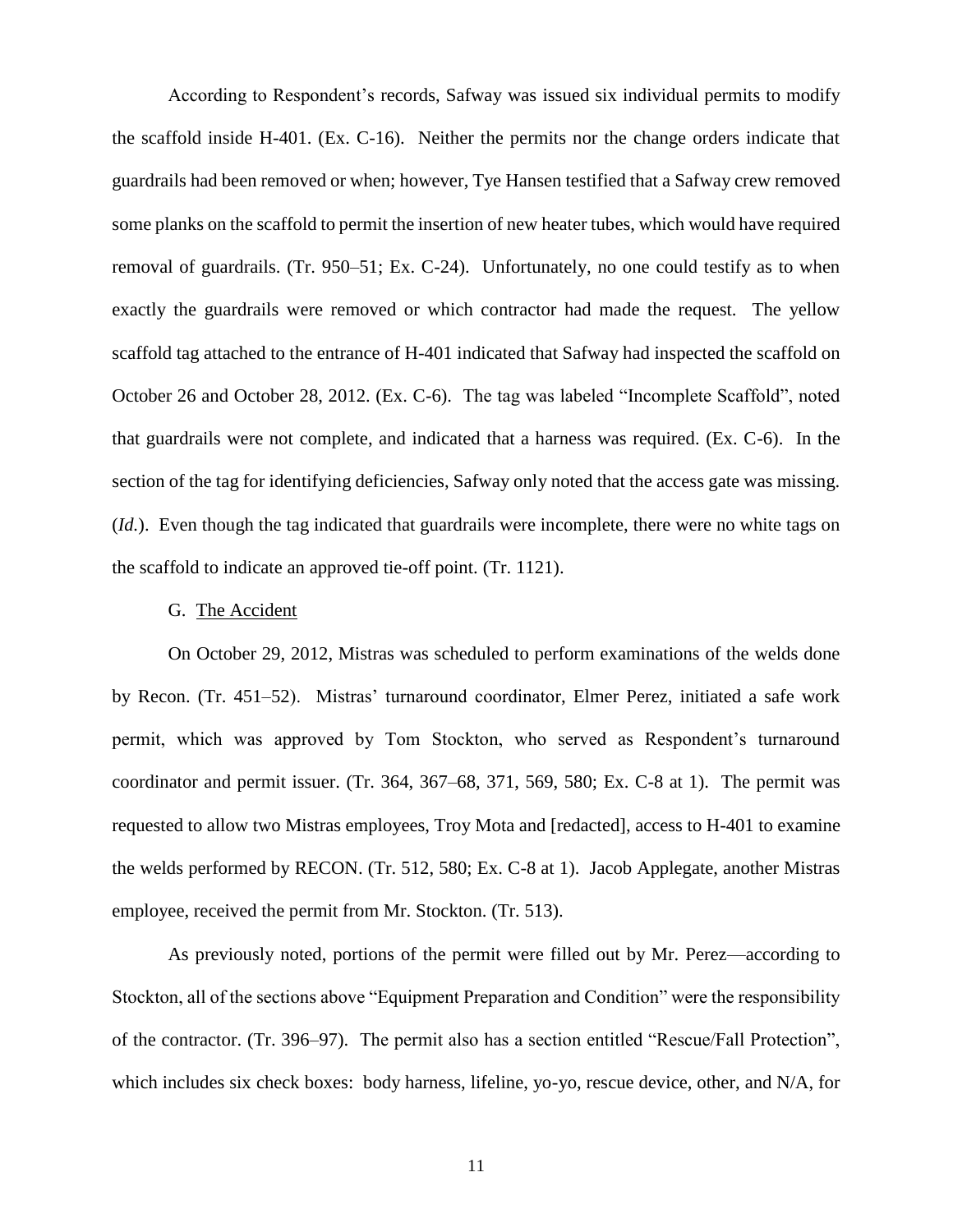According to Respondent's records, Safway was issued six individual permits to modify the scaffold inside H-401. (Ex. C-16). Neither the permits nor the change orders indicate that guardrails had been removed or when; however, Tye Hansen testified that a Safway crew removed some planks on the scaffold to permit the insertion of new heater tubes, which would have required removal of guardrails. (Tr. 950–51; Ex. C-24). Unfortunately, no one could testify as to when exactly the guardrails were removed or which contractor had made the request. The yellow scaffold tag attached to the entrance of H-401 indicated that Safway had inspected the scaffold on October 26 and October 28, 2012. (Ex. C-6). The tag was labeled "Incomplete Scaffold", noted that guardrails were not complete, and indicated that a harness was required. (Ex. C-6). In the section of the tag for identifying deficiencies, Safway only noted that the access gate was missing. (*Id.*). Even though the tag indicated that guardrails were incomplete, there were no white tags on the scaffold to indicate an approved tie-off point. (Tr. 1121).

G. <u>The Accident</u>

On October 29, 2012, Mistras was scheduled to perform examinations of the welds done by Recon. (Tr. 451–52). Mistras' turnaround coordinator, Elmer Perez, initiated a safe work permit, which was approved by Tom Stockton, who served as Respondent's turnaround coordinator and permit issuer. (Tr. 364, 367–68, 371, 569, 580; Ex. C-8 at 1). The permit was requested to allow two Mistras employees, Troy Mota and [redacted], access to H-401 to examine the welds performed by RECON. (Tr. 512, 580; Ex. C-8 at 1). Jacob Applegate, another Mistras employee, received the permit from Mr. Stockton. (Tr. 513).

As previously noted, portions of the permit were filled out by Mr. Perez—according to Stockton, all of the sections above "Equipment Preparation and Condition" were the responsibility of the contractor. (Tr. 396–97). The permit also has a section entitled "Rescue/Fall Protection", which includes six check boxes: body harness, lifeline, yo-yo, rescue device, other, and N/A, for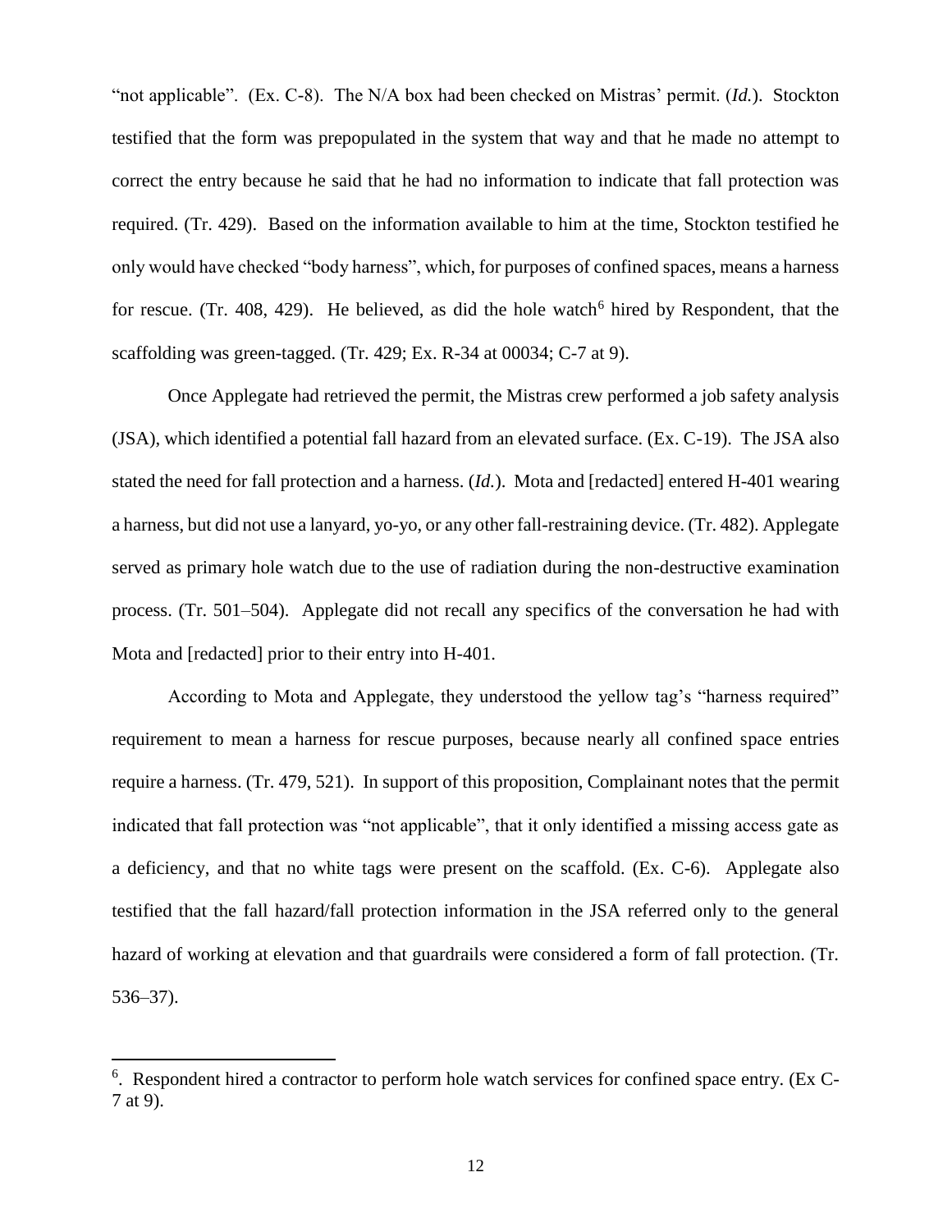"not applicable". (Ex. C-8). The N/A box had been checked on Mistras' permit. (*Id.*). Stockton testified that the form was prepopulated in the system that way and that he made no attempt to correct the entry because he said that he had no information to indicate that fall protection was required. (Tr. 429). Based on the information available to him at the time, Stockton testified he only would have checked "body harness", which, for purposes of confined spaces, means a harness for rescue. (Tr. 408, 429). He believed, as did the hole watch[6] hired by Respondent, that the scaffolding was green-tagged. (Tr. 429; Ex. R-34 at 00034; C-7 at 9).

Once Applegate had retrieved the permit, the Mistras crew performed a job safety analysis (JSA), which identified a potential fall hazard from an elevated surface. (Ex. C-19). The JSA also stated the need for fall protection and a harness. (*Id.*). Mota and [redacted] entered H-401 wearing a harness, but did not use a lanyard, yo-yo, or any other fall-restraining device. (Tr. 482). Applegate served as primary hole watch due to the use of radiation during the non-destructive examination process. (Tr. 501–504). Applegate did not recall any specifics of the conversation he had with Mota and [redacted] prior to their entry into H-401.

According to Mota and Applegate, they understood the yellow tag's "harness required" requirement to mean a harness for rescue purposes, because nearly all confined space entries require a harness. (Tr. 479, 521). In support of this proposition, Complainant notes that the permit indicated that fall protection was "not applicable", that it only identified a missing access gate as a deficiency, and that no white tags were present on the scaffold. (Ex. C-6). Applegate also testified that the fall hazard/fall protection information in the JSA referred only to the general hazard of working at elevation and that guardrails were considered a form of fall protection. (Tr. 536–37).

---

[6]. Respondent hired a contractor to perform hole watch services for confined space entry. (Ex C-7 at 9).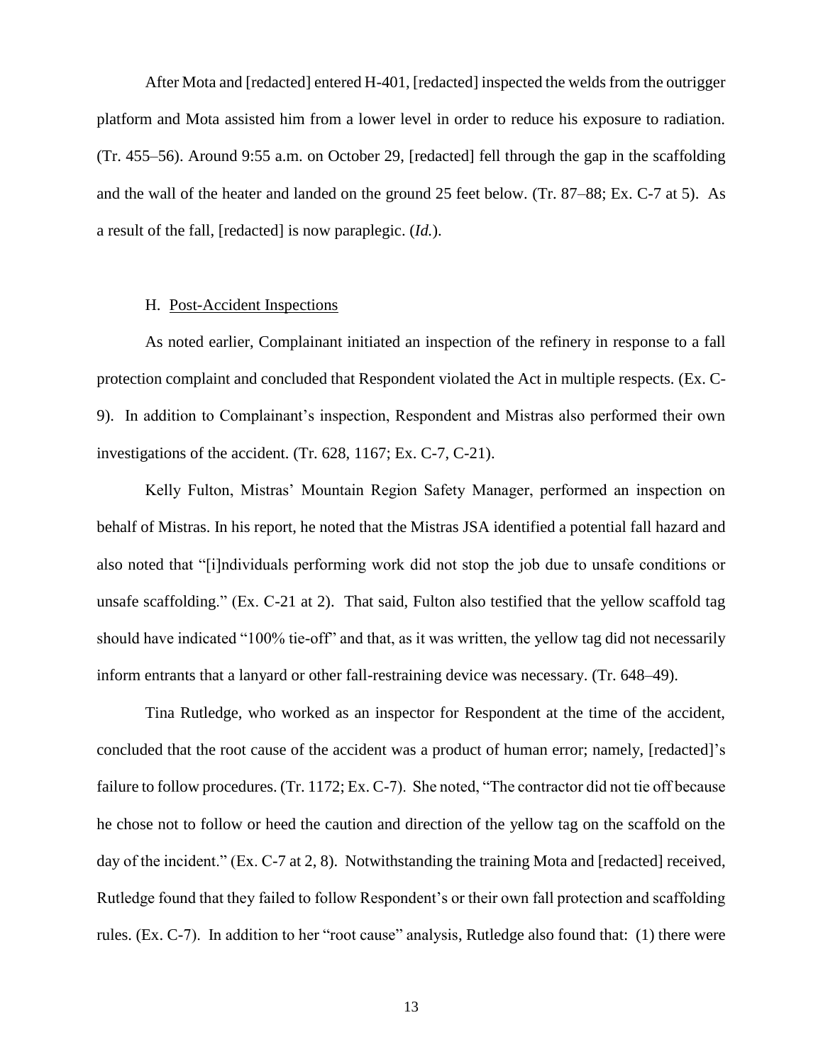After Mota and [redacted] entered H-401, [redacted] inspected the welds from the outrigger platform and Mota assisted him from a lower level in order to reduce his exposure to radiation. (Tr. 455–56). Around 9:55 a.m. on October 29, [redacted] fell through the gap in the scaffolding and the wall of the heater and landed on the ground 25 feet below. (Tr. 87–88; Ex. C-7 at 5). As a result of the fall, [redacted] is now paraplegic. (*Id.*).

### H. Post-Accident Inspections

As noted earlier, Complainant initiated an inspection of the refinery in response to a fall protection complaint and concluded that Respondent violated the Act in multiple respects. (Ex. C-9). In addition to Complainant's inspection, Respondent and Mistras also performed their own investigations of the accident. (Tr. 628, 1167; Ex. C-7, C-21).

Kelly Fulton, Mistras' Mountain Region Safety Manager, performed an inspection on behalf of Mistras. In his report, he noted that the Mistras JSA identified a potential fall hazard and also noted that "[i]ndividuals performing work did not stop the job due to unsafe conditions or unsafe scaffolding." (Ex. C-21 at 2). That said, Fulton also testified that the yellow scaffold tag should have indicated "100% tie-off" and that, as it was written, the yellow tag did not necessarily inform entrants that a lanyard or other fall-restraining device was necessary. (Tr. 648–49).

Tina Rutledge, who worked as an inspector for Respondent at the time of the accident, concluded that the root cause of the accident was a product of human error; namely, [redacted]'s failure to follow procedures. (Tr. 1172; Ex. C-7). She noted, "The contractor did not tie off because he chose not to follow or heed the caution and direction of the yellow tag on the scaffold on the day of the incident." (Ex. C-7 at 2, 8). Notwithstanding the training Mota and [redacted] received, Rutledge found that they failed to follow Respondent's or their own fall protection and scaffolding rules. (Ex. C-7). In addition to her "root cause" analysis, Rutledge also found that: (1) there were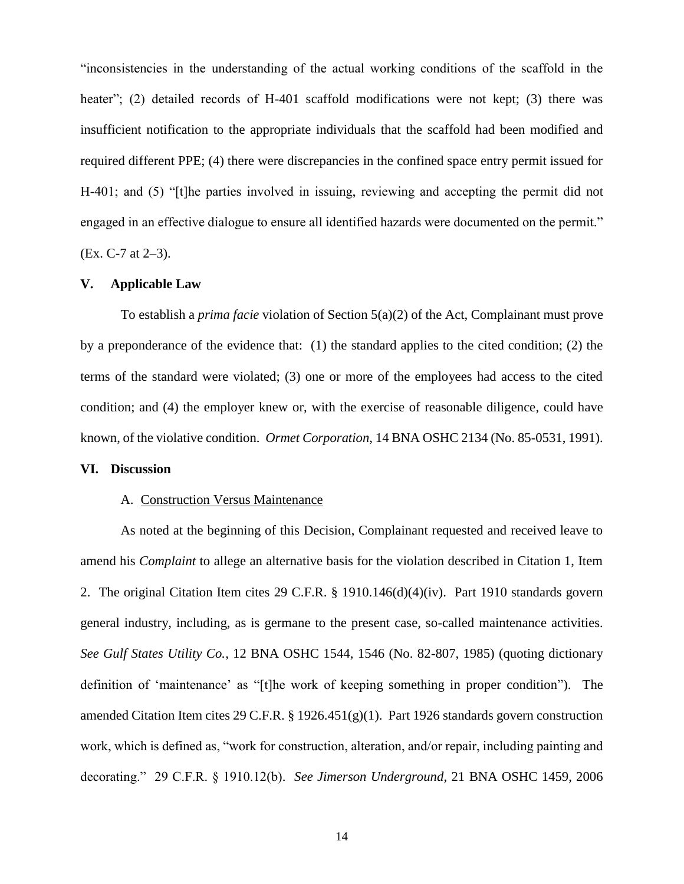"inconsistencies in the understanding of the actual working conditions of the scaffold in the heater"; (2) detailed records of H-401 scaffold modifications were not kept; (3) there was insufficient notification to the appropriate individuals that the scaffold had been modified and required different PPE; (4) there were discrepancies in the confined space entry permit issued for H-401; and (5) "[t]he parties involved in issuing, reviewing and accepting the permit did not engaged in an effective dialogue to ensure all identified hazards were documented on the permit." (Ex. C-7 at 2–3).

## V. Applicable Law

To establish a *prima facie* violation of Section 5(a)(2) of the Act, Complainant must prove by a preponderance of the evidence that: (1) the standard applies to the cited condition; (2) the terms of the standard were violated; (3) one or more of the employees had access to the cited condition; and (4) the employer knew or, with the exercise of reasonable diligence, could have known, of the violative condition. *Ormet Corporation*, 14 BNA OSHC 2134 (No. 85-0531, 1991).

## VI. Discussion

### A. Construction Versus Maintenance

As noted at the beginning of this Decision, Complainant requested and received leave to amend his *Complaint* to allege an alternative basis for the violation described in Citation 1, Item 2. The original Citation Item cites 29 C.F.R. § 1910.146(d)(4)(iv). Part 1910 standards govern general industry, including, as is germane to the present case, so-called maintenance activities. *See Gulf States Utility Co.*, 12 BNA OSHC 1544, 1546 (No. 82-807, 1985) (quoting dictionary definition of 'maintenance' as "[t]he work of keeping something in proper condition"). The amended Citation Item cites 29 C.F.R. § 1926.451(g)(1). Part 1926 standards govern construction work, which is defined as, "work for construction, alteration, and/or repair, including painting and decorating." 29 C.F.R. § 1910.12(b). *See Jimerson Underground*, 21 BNA OSHC 1459, 2006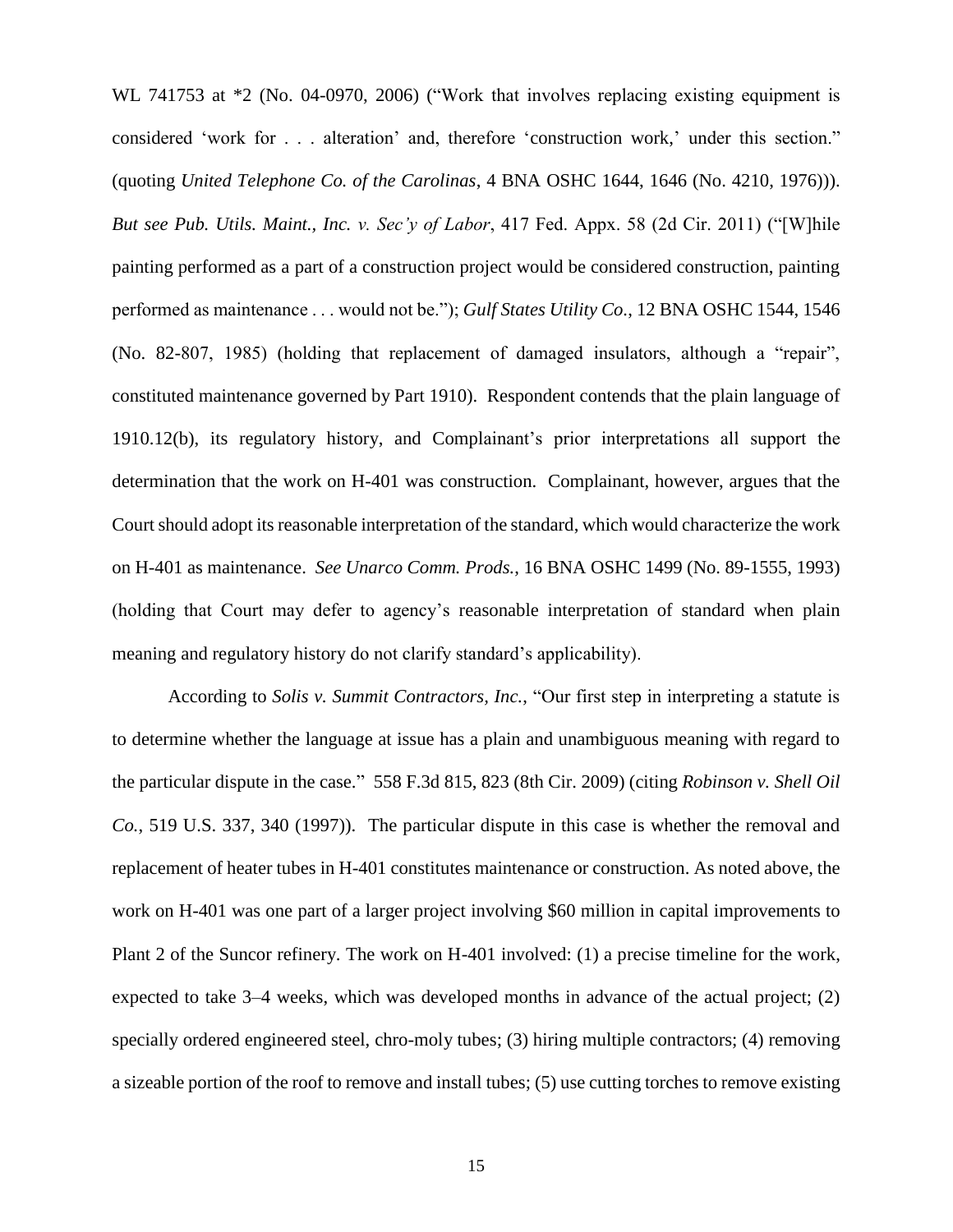WL 741753 at *2 (No. 04-0970, 2006) ("Work that involves replacing existing equipment is considered 'work for . . . alteration' and, therefore 'construction work,' under this section." (quoting *United Telephone Co. of the Carolinas*, 4 BNA OSHC 1644, 1646 (No. 4210, 1976))). *But see Pub. Utils. Maint., Inc. v. Sec'y of Labor*, 417 Fed. Appx. 58 (2d Cir. 2011) ("[W]hile painting performed as a part of a construction project would be considered construction, painting performed as maintenance . . . would not be."); *Gulf States Utility Co.*, 12 BNA OSHC 1544, 1546 (No. 82-807, 1985) (holding that replacement of damaged insulators, although a "repair", constituted maintenance governed by Part 1910). Respondent contends that the plain language of 1910.12(b), its regulatory history, and Complainant's prior interpretations all support the determination that the work on H-401 was construction. Complainant, however, argues that the Court should adopt its reasonable interpretation of the standard, which would characterize the work on H-401 as maintenance. *See Unarco Comm. Prods.*, 16 BNA OSHC 1499 (No. 89-1555, 1993) (holding that Court may defer to agency's reasonable interpretation of standard when plain meaning and regulatory history do not clarify standard's applicability).

According to *Solis v. Summit Contractors, Inc.*, "Our first step in interpreting a statute is to determine whether the language at issue has a plain and unambiguous meaning with regard to the particular dispute in the case." 558 F.3d 815, 823 (8th Cir. 2009) (citing *Robinson v. Shell Oil Co.*, 519 U.S. 337, 340 (1997)). The particular dispute in this case is whether the removal and replacement of heater tubes in H-401 constitutes maintenance or construction. As noted above, the work on H-401 was one part of a larger project involving $60 million in capital improvements to Plant 2 of the Suncor refinery. The work on H-401 involved: (1) a precise timeline for the work, expected to take 3–4 weeks, which was developed months in advance of the actual project; (2) specially ordered engineered steel, chro-moly tubes; (3) hiring multiple contractors; (4) removing a sizeable portion of the roof to remove and install tubes; (5) use cutting torches to remove existing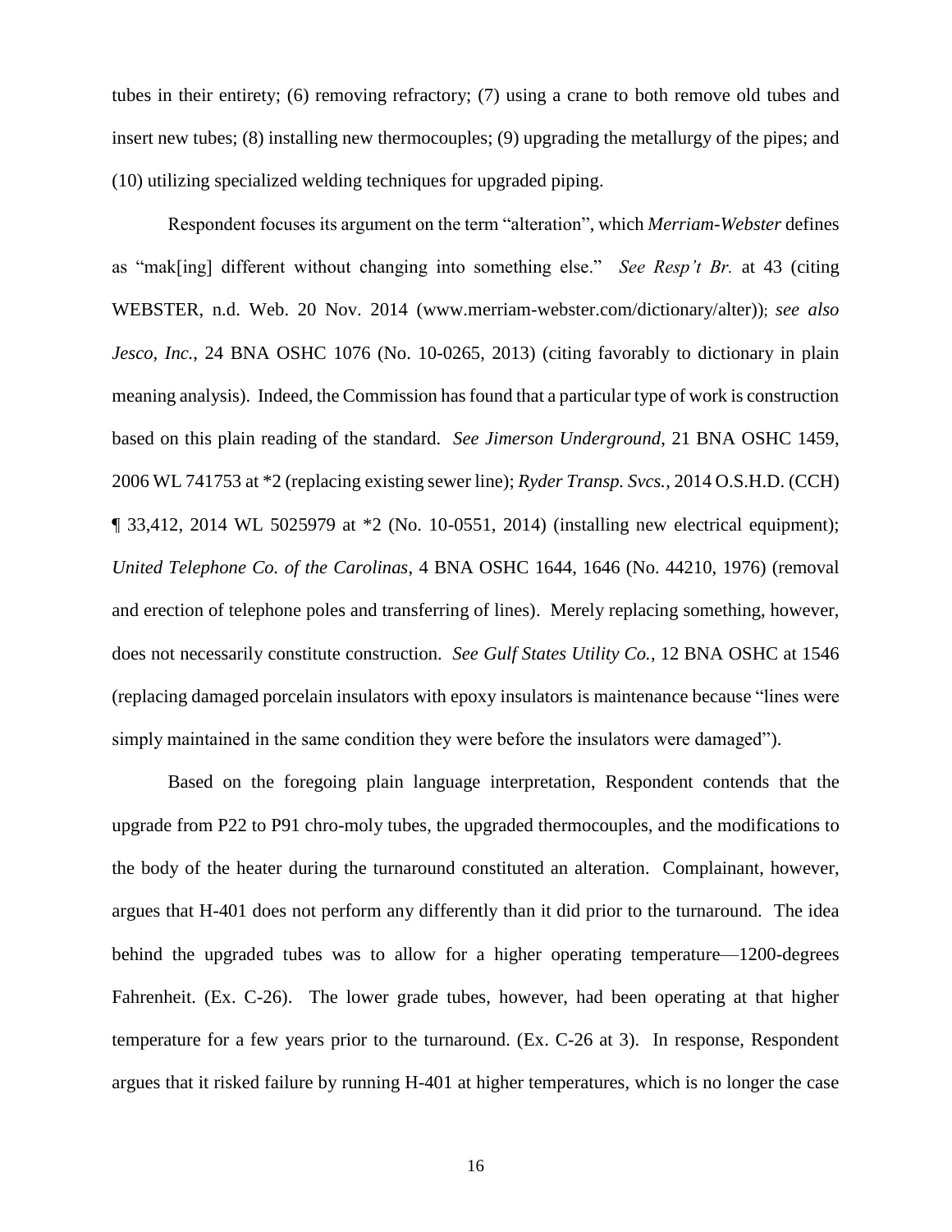tubes in their entirety; (6) removing refractory; (7) using a crane to both remove old tubes and insert new tubes; (8) installing new thermocouples; (9) upgrading the metallurgy of the pipes; and (10) utilizing specialized welding techniques for upgraded piping.

Respondent focuses its argument on the term "alteration", which *Merriam-Webster* defines as "mak[ing] different without changing into something else." *See Resp't Br.* at 43 (citing WEBSTER, n.d. Web. 20 Nov. 2014 (www.merriam-webster.com/dictionary/alter)); *see also Jesco, Inc.*, 24 BNA OSHC 1076 (No. 10-0265, 2013) (citing favorably to dictionary in plain meaning analysis). Indeed, the Commission has found that a particular type of work is construction based on this plain reading of the standard. *See Jimerson Underground*, 21 BNA OSHC 1459, 2006 WL 741753 at *2 (replacing existing sewer line); *Ryder Transp. Svcs.*, 2014 O.S.H.D. (CCH) ¶ 33,412, 2014 WL 5025979 at *2 (No. 10-0551, 2014) (installing new electrical equipment); *United Telephone Co. of the Carolinas*, 4 BNA OSHC 1644, 1646 (No. 44210, 1976) (removal and erection of telephone poles and transferring of lines). Merely replacing something, however, does not necessarily constitute construction. *See Gulf States Utility Co.*, 12 BNA OSHC at 1546 (replacing damaged porcelain insulators with epoxy insulators is maintenance because "lines were simply maintained in the same condition they were before the insulators were damaged").

Based on the foregoing plain language interpretation, Respondent contends that the upgrade from P22 to P91 chro-moly tubes, the upgraded thermocouples, and the modifications to the body of the heater during the turnaround constituted an alteration. Complainant, however, argues that H-401 does not perform any differently than it did prior to the turnaround. The idea behind the upgraded tubes was to allow for a higher operating temperature—1200-degrees Fahrenheit. (Ex. C-26). The lower grade tubes, however, had been operating at that higher temperature for a few years prior to the turnaround. (Ex. C-26 at 3). In response, Respondent argues that it risked failure by running H-401 at higher temperatures, which is no longer the case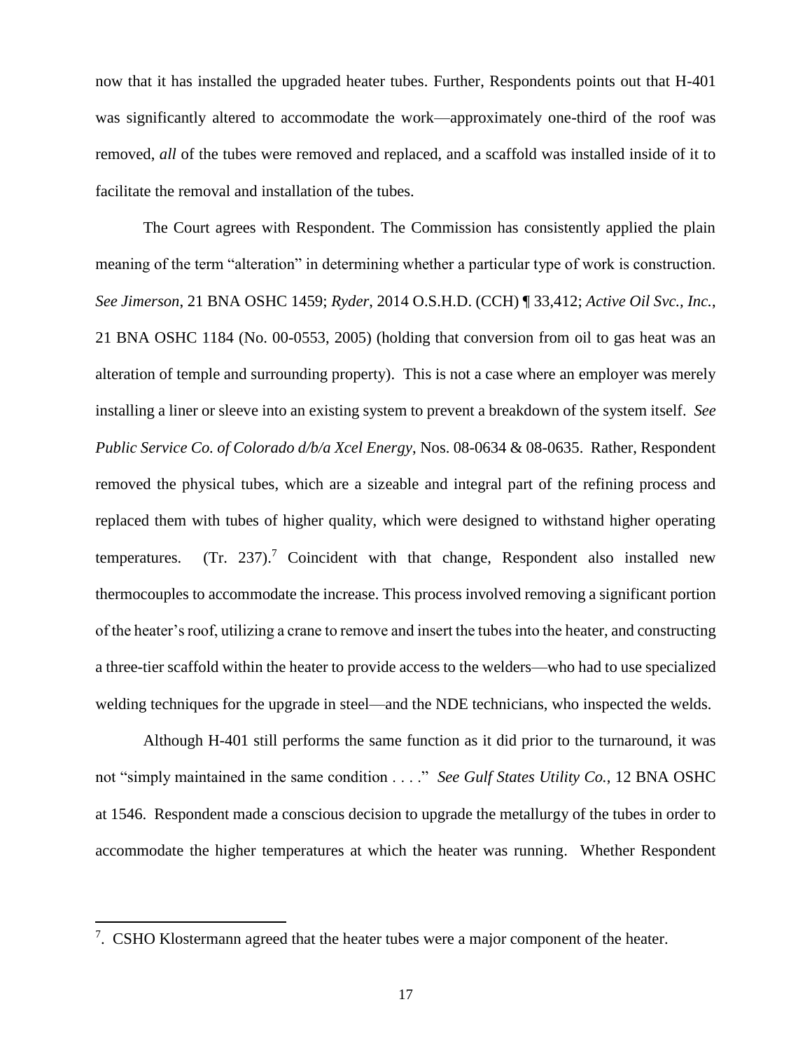now that it has installed the upgraded heater tubes. Further, Respondents points out that H-401 was significantly altered to accommodate the work—approximately one-third of the roof was removed, *all* of the tubes were removed and replaced, and a scaffold was installed inside of it to facilitate the removal and installation of the tubes.

The Court agrees with Respondent. The Commission has consistently applied the plain meaning of the term "alteration" in determining whether a particular type of work is construction. *See Jimerson*, 21 BNA OSHC 1459; *Ryder*, 2014 O.S.H.D. (CCH) ¶ 33,412; *Active Oil Svc., Inc.*, 21 BNA OSHC 1184 (No. 00-0553, 2005) (holding that conversion from oil to gas heat was an alteration of temple and surrounding property). This is not a case where an employer was merely installing a liner or sleeve into an existing system to prevent a breakdown of the system itself. *See Public Service Co. of Colorado d/b/a Xcel Energy*, Nos. 08-0634 & 08-0635. Rather, Respondent removed the physical tubes, which are a sizeable and integral part of the refining process and replaced them with tubes of higher quality, which were designed to withstand higher operating temperatures. (Tr. 237).[7] Coincident with that change, Respondent also installed new thermocouples to accommodate the increase. This process involved removing a significant portion of the heater's roof, utilizing a crane to remove and insert the tubes into the heater, and constructing a three-tier scaffold within the heater to provide access to the welders—who had to use specialized welding techniques for the upgrade in steel—and the NDE technicians, who inspected the welds.

Although H-401 still performs the same function as it did prior to the turnaround, it was not "simply maintained in the same condition . . . ." *See Gulf States Utility Co.*, 12 BNA OSHC at 1546. Respondent made a conscious decision to upgrade the metallurgy of the tubes in order to accommodate the higher temperatures at which the heater was running. Whether Respondent

---

[7]. CSHO Klostermann agreed that the heater tubes were a major component of the heater.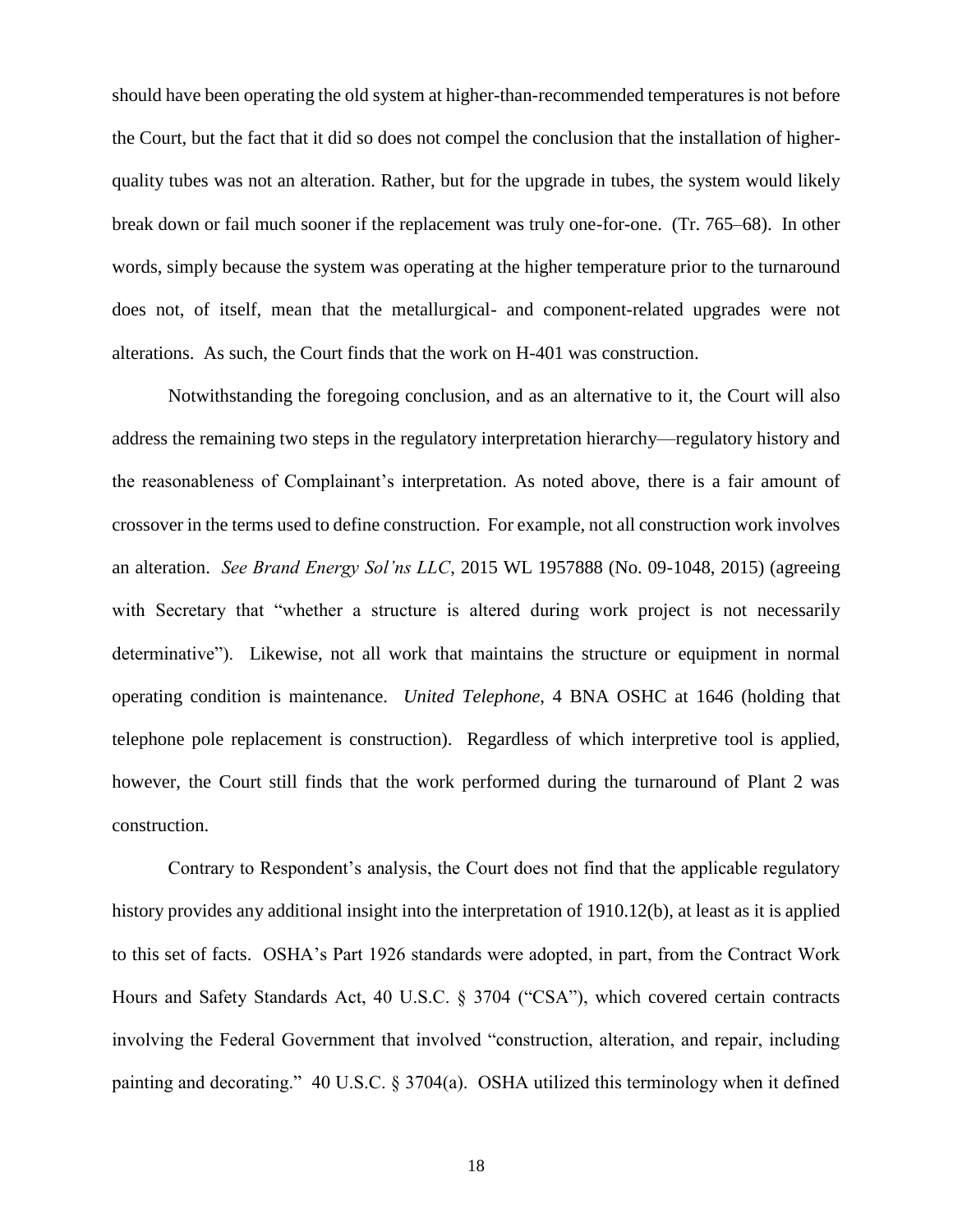should have been operating the old system at higher-than-recommended temperatures is not before the Court, but the fact that it did so does not compel the conclusion that the installation of higher-quality tubes was not an alteration. Rather, but for the upgrade in tubes, the system would likely break down or fail much sooner if the replacement was truly one-for-one. (Tr. 765–68). In other words, simply because the system was operating at the higher temperature prior to the turnaround does not, of itself, mean that the metallurgical- and component-related upgrades were not alterations. As such, the Court finds that the work on H-401 was construction.

Notwithstanding the foregoing conclusion, and as an alternative to it, the Court will also address the remaining two steps in the regulatory interpretation hierarchy—regulatory history and the reasonableness of Complainant's interpretation. As noted above, there is a fair amount of crossover in the terms used to define construction. For example, not all construction work involves an alteration. *See Brand Energy Sol'ns LLC*, 2015 WL 1957888 (No. 09-1048, 2015) (agreeing with Secretary that "whether a structure is altered during work project is not necessarily determinative"). Likewise, not all work that maintains the structure or equipment in normal operating condition is maintenance. *United Telephone*, 4 BNA OSHC at 1646 (holding that telephone pole replacement is construction). Regardless of which interpretive tool is applied, however, the Court still finds that the work performed during the turnaround of Plant 2 was construction.

Contrary to Respondent's analysis, the Court does not find that the applicable regulatory history provides any additional insight into the interpretation of 1910.12(b), at least as it is applied to this set of facts. OSHA's Part 1926 standards were adopted, in part, from the Contract Work Hours and Safety Standards Act, 40 U.S.C. § 3704 ("CSA"), which covered certain contracts involving the Federal Government that involved "construction, alteration, and repair, including painting and decorating." 40 U.S.C. § 3704(a). OSHA utilized this terminology when it defined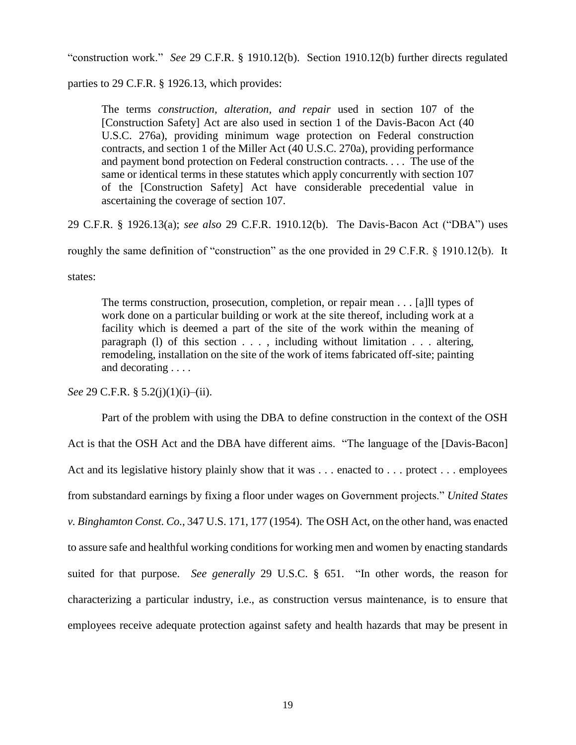"construction work." *See* 29 C.F.R. § 1910.12(b). Section 1910.12(b) further directs regulated parties to 29 C.F.R. § 1926.13, which provides:

> The terms *construction, alteration, and repair* used in section 107 of the [Construction Safety] Act are also used in section 1 of the Davis-Bacon Act (40 U.S.C. 276a), providing minimum wage protection on Federal construction contracts, and section 1 of the Miller Act (40 U.S.C. 270a), providing performance and payment bond protection on Federal construction contracts. . . . The use of the same or identical terms in these statutes which apply concurrently with section 107 of the [Construction Safety] Act have considerable precedential value in ascertaining the coverage of section 107.

29 C.F.R. § 1926.13(a); *see also* 29 C.F.R. 1910.12(b). The Davis-Bacon Act ("DBA") uses roughly the same definition of "construction" as the one provided in 29 C.F.R. § 1910.12(b). It states:

> The terms construction, prosecution, completion, or repair mean . . . [a]ll types of work done on a particular building or work at the site thereof, including work at a facility which is deemed a part of the site of the work within the meaning of paragraph (l) of this section . . . , including without limitation . . . altering, remodeling, installation on the site of the work of items fabricated off-site; painting and decorating . . . .

*See* 29 C.F.R. § 5.2(j)(1)(i)–(ii).

Part of the problem with using the DBA to define construction in the context of the OSH Act is that the OSH Act and the DBA have different aims. "The language of the [Davis-Bacon] Act and its legislative history plainly show that it was . . . enacted to . . . protect . . . employees from substandard earnings by fixing a floor under wages on Government projects." *United States v. Binghamton Const. Co.*, 347 U.S. 171, 177 (1954). The OSH Act, on the other hand, was enacted to assure safe and healthful working conditions for working men and women by enacting standards suited for that purpose. *See generally* 29 U.S.C. § 651. "In other words, the reason for characterizing a particular industry, i.e., as construction versus maintenance, is to ensure that employees receive adequate protection against safety and health hazards that may be present in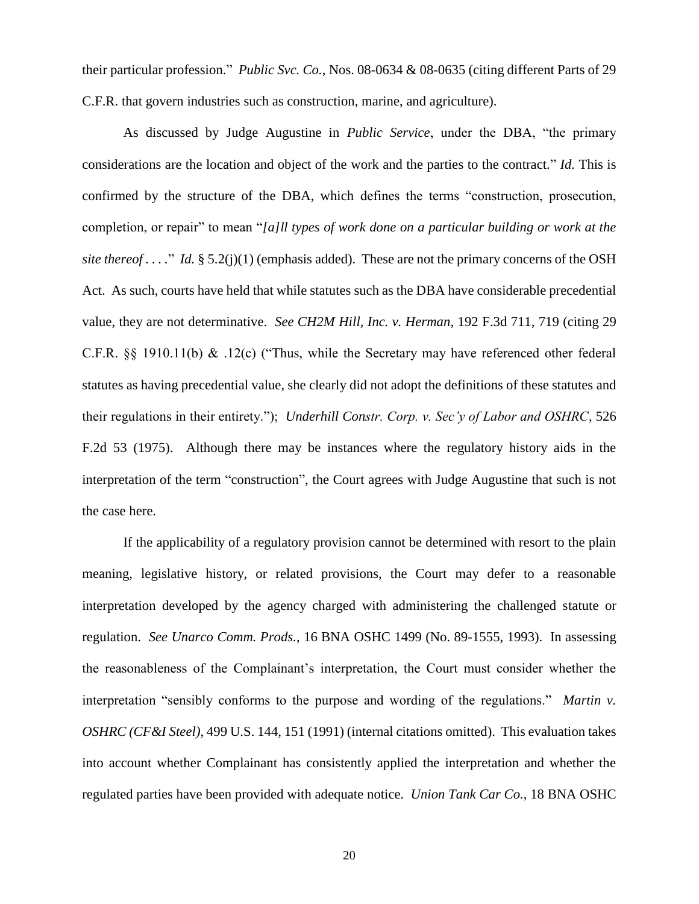their particular profession." *Public Svc. Co.*, Nos. 08-0634 & 08-0635 (citing different Parts of 29 C.F.R. that govern industries such as construction, marine, and agriculture).

As discussed by Judge Augustine in *Public Service*, under the DBA, "the primary considerations are the location and object of the work and the parties to the contract." *Id.* This is confirmed by the structure of the DBA, which defines the terms "construction, prosecution, completion, or repair" to mean "*[a]ll types of work done on a particular building or work at the site thereof* . . . ." *Id.* § 5.2(j)(1) (emphasis added). These are not the primary concerns of the OSH Act. As such, courts have held that while statutes such as the DBA have considerable precedential value, they are not determinative. *See CH2M Hill, Inc. v. Herman*, 192 F.3d 711, 719 (citing 29 C.F.R. §§ 1910.11(b) & .12(c) ("Thus, while the Secretary may have referenced other federal statutes as having precedential value, she clearly did not adopt the definitions of these statutes and their regulations in their entirety."); *Underhill Constr. Corp. v. Sec'y of Labor and OSHRC*, 526 F.2d 53 (1975). Although there may be instances where the regulatory history aids in the interpretation of the term "construction", the Court agrees with Judge Augustine that such is not the case here.

If the applicability of a regulatory provision cannot be determined with resort to the plain meaning, legislative history, or related provisions, the Court may defer to a reasonable interpretation developed by the agency charged with administering the challenged statute or regulation. *See Unarco Comm. Prods.*, 16 BNA OSHC 1499 (No. 89-1555, 1993). In assessing the reasonableness of the Complainant's interpretation, the Court must consider whether the interpretation "sensibly conforms to the purpose and wording of the regulations." *Martin v. OSHRC (CF&I Steel)*, 499 U.S. 144, 151 (1991) (internal citations omitted). This evaluation takes into account whether Complainant has consistently applied the interpretation and whether the regulated parties have been provided with adequate notice. *Union Tank Car Co.*, 18 BNA OSHC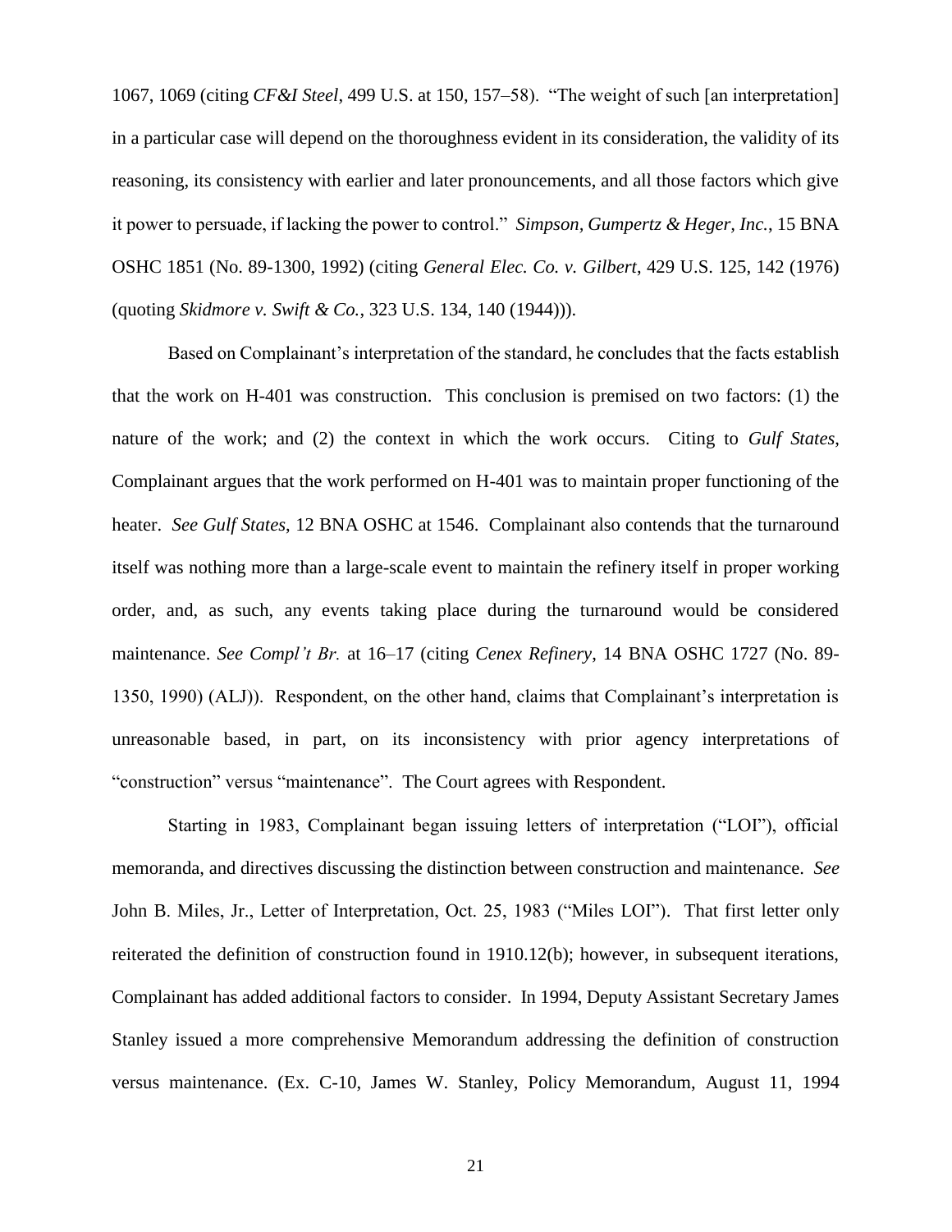1067, 1069 (citing *CF&I Steel*, 499 U.S. at 150, 157–58). "The weight of such [an interpretation] in a particular case will depend on the thoroughness evident in its consideration, the validity of its reasoning, its consistency with earlier and later pronouncements, and all those factors which give it power to persuade, if lacking the power to control." *Simpson, Gumpertz & Heger, Inc.*, 15 BNA OSHC 1851 (No. 89-1300, 1992) (citing *General Elec. Co. v. Gilbert*, 429 U.S. 125, 142 (1976) (quoting *Skidmore v. Swift & Co.*, 323 U.S. 134, 140 (1944))).

Based on Complainant's interpretation of the standard, he concludes that the facts establish that the work on H-401 was construction. This conclusion is premised on two factors: (1) the nature of the work; and (2) the context in which the work occurs. Citing to *Gulf States*, Complainant argues that the work performed on H-401 was to maintain proper functioning of the heater. *See Gulf States*, 12 BNA OSHC at 1546. Complainant also contends that the turnaround itself was nothing more than a large-scale event to maintain the refinery itself in proper working order, and, as such, any events taking place during the turnaround would be considered maintenance. *See Compl't Br.* at 16–17 (citing *Cenex Refinery*, 14 BNA OSHC 1727 (No. 89-1350, 1990) (ALJ)). Respondent, on the other hand, claims that Complainant's interpretation is unreasonable based, in part, on its inconsistency with prior agency interpretations of "construction" versus "maintenance". The Court agrees with Respondent.

Starting in 1983, Complainant began issuing letters of interpretation ("LOI"), official memoranda, and directives discussing the distinction between construction and maintenance. *See* John B. Miles, Jr., Letter of Interpretation, Oct. 25, 1983 ("Miles LOI"). That first letter only reiterated the definition of construction found in 1910.12(b); however, in subsequent iterations, Complainant has added additional factors to consider. In 1994, Deputy Assistant Secretary James Stanley issued a more comprehensive Memorandum addressing the definition of construction versus maintenance. (Ex. C-10, James W. Stanley, Policy Memorandum, August 11, 1994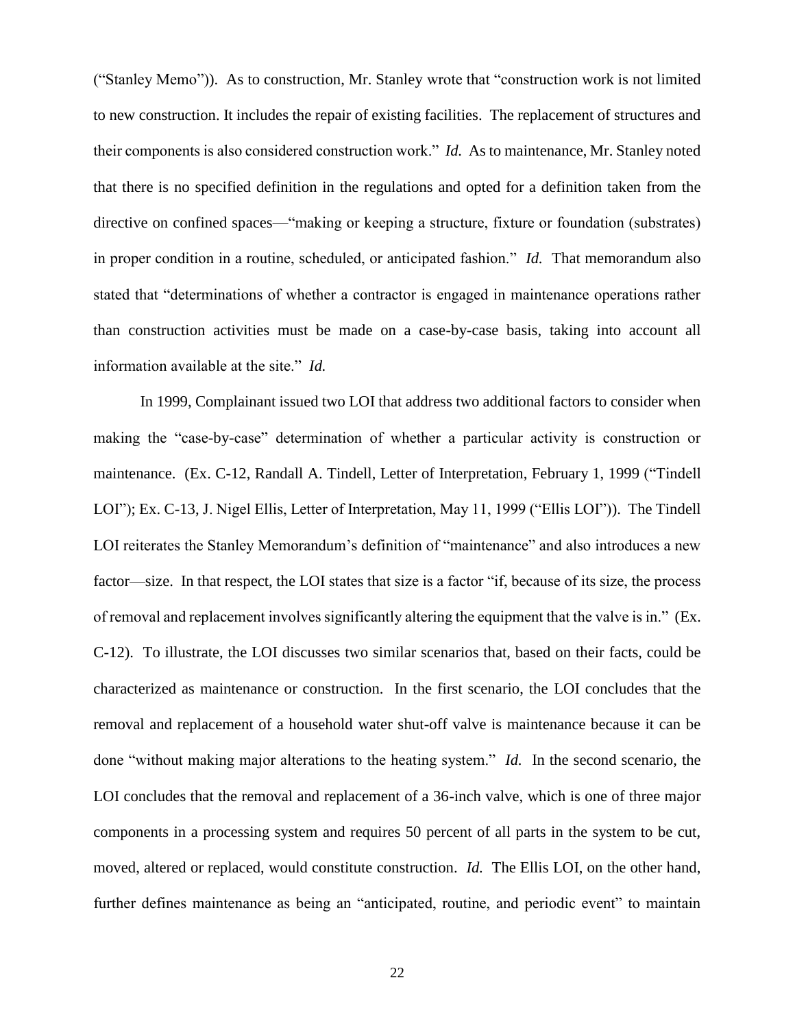("Stanley Memo")). As to construction, Mr. Stanley wrote that "construction work is not limited to new construction. It includes the repair of existing facilities. The replacement of structures and their components is also considered construction work." *Id.* As to maintenance, Mr. Stanley noted that there is no specified definition in the regulations and opted for a definition taken from the directive on confined spaces—"making or keeping a structure, fixture or foundation (substrates) in proper condition in a routine, scheduled, or anticipated fashion." *Id.* That memorandum also stated that "determinations of whether a contractor is engaged in maintenance operations rather than construction activities must be made on a case-by-case basis, taking into account all information available at the site." *Id.*

In 1999, Complainant issued two LOI that address two additional factors to consider when making the "case-by-case" determination of whether a particular activity is construction or maintenance. (Ex. C-12, Randall A. Tindell, Letter of Interpretation, February 1, 1999 ("Tindell LOI"); Ex. C-13, J. Nigel Ellis, Letter of Interpretation, May 11, 1999 ("Ellis LOI")). The Tindell LOI reiterates the Stanley Memorandum's definition of "maintenance" and also introduces a new factor—size. In that respect, the LOI states that size is a factor "if, because of its size, the process of removal and replacement involves significantly altering the equipment that the valve is in." (Ex. C-12). To illustrate, the LOI discusses two similar scenarios that, based on their facts, could be characterized as maintenance or construction. In the first scenario, the LOI concludes that the removal and replacement of a household water shut-off valve is maintenance because it can be done "without making major alterations to the heating system." *Id.* In the second scenario, the LOI concludes that the removal and replacement of a 36-inch valve, which is one of three major components in a processing system and requires 50 percent of all parts in the system to be cut, moved, altered or replaced, would constitute construction. *Id.* The Ellis LOI, on the other hand, further defines maintenance as being an "anticipated, routine, and periodic event" to maintain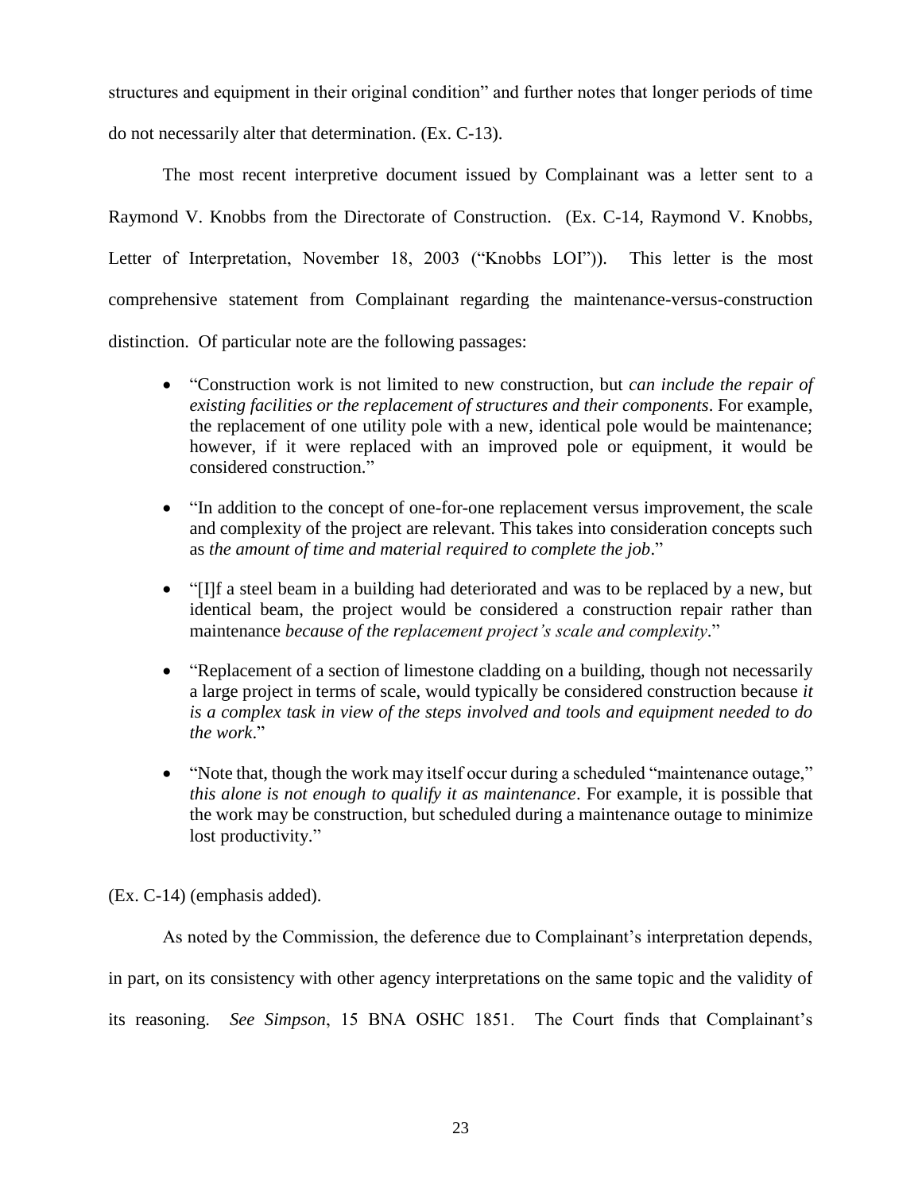structures and equipment in their original condition" and further notes that longer periods of time do not necessarily alter that determination. (Ex. C-13).

The most recent interpretive document issued by Complainant was a letter sent to a Raymond V. Knobbs from the Directorate of Construction. (Ex. C-14, Raymond V. Knobbs, Letter of Interpretation, November 18, 2003 ("Knobbs LOI")). This letter is the most comprehensive statement from Complainant regarding the maintenance-versus-construction distinction. Of particular note are the following passages:

- "Construction work is not limited to new construction, but *can include the repair of existing facilities or the replacement of structures and their components*. For example, the replacement of one utility pole with a new, identical pole would be maintenance; however, if it were replaced with an improved pole or equipment, it would be considered construction."
- "In addition to the concept of one-for-one replacement versus improvement, the scale and complexity of the project are relevant. This takes into consideration concepts such as *the amount of time and material required to complete the job*."
- "[I]f a steel beam in a building had deteriorated and was to be replaced by a new, but identical beam, the project would be considered a construction repair rather than maintenance *because of the replacement project's scale and complexity*."
- "Replacement of a section of limestone cladding on a building, though not necessarily a large project in terms of scale, would typically be considered construction because *it is a complex task in view of the steps involved and tools and equipment needed to do the work*."
- "Note that, though the work may itself occur during a scheduled "maintenance outage," *this alone is not enough to qualify it as maintenance*. For example, it is possible that the work may be construction, but scheduled during a maintenance outage to minimize lost productivity."

(Ex. C-14) (emphasis added).

As noted by the Commission, the deference due to Complainant's interpretation depends, in part, on its consistency with other agency interpretations on the same topic and the validity of its reasoning. *See Simpson*, 15 BNA OSHC 1851. The Court finds that Complainant's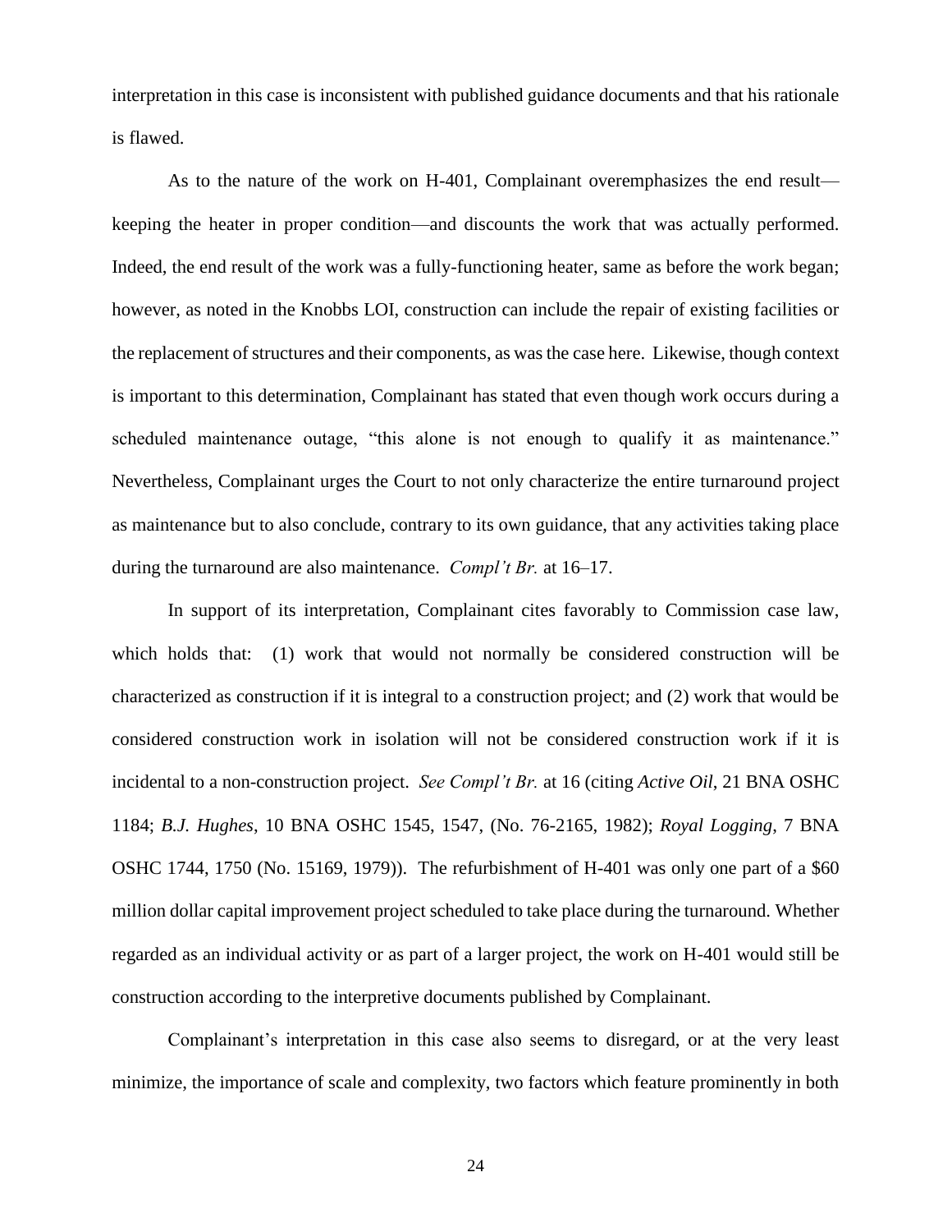interpretation in this case is inconsistent with published guidance documents and that his rationale is flawed.

As to the nature of the work on H-401, Complainant overemphasizes the end result—keeping the heater in proper condition—and discounts the work that was actually performed. Indeed, the end result of the work was a fully-functioning heater, same as before the work began; however, as noted in the Knobbs LOI, construction can include the repair of existing facilities or the replacement of structures and their components, as was the case here. Likewise, though context is important to this determination, Complainant has stated that even though work occurs during a scheduled maintenance outage, "this alone is not enough to qualify it as maintenance." Nevertheless, Complainant urges the Court to not only characterize the entire turnaround project as maintenance but to also conclude, contrary to its own guidance, that any activities taking place during the turnaround are also maintenance. *Compl't Br.* at 16–17.

In support of its interpretation, Complainant cites favorably to Commission case law, which holds that: (1) work that would not normally be considered construction will be characterized as construction if it is integral to a construction project; and (2) work that would be considered construction work in isolation will not be considered construction work if it is incidental to a non-construction project. *See Compl't Br.* at 16 (citing *Active Oil*, 21 BNA OSHC 1184; *B.J. Hughes*, 10 BNA OSHC 1545, 1547, (No. 76-2165, 1982); *Royal Logging*, 7 BNA OSHC 1744, 1750 (No. 15169, 1979)). The refurbishment of H-401 was only one part of a $60 million dollar capital improvement project scheduled to take place during the turnaround. Whether regarded as an individual activity or as part of a larger project, the work on H-401 would still be construction according to the interpretive documents published by Complainant.

Complainant's interpretation in this case also seems to disregard, or at the very least minimize, the importance of scale and complexity, two factors which feature prominently in both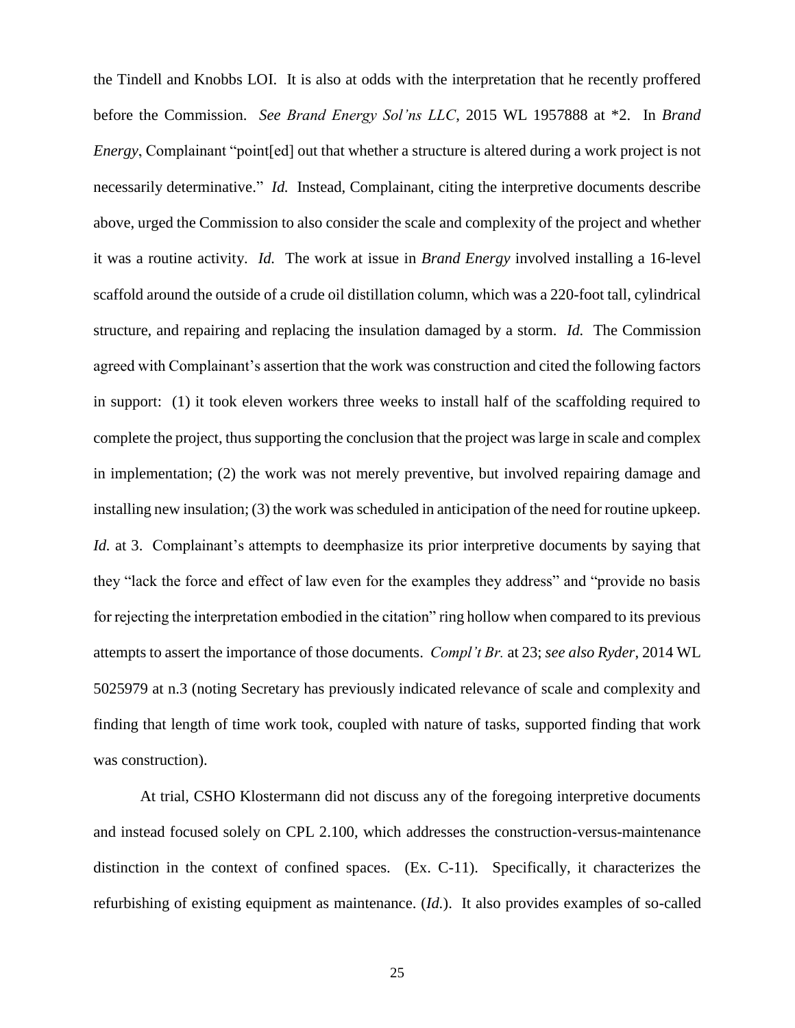the Tindell and Knobbs LOI. It is also at odds with the interpretation that he recently proffered before the Commission. *See Brand Energy Sol'ns LLC*, 2015 WL 1957888 at \*2. In *Brand Energy*, Complainant "point[ed] out that whether a structure is altered during a work project is not necessarily determinative." *Id.* Instead, Complainant, citing the interpretive documents describe above, urged the Commission to also consider the scale and complexity of the project and whether it was a routine activity. *Id.* The work at issue in *Brand Energy* involved installing a 16-level scaffold around the outside of a crude oil distillation column, which was a 220-foot tall, cylindrical structure, and repairing and replacing the insulation damaged by a storm. *Id.* The Commission agreed with Complainant's assertion that the work was construction and cited the following factors in support: (1) it took eleven workers three weeks to install half of the scaffolding required to complete the project, thus supporting the conclusion that the project was large in scale and complex in implementation; (2) the work was not merely preventive, but involved repairing damage and installing new insulation; (3) the work was scheduled in anticipation of the need for routine upkeep. *Id.* at 3. Complainant's attempts to deemphasize its prior interpretive documents by saying that they "lack the force and effect of law even for the examples they address" and "provide no basis for rejecting the interpretation embodied in the citation" ring hollow when compared to its previous attempts to assert the importance of those documents. *Compl't Br.* at 23; *see also Ryder*, 2014 WL 5025979 at n.3 (noting Secretary has previously indicated relevance of scale and complexity and finding that length of time work took, coupled with nature of tasks, supported finding that work was construction).

At trial, CSHO Klostermann did not discuss any of the foregoing interpretive documents and instead focused solely on CPL 2.100, which addresses the construction-versus-maintenance distinction in the context of confined spaces. (Ex. C-11). Specifically, it characterizes the refurbishing of existing equipment as maintenance. (*Id.*). It also provides examples of so-called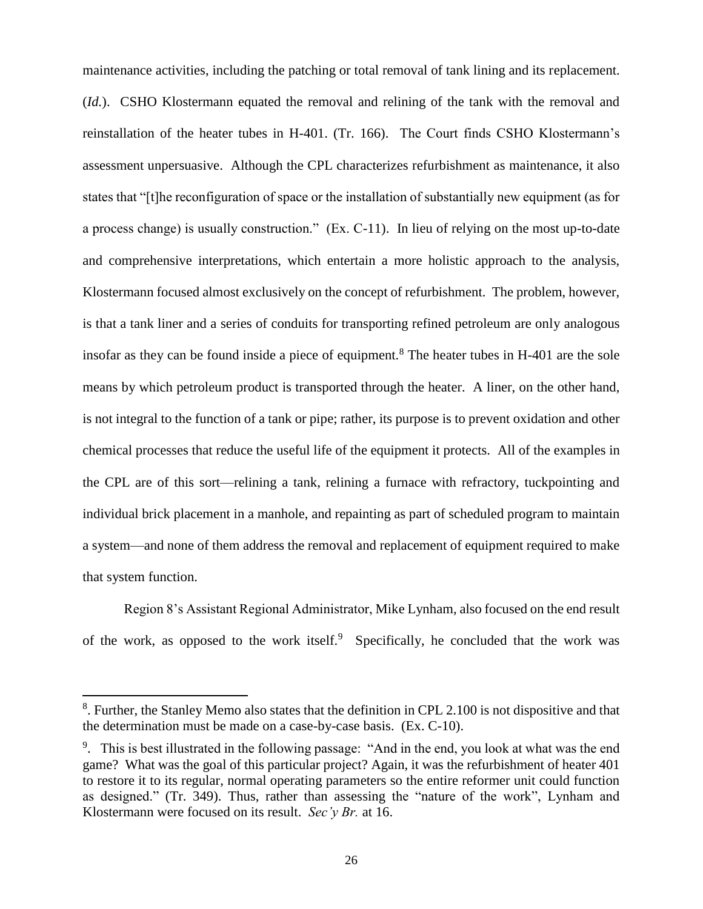maintenance activities, including the patching or total removal of tank lining and its replacement. (*Id.*). CSHO Klostermann equated the removal and relining of the tank with the removal and reinstallation of the heater tubes in H-401. (Tr. 166). The Court finds CSHO Klostermann's assessment unpersuasive. Although the CPL characterizes refurbishment as maintenance, it also states that "[t]he reconfiguration of space or the installation of substantially new equipment (as for a process change) is usually construction." (Ex. C-11). In lieu of relying on the most up-to-date and comprehensive interpretations, which entertain a more holistic approach to the analysis, Klostermann focused almost exclusively on the concept of refurbishment. The problem, however, is that a tank liner and a series of conduits for transporting refined petroleum are only analogous insofar as they can be found inside a piece of equipment.[8] The heater tubes in H-401 are the sole means by which petroleum product is transported through the heater. A liner, on the other hand, is not integral to the function of a tank or pipe; rather, its purpose is to prevent oxidation and other chemical processes that reduce the useful life of the equipment it protects. All of the examples in the CPL are of this sort—relining a tank, relining a furnace with refractory, tuckpointing and individual brick placement in a manhole, and repainting as part of scheduled program to maintain a system—and none of them address the removal and replacement of equipment required to make that system function.

Region 8's Assistant Regional Administrator, Mike Lynham, also focused on the end result of the work, as opposed to the work itself.[9] Specifically, he concluded that the work was

---

[8]. Further, the Stanley Memo also states that the definition in CPL 2.100 is not dispositive and that the determination must be made on a case-by-case basis. (Ex. C-10).

[9]. This is best illustrated in the following passage: "And in the end, you look at what was the end game? What was the goal of this particular project? Again, it was the refurbishment of heater 401 to restore it to its regular, normal operating parameters so the entire reformer unit could function as designed." (Tr. 349). Thus, rather than assessing the "nature of the work", Lynham and Klostermann were focused on its result. *Sec'y Br.* at 16.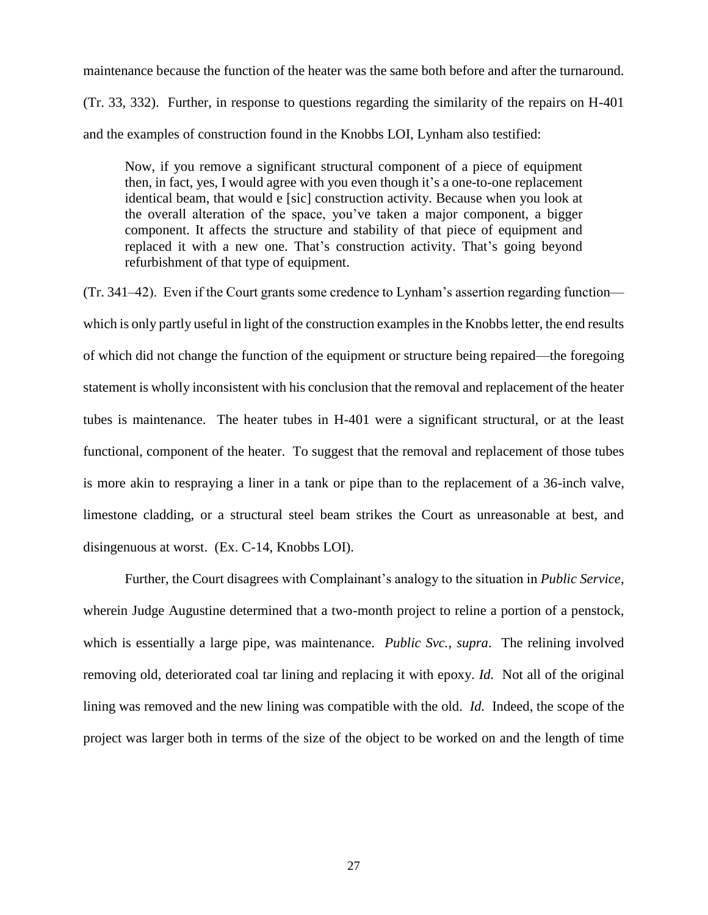maintenance because the function of the heater was the same both before and after the turnaround. (Tr. 33, 332). Further, in response to questions regarding the similarity of the repairs on H-401 and the examples of construction found in the Knobbs LOI, Lynham also testified:

> Now, if you remove a significant structural component of a piece of equipment then, in fact, yes, I would agree with you even though it's a one-to-one replacement identical beam, that would e [sic] construction activity. Because when you look at the overall alteration of the space, you've taken a major component, a bigger component. It affects the structure and stability of that piece of equipment and replaced it with a new one. That's construction activity. That's going beyond refurbishment of that type of equipment.

(Tr. 341–42). Even if the Court grants some credence to Lynham's assertion regarding function—which is only partly useful in light of the construction examples in the Knobbs letter, the end results of which did not change the function of the equipment or structure being repaired—the foregoing statement is wholly inconsistent with his conclusion that the removal and replacement of the heater tubes is maintenance. The heater tubes in H-401 were a significant structural, or at the least functional, component of the heater. To suggest that the removal and replacement of those tubes is more akin to respraying a liner in a tank or pipe than to the replacement of a 36-inch valve, limestone cladding, or a structural steel beam strikes the Court as unreasonable at best, and disingenuous at worst. (Ex. C-14, Knobbs LOI).

Further, the Court disagrees with Complainant's analogy to the situation in *Public Service*, wherein Judge Augustine determined that a two-month project to reline a portion of a penstock, which is essentially a large pipe, was maintenance. *Public Svc.*, *supra*. The relining involved removing old, deteriorated coal tar lining and replacing it with epoxy. *Id.* Not all of the original lining was removed and the new lining was compatible with the old. *Id.* Indeed, the scope of the project was larger both in terms of the size of the object to be worked on and the length of time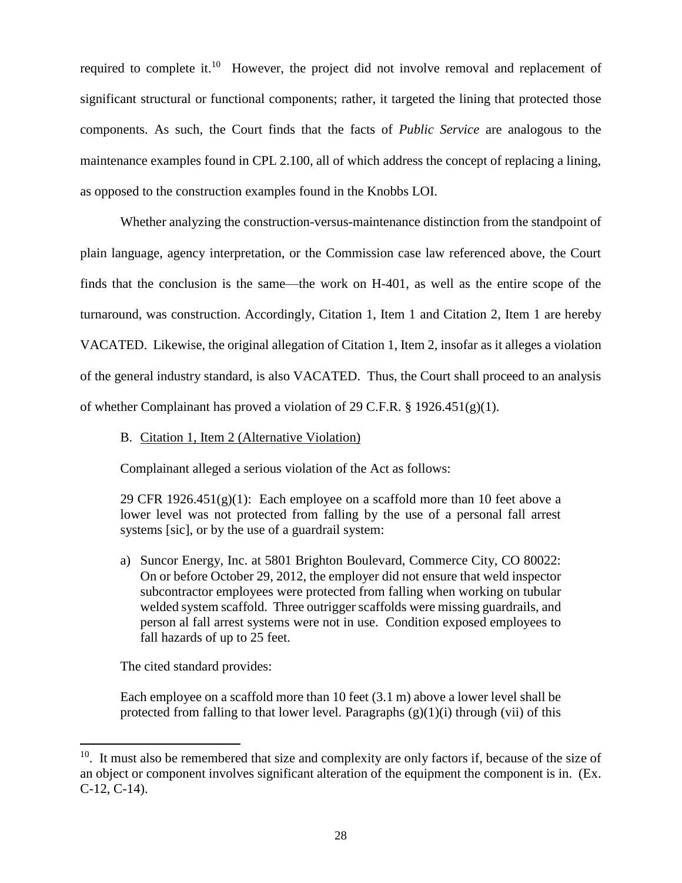required to complete it.[10] However, the project did not involve removal and replacement of significant structural or functional components; rather, it targeted the lining that protected those components. As such, the Court finds that the facts of *Public Service* are analogous to the maintenance examples found in CPL 2.100, all of which address the concept of replacing a lining, as opposed to the construction examples found in the Knobbs LOI.

Whether analyzing the construction-versus-maintenance distinction from the standpoint of plain language, agency interpretation, or the Commission case law referenced above, the Court finds that the conclusion is the same—the work on H-401, as well as the entire scope of the turnaround, was construction. Accordingly, Citation 1, Item 1 and Citation 2, Item 1 are hereby VACATED. Likewise, the original allegation of Citation 1, Item 2, insofar as it alleges a violation of the general industry standard, is also VACATED. Thus, the Court shall proceed to an analysis of whether Complainant has proved a violation of 29 C.F.R. § 1926.451(g)(1).

B. <u>Citation 1, Item 2 (Alternative Violation)</u>

Complainant alleged a serious violation of the Act as follows:

> 29 CFR 1926.451(g)(1): Each employee on a scaffold more than 10 feet above a lower level was not protected from falling by the use of a personal fall arrest systems [sic], or by the use of a guardrail system:
>
> a) Suncor Energy, Inc. at 5801 Brighton Boulevard, Commerce City, CO 80022: On or before October 29, 2012, the employer did not ensure that weld inspector subcontractor employees were protected from falling when working on tubular welded system scaffold. Three outrigger scaffolds were missing guardrails, and person al fall arrest systems were not in use. Condition exposed employees to fall hazards of up to 25 feet.

The cited standard provides:

> Each employee on a scaffold more than 10 feet (3.1 m) above a lower level shall be protected from falling to that lower level. Paragraphs (g)(1)(i) through (vii) of this

---

[10]. It must also be remembered that size and complexity are only factors if, because of the size of an object or component involves significant alteration of the equipment the component is in. (Ex. C-12, C-14).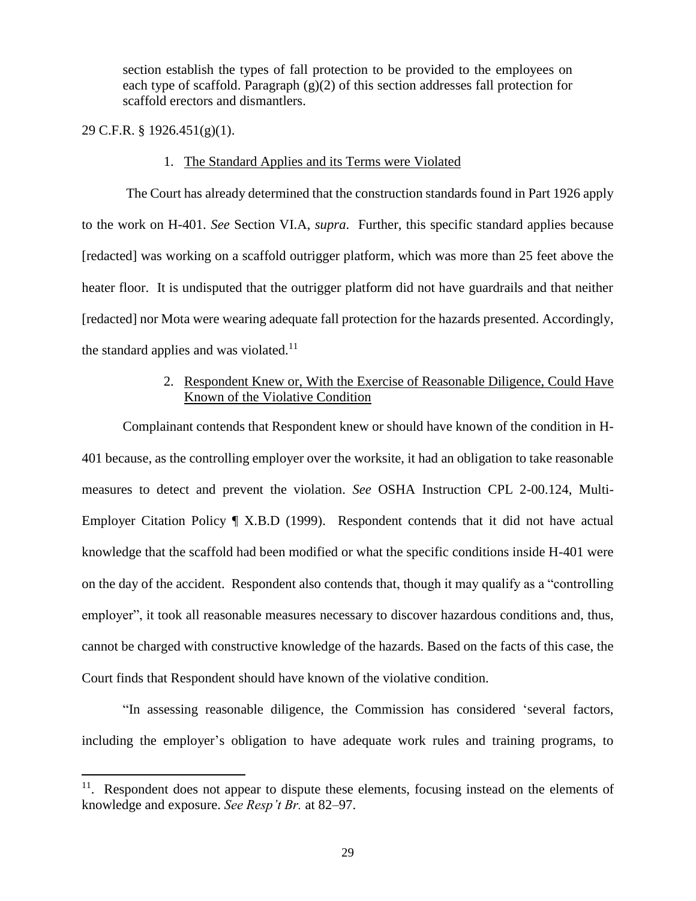section establish the types of fall protection to be provided to the employees on each type of scaffold. Paragraph (g)(2) of this section addresses fall protection for scaffold erectors and dismantlers.

29 C.F.R. § 1926.451(g)(1).

1. <u>The Standard Applies and its Terms were Violated</u>

The Court has already determined that the construction standards found in Part 1926 apply to the work on H-401. *See* Section VI.A, *supra*. Further, this specific standard applies because [redacted] was working on a scaffold outrigger platform, which was more than 25 feet above the heater floor. It is undisputed that the outrigger platform did not have guardrails and that neither [redacted] nor Mota were wearing adequate fall protection for the hazards presented. Accordingly, the standard applies and was violated.[11]

2. <u>Respondent Knew or, With the Exercise of Reasonable Diligence, Could Have Known of the Violative Condition</u>

Complainant contends that Respondent knew or should have known of the condition in H-401 because, as the controlling employer over the worksite, it had an obligation to take reasonable measures to detect and prevent the violation. *See* OSHA Instruction CPL 2-00.124, Multi-Employer Citation Policy ¶ X.B.D (1999). Respondent contends that it did not have actual knowledge that the scaffold had been modified or what the specific conditions inside H-401 were on the day of the accident. Respondent also contends that, though it may qualify as a "controlling employer", it took all reasonable measures necessary to discover hazardous conditions and, thus, cannot be charged with constructive knowledge of the hazards. Based on the facts of this case, the Court finds that Respondent should have known of the violative condition.

"In assessing reasonable diligence, the Commission has considered 'several factors, including the employer's obligation to have adequate work rules and training programs, to

---

[11]. Respondent does not appear to dispute these elements, focusing instead on the elements of knowledge and exposure. *See Resp't Br.* at 82–97.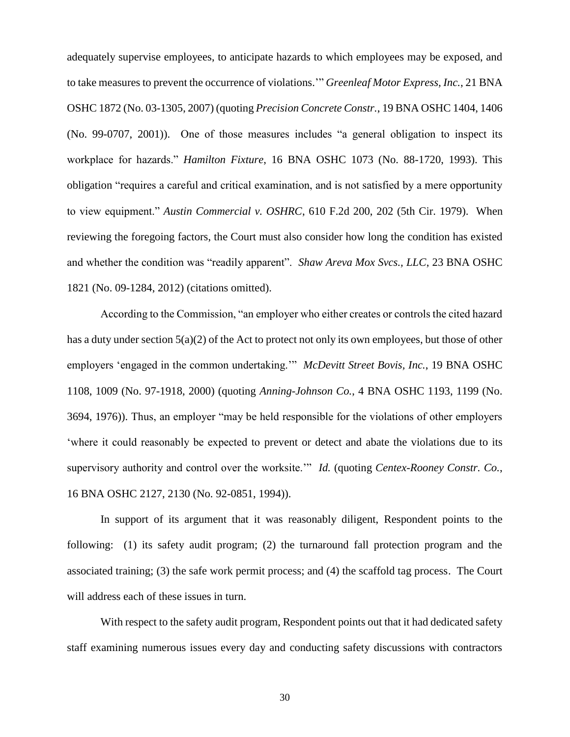adequately supervise employees, to anticipate hazards to which employees may be exposed, and to take measures to prevent the occurrence of violations.'" *Greenleaf Motor Express, Inc.*, 21 BNA OSHC 1872 (No. 03-1305, 2007) (quoting *Precision Concrete Constr.*, 19 BNA OSHC 1404, 1406 (No. 99-0707, 2001)). One of those measures includes "a general obligation to inspect its workplace for hazards." *Hamilton Fixture*, 16 BNA OSHC 1073 (No. 88-1720, 1993). This obligation "requires a careful and critical examination, and is not satisfied by a mere opportunity to view equipment." *Austin Commercial v. OSHRC*, 610 F.2d 200, 202 (5th Cir. 1979). When reviewing the foregoing factors, the Court must also consider how long the condition has existed and whether the condition was "readily apparent". *Shaw Areva Mox Svcs., LLC*, 23 BNA OSHC 1821 (No. 09-1284, 2012) (citations omitted).

According to the Commission, "an employer who either creates or controls the cited hazard has a duty under section 5(a)(2) of the Act to protect not only its own employees, but those of other employers 'engaged in the common undertaking.'" *McDevitt Street Bovis, Inc.*, 19 BNA OSHC 1108, 1009 (No. 97-1918, 2000) (quoting *Anning-Johnson Co.*, 4 BNA OSHC 1193, 1199 (No. 3694, 1976)). Thus, an employer "may be held responsible for the violations of other employers 'where it could reasonably be expected to prevent or detect and abate the violations due to its supervisory authority and control over the worksite.'" *Id.* (quoting *Centex-Rooney Constr. Co.*, 16 BNA OSHC 2127, 2130 (No. 92-0851, 1994)).

In support of its argument that it was reasonably diligent, Respondent points to the following: (1) its safety audit program; (2) the turnaround fall protection program and the associated training; (3) the safe work permit process; and (4) the scaffold tag process. The Court will address each of these issues in turn.

With respect to the safety audit program, Respondent points out that it had dedicated safety staff examining numerous issues every day and conducting safety discussions with contractors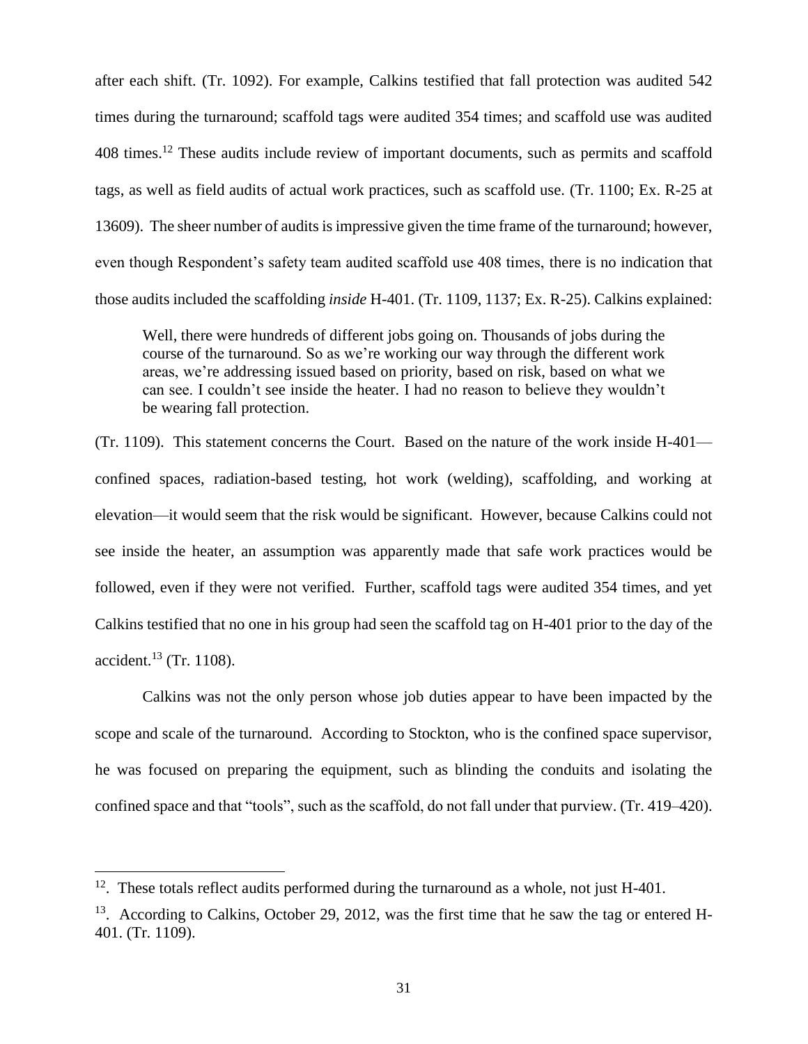after each shift. (Tr. 1092). For example, Calkins testified that fall protection was audited 542 times during the turnaround; scaffold tags were audited 354 times; and scaffold use was audited 408 times.[12] These audits include review of important documents, such as permits and scaffold tags, as well as field audits of actual work practices, such as scaffold use. (Tr. 1100; Ex. R-25 at 13609). The sheer number of audits is impressive given the time frame of the turnaround; however, even though Respondent's safety team audited scaffold use 408 times, there is no indication that those audits included the scaffolding *inside* H-401. (Tr. 1109, 1137; Ex. R-25). Calkins explained:

> Well, there were hundreds of different jobs going on. Thousands of jobs during the course of the turnaround. So as we're working our way through the different work areas, we're addressing issued based on priority, based on risk, based on what we can see. I couldn't see inside the heater. I had no reason to believe they wouldn't be wearing fall protection.

(Tr. 1109). This statement concerns the Court. Based on the nature of the work inside H-401—confined spaces, radiation-based testing, hot work (welding), scaffolding, and working at elevation—it would seem that the risk would be significant. However, because Calkins could not see inside the heater, an assumption was apparently made that safe work practices would be followed, even if they were not verified. Further, scaffold tags were audited 354 times, and yet Calkins testified that no one in his group had seen the scaffold tag on H-401 prior to the day of the accident.[13] (Tr. 1108).

Calkins was not the only person whose job duties appear to have been impacted by the scope and scale of the turnaround. According to Stockton, who is the confined space supervisor, he was focused on preparing the equipment, such as blinding the conduits and isolating the confined space and that "tools", such as the scaffold, do not fall under that purview. (Tr. 419–420).

---

[12]. These totals reflect audits performed during the turnaround as a whole, not just H-401.

[13]. According to Calkins, October 29, 2012, was the first time that he saw the tag or entered H-401. (Tr. 1109).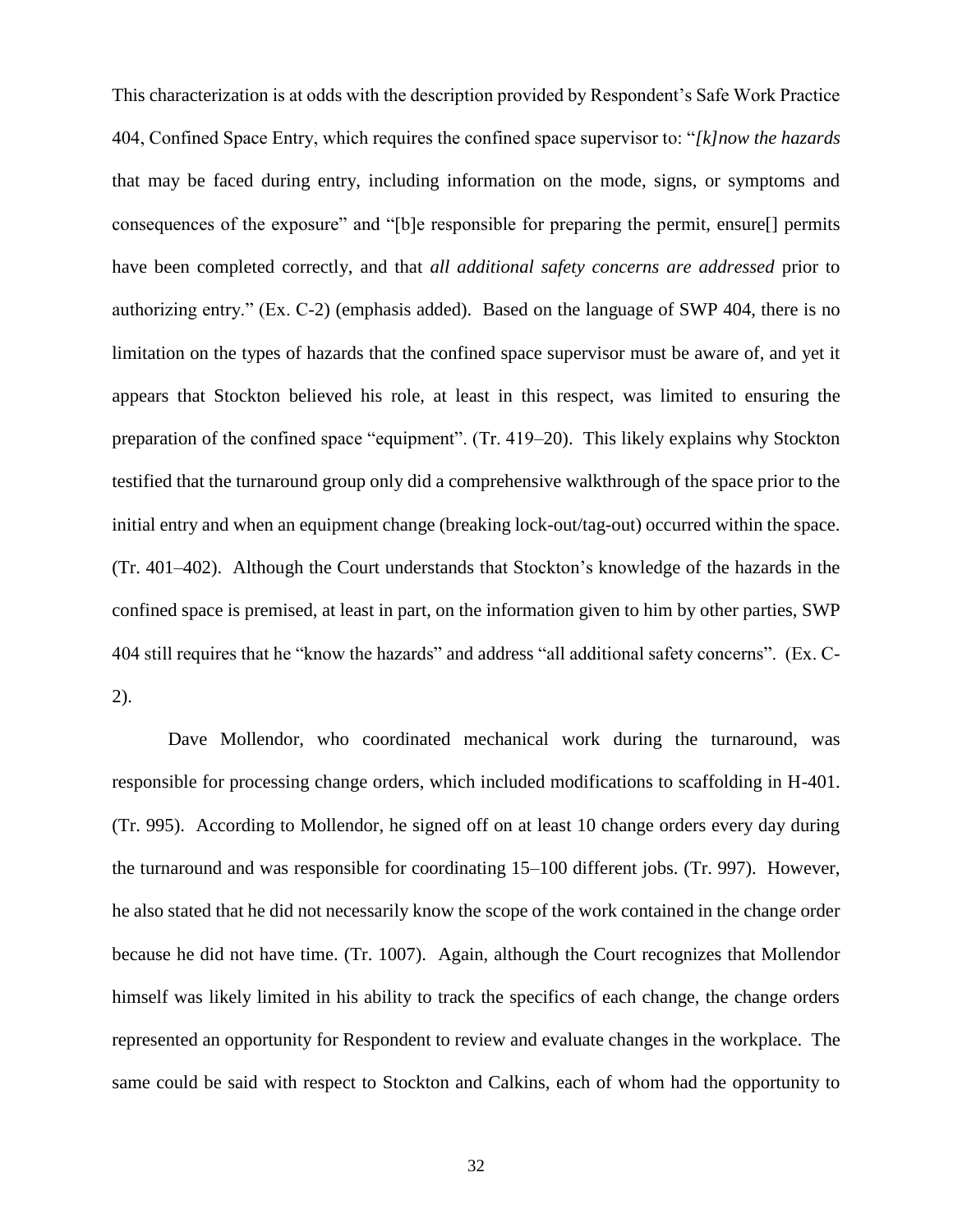This characterization is at odds with the description provided by Respondent's Safe Work Practice 404, Confined Space Entry, which requires the confined space supervisor to: "*[k]now the hazards* that may be faced during entry, including information on the mode, signs, or symptoms and consequences of the exposure" and "[b]e responsible for preparing the permit, ensure[] permits have been completed correctly, and that *all additional safety concerns are addressed* prior to authorizing entry." (Ex. C-2) (emphasis added). Based on the language of SWP 404, there is no limitation on the types of hazards that the confined space supervisor must be aware of, and yet it appears that Stockton believed his role, at least in this respect, was limited to ensuring the preparation of the confined space "equipment". (Tr. 419–20). This likely explains why Stockton testified that the turnaround group only did a comprehensive walkthrough of the space prior to the initial entry and when an equipment change (breaking lock-out/tag-out) occurred within the space. (Tr. 401–402). Although the Court understands that Stockton's knowledge of the hazards in the confined space is premised, at least in part, on the information given to him by other parties, SWP 404 still requires that he "know the hazards" and address "all additional safety concerns". (Ex. C-2).

Dave Mollendor, who coordinated mechanical work during the turnaround, was responsible for processing change orders, which included modifications to scaffolding in H-401. (Tr. 995). According to Mollendor, he signed off on at least 10 change orders every day during the turnaround and was responsible for coordinating 15–100 different jobs. (Tr. 997). However, he also stated that he did not necessarily know the scope of the work contained in the change order because he did not have time. (Tr. 1007). Again, although the Court recognizes that Mollendor himself was likely limited in his ability to track the specifics of each change, the change orders represented an opportunity for Respondent to review and evaluate changes in the workplace. The same could be said with respect to Stockton and Calkins, each of whom had the opportunity to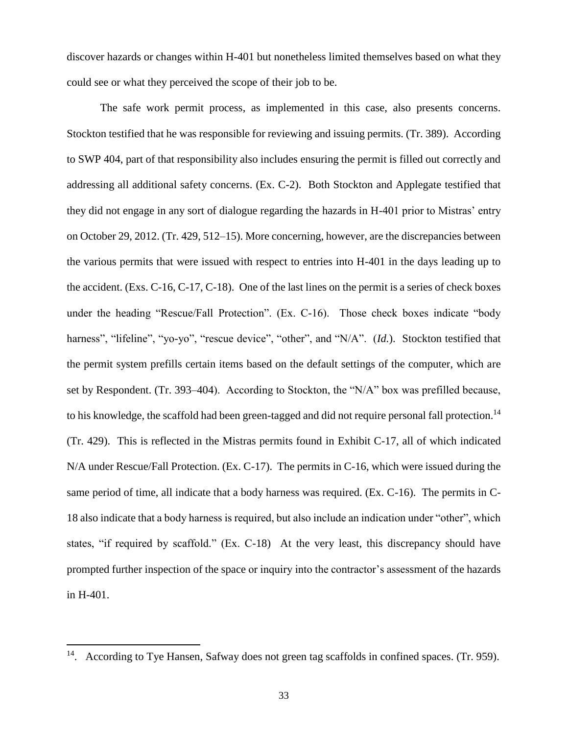discover hazards or changes within H-401 but nonetheless limited themselves based on what they could see or what they perceived the scope of their job to be.

The safe work permit process, as implemented in this case, also presents concerns. Stockton testified that he was responsible for reviewing and issuing permits. (Tr. 389). According to SWP 404, part of that responsibility also includes ensuring the permit is filled out correctly and addressing all additional safety concerns. (Ex. C-2). Both Stockton and Applegate testified that they did not engage in any sort of dialogue regarding the hazards in H-401 prior to Mistras' entry on October 29, 2012. (Tr. 429, 512–15). More concerning, however, are the discrepancies between the various permits that were issued with respect to entries into H-401 in the days leading up to the accident. (Exs. C-16, C-17, C-18). One of the last lines on the permit is a series of check boxes under the heading "Rescue/Fall Protection". (Ex. C-16). Those check boxes indicate "body harness", "lifeline", "yo-yo", "rescue device", "other", and "N/A". (*Id.*). Stockton testified that the permit system prefills certain items based on the default settings of the computer, which are set by Respondent. (Tr. 393–404). According to Stockton, the "N/A" box was prefilled because, to his knowledge, the scaffold had been green-tagged and did not require personal fall protection.[14] (Tr. 429). This is reflected in the Mistras permits found in Exhibit C-17, all of which indicated N/A under Rescue/Fall Protection. (Ex. C-17). The permits in C-16, which were issued during the same period of time, all indicate that a body harness was required. (Ex. C-16). The permits in C-18 also indicate that a body harness is required, but also include an indication under "other", which states, "if required by scaffold." (Ex. C-18) At the very least, this discrepancy should have prompted further inspection of the space or inquiry into the contractor's assessment of the hazards in H-401.

---

[14]. According to Tye Hansen, Safway does not green tag scaffolds in confined spaces. (Tr. 959).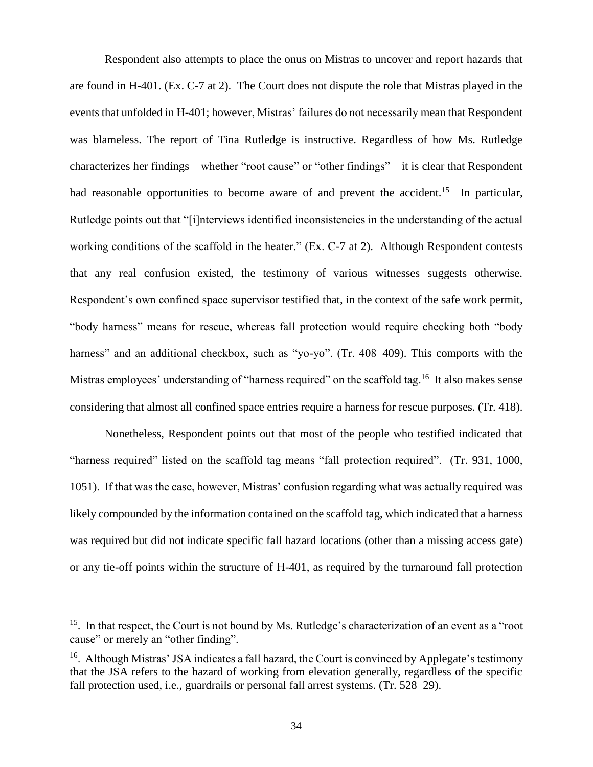Respondent also attempts to place the onus on Mistras to uncover and report hazards that are found in H-401. (Ex. C-7 at 2). The Court does not dispute the role that Mistras played in the events that unfolded in H-401; however, Mistras' failures do not necessarily mean that Respondent was blameless. The report of Tina Rutledge is instructive. Regardless of how Ms. Rutledge characterizes her findings—whether "root cause" or "other findings"—it is clear that Respondent had reasonable opportunities to become aware of and prevent the accident.[15] In particular, Rutledge points out that "[i]nterviews identified inconsistencies in the understanding of the actual working conditions of the scaffold in the heater." (Ex. C-7 at 2). Although Respondent contests that any real confusion existed, the testimony of various witnesses suggests otherwise. Respondent's own confined space supervisor testified that, in the context of the safe work permit, "body harness" means for rescue, whereas fall protection would require checking both "body harness" and an additional checkbox, such as "yo-yo". (Tr. 408–409). This comports with the Mistras employees' understanding of "harness required" on the scaffold tag.[16] It also makes sense considering that almost all confined space entries require a harness for rescue purposes. (Tr. 418).

Nonetheless, Respondent points out that most of the people who testified indicated that "harness required" listed on the scaffold tag means "fall protection required". (Tr. 931, 1000, 1051). If that was the case, however, Mistras' confusion regarding what was actually required was likely compounded by the information contained on the scaffold tag, which indicated that a harness was required but did not indicate specific fall hazard locations (other than a missing access gate) or any tie-off points within the structure of H-401, as required by the turnaround fall protection

---

[15]. In that respect, the Court is not bound by Ms. Rutledge's characterization of an event as a "root cause" or merely an "other finding".

[16]. Although Mistras' JSA indicates a fall hazard, the Court is convinced by Applegate's testimony that the JSA refers to the hazard of working from elevation generally, regardless of the specific fall protection used, i.e., guardrails or personal fall arrest systems. (Tr. 528–29).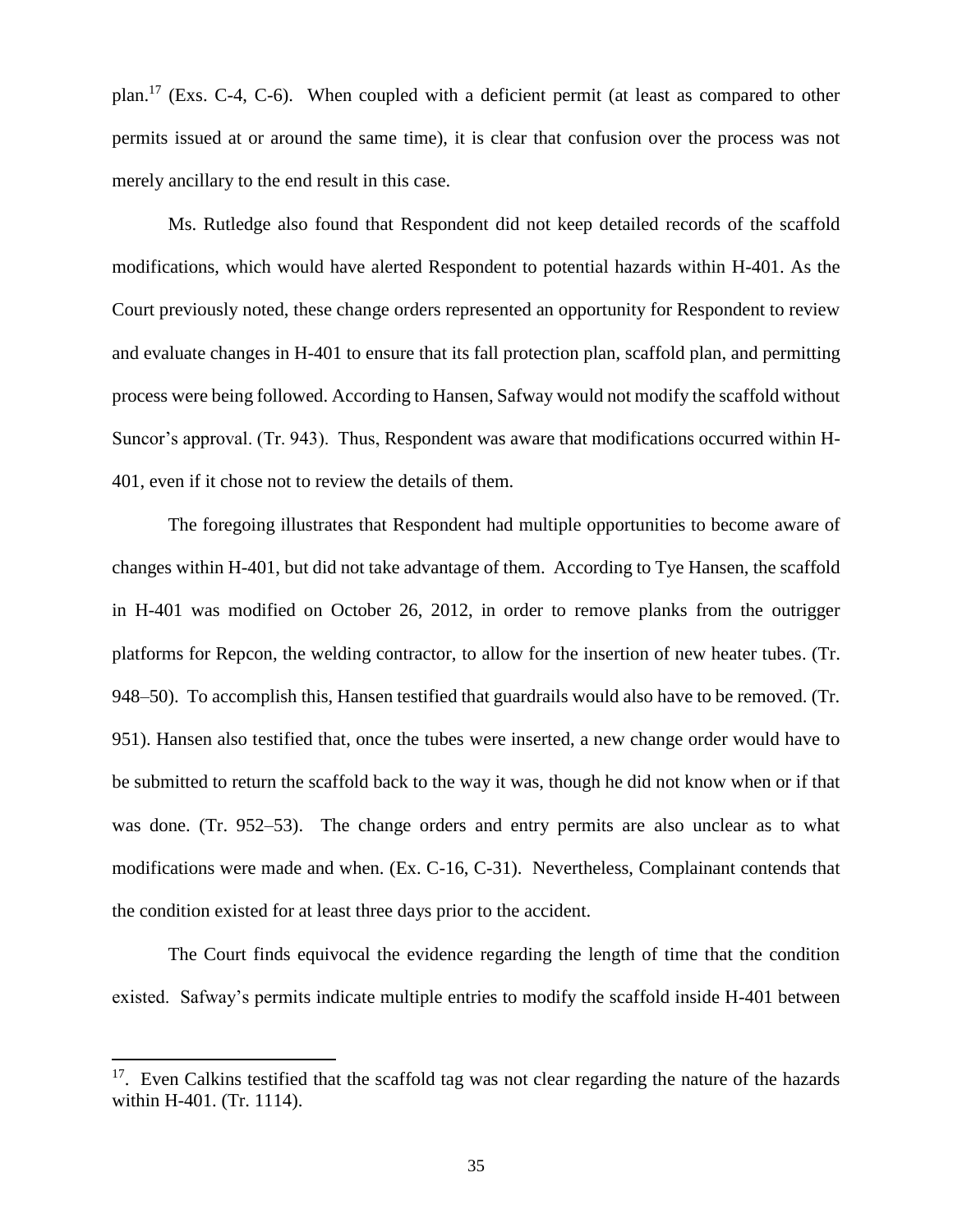plan.[17] (Exs. C-4, C-6). When coupled with a deficient permit (at least as compared to other permits issued at or around the same time), it is clear that confusion over the process was not merely ancillary to the end result in this case.

Ms. Rutledge also found that Respondent did not keep detailed records of the scaffold modifications, which would have alerted Respondent to potential hazards within H-401. As the Court previously noted, these change orders represented an opportunity for Respondent to review and evaluate changes in H-401 to ensure that its fall protection plan, scaffold plan, and permitting process were being followed. According to Hansen, Safway would not modify the scaffold without Suncor's approval. (Tr. 943). Thus, Respondent was aware that modifications occurred within H-401, even if it chose not to review the details of them.

The foregoing illustrates that Respondent had multiple opportunities to become aware of changes within H-401, but did not take advantage of them. According to Tye Hansen, the scaffold in H-401 was modified on October 26, 2012, in order to remove planks from the outrigger platforms for Repcon, the welding contractor, to allow for the insertion of new heater tubes. (Tr. 948–50). To accomplish this, Hansen testified that guardrails would also have to be removed. (Tr. 951). Hansen also testified that, once the tubes were inserted, a new change order would have to be submitted to return the scaffold back to the way it was, though he did not know when or if that was done. (Tr. 952–53). The change orders and entry permits are also unclear as to what modifications were made and when. (Ex. C-16, C-31). Nevertheless, Complainant contends that the condition existed for at least three days prior to the accident.

The Court finds equivocal the evidence regarding the length of time that the condition existed. Safway's permits indicate multiple entries to modify the scaffold inside H-401 between

[17]. Even Calkins testified that the scaffold tag was not clear regarding the nature of the hazards within H-401. (Tr. 1114).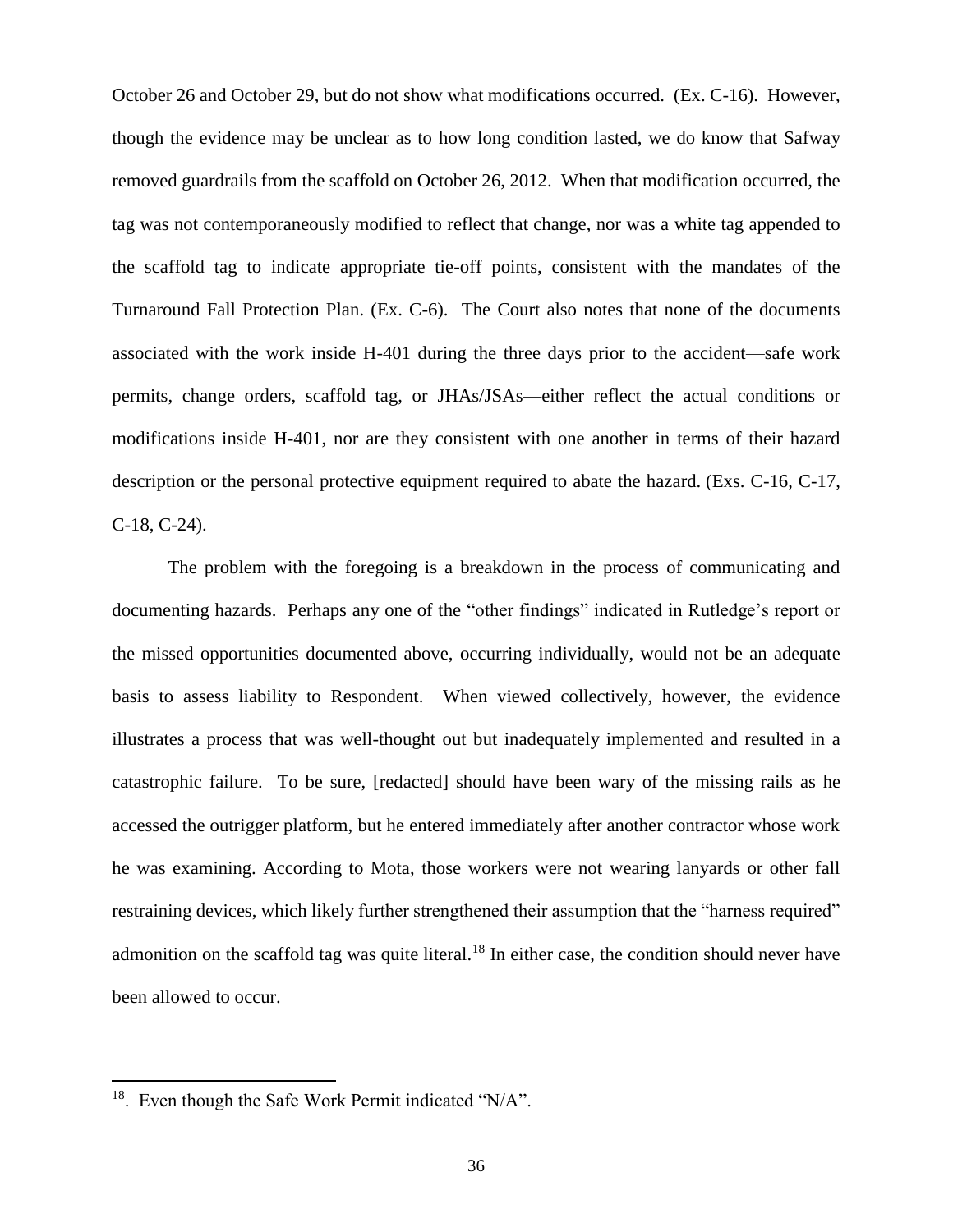October 26 and October 29, but do not show what modifications occurred. (Ex. C-16). However, though the evidence may be unclear as to how long condition lasted, we do know that Safway removed guardrails from the scaffold on October 26, 2012. When that modification occurred, the tag was not contemporaneously modified to reflect that change, nor was a white tag appended to the scaffold tag to indicate appropriate tie-off points, consistent with the mandates of the Turnaround Fall Protection Plan. (Ex. C-6). The Court also notes that none of the documents associated with the work inside H-401 during the three days prior to the accident—safe work permits, change orders, scaffold tag, or JHAs/JSAs—either reflect the actual conditions or modifications inside H-401, nor are they consistent with one another in terms of their hazard description or the personal protective equipment required to abate the hazard. (Exs. C-16, C-17, C-18, C-24).

The problem with the foregoing is a breakdown in the process of communicating and documenting hazards. Perhaps any one of the "other findings" indicated in Rutledge's report or the missed opportunities documented above, occurring individually, would not be an adequate basis to assess liability to Respondent. When viewed collectively, however, the evidence illustrates a process that was well-thought out but inadequately implemented and resulted in a catastrophic failure. To be sure, [redacted] should have been wary of the missing rails as he accessed the outrigger platform, but he entered immediately after another contractor whose work he was examining. According to Mota, those workers were not wearing lanyards or other fall restraining devices, which likely further strengthened their assumption that the "harness required" admonition on the scaffold tag was quite literal.[18] In either case, the condition should never have been allowed to occur.

---

[18]. Even though the Safe Work Permit indicated "N/A".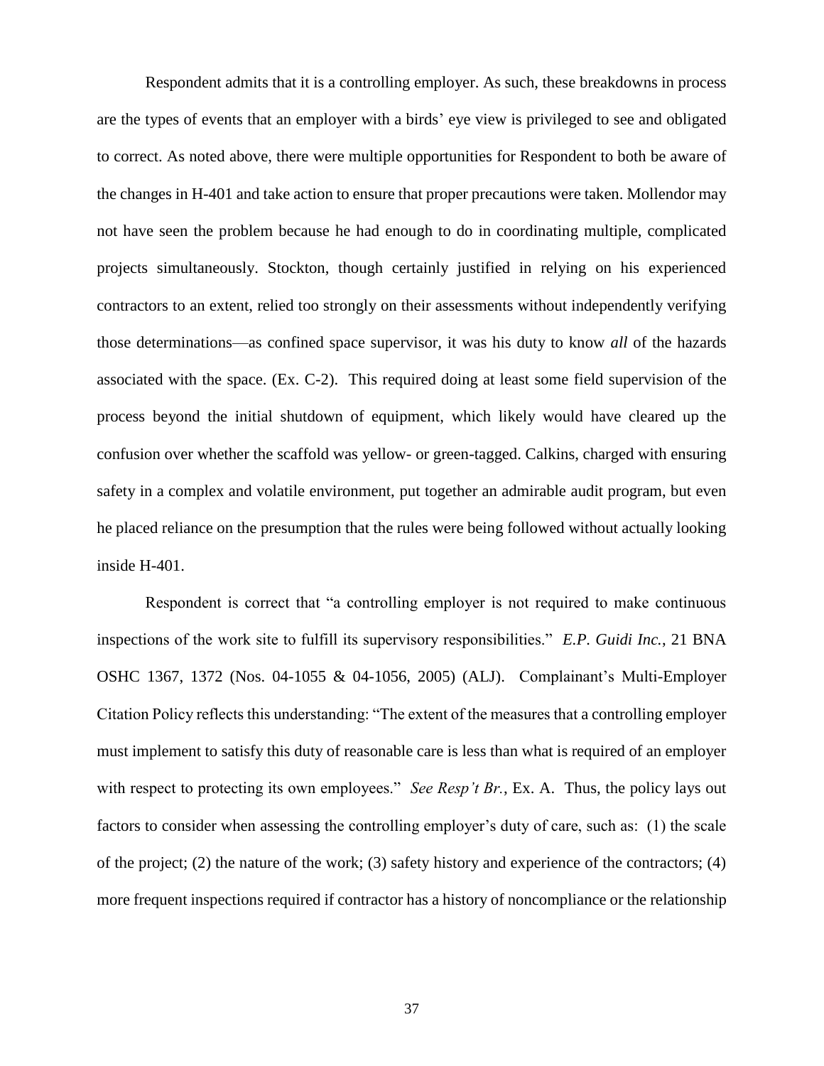Respondent admits that it is a controlling employer. As such, these breakdowns in process are the types of events that an employer with a birds' eye view is privileged to see and obligated to correct. As noted above, there were multiple opportunities for Respondent to both be aware of the changes in H-401 and take action to ensure that proper precautions were taken. Mollendor may not have seen the problem because he had enough to do in coordinating multiple, complicated projects simultaneously. Stockton, though certainly justified in relying on his experienced contractors to an extent, relied too strongly on their assessments without independently verifying those determinations—as confined space supervisor, it was his duty to know *all* of the hazards associated with the space. (Ex. C-2). This required doing at least some field supervision of the process beyond the initial shutdown of equipment, which likely would have cleared up the confusion over whether the scaffold was yellow- or green-tagged. Calkins, charged with ensuring safety in a complex and volatile environment, put together an admirable audit program, but even he placed reliance on the presumption that the rules were being followed without actually looking inside H-401.

Respondent is correct that "a controlling employer is not required to make continuous inspections of the work site to fulfill its supervisory responsibilities." *E.P. Guidi Inc.*, 21 BNA OSHC 1367, 1372 (Nos. 04-1055 & 04-1056, 2005) (ALJ). Complainant's Multi-Employer Citation Policy reflects this understanding: "The extent of the measures that a controlling employer must implement to satisfy this duty of reasonable care is less than what is required of an employer with respect to protecting its own employees." *See Resp't Br.*, Ex. A. Thus, the policy lays out factors to consider when assessing the controlling employer's duty of care, such as: (1) the scale of the project; (2) the nature of the work; (3) safety history and experience of the contractors; (4) more frequent inspections required if contractor has a history of noncompliance or the relationship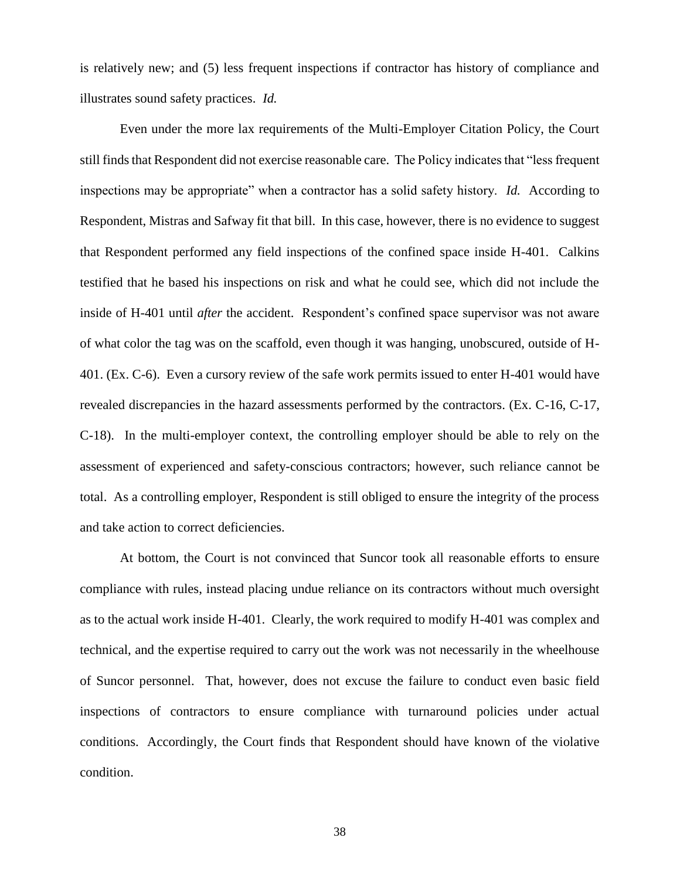is relatively new; and (5) less frequent inspections if contractor has history of compliance and illustrates sound safety practices. *Id.*

Even under the more lax requirements of the Multi-Employer Citation Policy, the Court still finds that Respondent did not exercise reasonable care. The Policy indicates that "less frequent inspections may be appropriate" when a contractor has a solid safety history. *Id.* According to Respondent, Mistras and Safway fit that bill. In this case, however, there is no evidence to suggest that Respondent performed any field inspections of the confined space inside H-401. Calkins testified that he based his inspections on risk and what he could see, which did not include the inside of H-401 until *after* the accident. Respondent's confined space supervisor was not aware of what color the tag was on the scaffold, even though it was hanging, unobscured, outside of H-401. (Ex. C-6). Even a cursory review of the safe work permits issued to enter H-401 would have revealed discrepancies in the hazard assessments performed by the contractors. (Ex. C-16, C-17, C-18). In the multi-employer context, the controlling employer should be able to rely on the assessment of experienced and safety-conscious contractors; however, such reliance cannot be total. As a controlling employer, Respondent is still obliged to ensure the integrity of the process and take action to correct deficiencies.

At bottom, the Court is not convinced that Suncor took all reasonable efforts to ensure compliance with rules, instead placing undue reliance on its contractors without much oversight as to the actual work inside H-401. Clearly, the work required to modify H-401 was complex and technical, and the expertise required to carry out the work was not necessarily in the wheelhouse of Suncor personnel. That, however, does not excuse the failure to conduct even basic field inspections of contractors to ensure compliance with turnaround policies under actual conditions. Accordingly, the Court finds that Respondent should have known of the violative condition.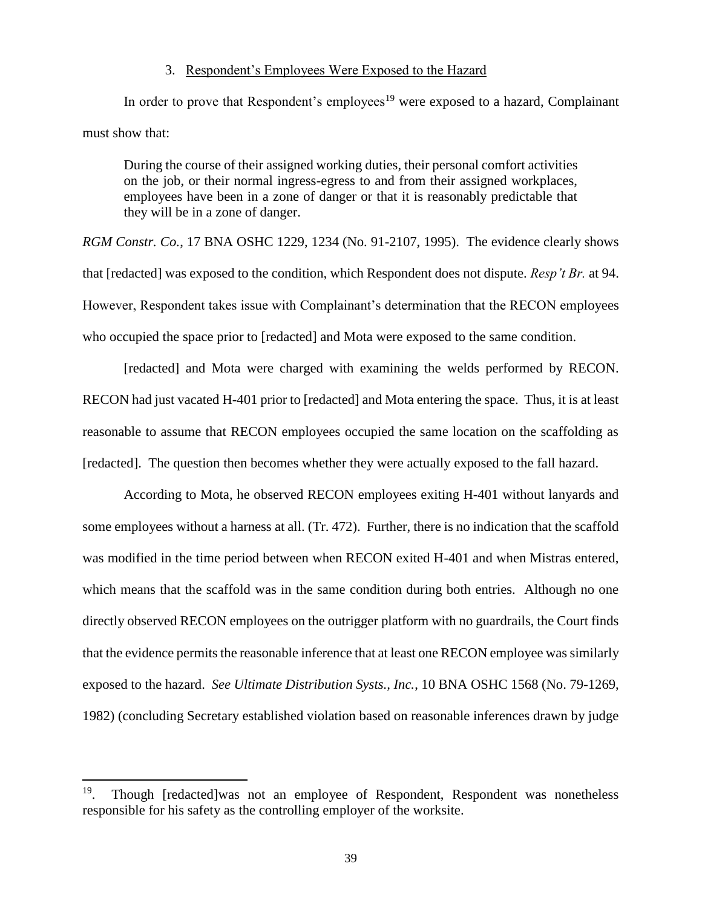### 3. Respondent's Employees Were Exposed to the Hazard

In order to prove that Respondent's employees[19] were exposed to a hazard, Complainant must show that:

> During the course of their assigned working duties, their personal comfort activities on the job, or their normal ingress-egress to and from their assigned workplaces, employees have been in a zone of danger or that it is reasonably predictable that they will be in a zone of danger.

*RGM Constr. Co.*, 17 BNA OSHC 1229, 1234 (No. 91-2107, 1995). The evidence clearly shows that [redacted] was exposed to the condition, which Respondent does not dispute. *Resp't Br.* at 94. However, Respondent takes issue with Complainant's determination that the RECON employees who occupied the space prior to [redacted] and Mota were exposed to the same condition.

[redacted] and Mota were charged with examining the welds performed by RECON. RECON had just vacated H-401 prior to [redacted] and Mota entering the space. Thus, it is at least reasonable to assume that RECON employees occupied the same location on the scaffolding as [redacted]. The question then becomes whether they were actually exposed to the fall hazard.

According to Mota, he observed RECON employees exiting H-401 without lanyards and some employees without a harness at all. (Tr. 472). Further, there is no indication that the scaffold was modified in the time period between when RECON exited H-401 and when Mistras entered, which means that the scaffold was in the same condition during both entries. Although no one directly observed RECON employees on the outrigger platform with no guardrails, the Court finds that the evidence permits the reasonable inference that at least one RECON employee was similarly exposed to the hazard. *See Ultimate Distribution Systs., Inc.*, 10 BNA OSHC 1568 (No. 79-1269, 1982) (concluding Secretary established violation based on reasonable inferences drawn by judge

---

[19]. Though [redacted]was not an employee of Respondent, Respondent was nonetheless responsible for his safety as the controlling employer of the worksite.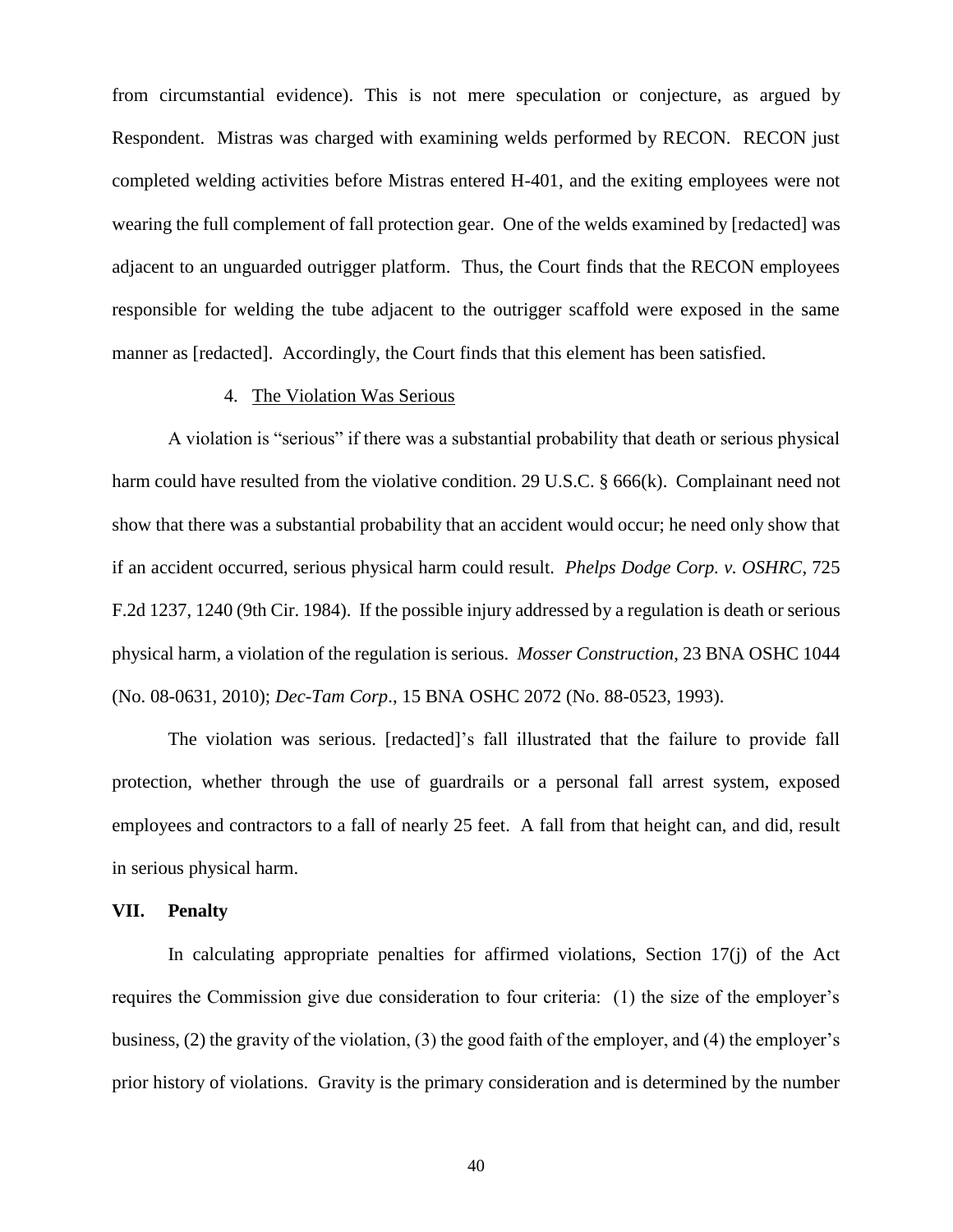from circumstantial evidence). This is not mere speculation or conjecture, as argued by Respondent. Mistras was charged with examining welds performed by RECON. RECON just completed welding activities before Mistras entered H-401, and the exiting employees were not wearing the full complement of fall protection gear. One of the welds examined by [redacted] was adjacent to an unguarded outrigger platform. Thus, the Court finds that the RECON employees responsible for welding the tube adjacent to the outrigger scaffold were exposed in the same manner as [redacted]. Accordingly, the Court finds that this element has been satisfied.

4. The Violation Was Serious

A violation is "serious" if there was a substantial probability that death or serious physical harm could have resulted from the violative condition. 29 U.S.C. § 666(k). Complainant need not show that there was a substantial probability that an accident would occur; he need only show that if an accident occurred, serious physical harm could result. *Phelps Dodge Corp. v. OSHRC*, 725 F.2d 1237, 1240 (9th Cir. 1984). If the possible injury addressed by a regulation is death or serious physical harm, a violation of the regulation is serious. *Mosser Construction*, 23 BNA OSHC 1044 (No. 08-0631, 2010); *Dec-Tam Corp*., 15 BNA OSHC 2072 (No. 88-0523, 1993).

The violation was serious. [redacted]'s fall illustrated that the failure to provide fall protection, whether through the use of guardrails or a personal fall arrest system, exposed employees and contractors to a fall of nearly 25 feet. A fall from that height can, and did, result in serious physical harm.

## VII. Penalty

In calculating appropriate penalties for affirmed violations, Section 17(j) of the Act requires the Commission give due consideration to four criteria: (1) the size of the employer's business, (2) the gravity of the violation, (3) the good faith of the employer, and (4) the employer's prior history of violations. Gravity is the primary consideration and is determined by the number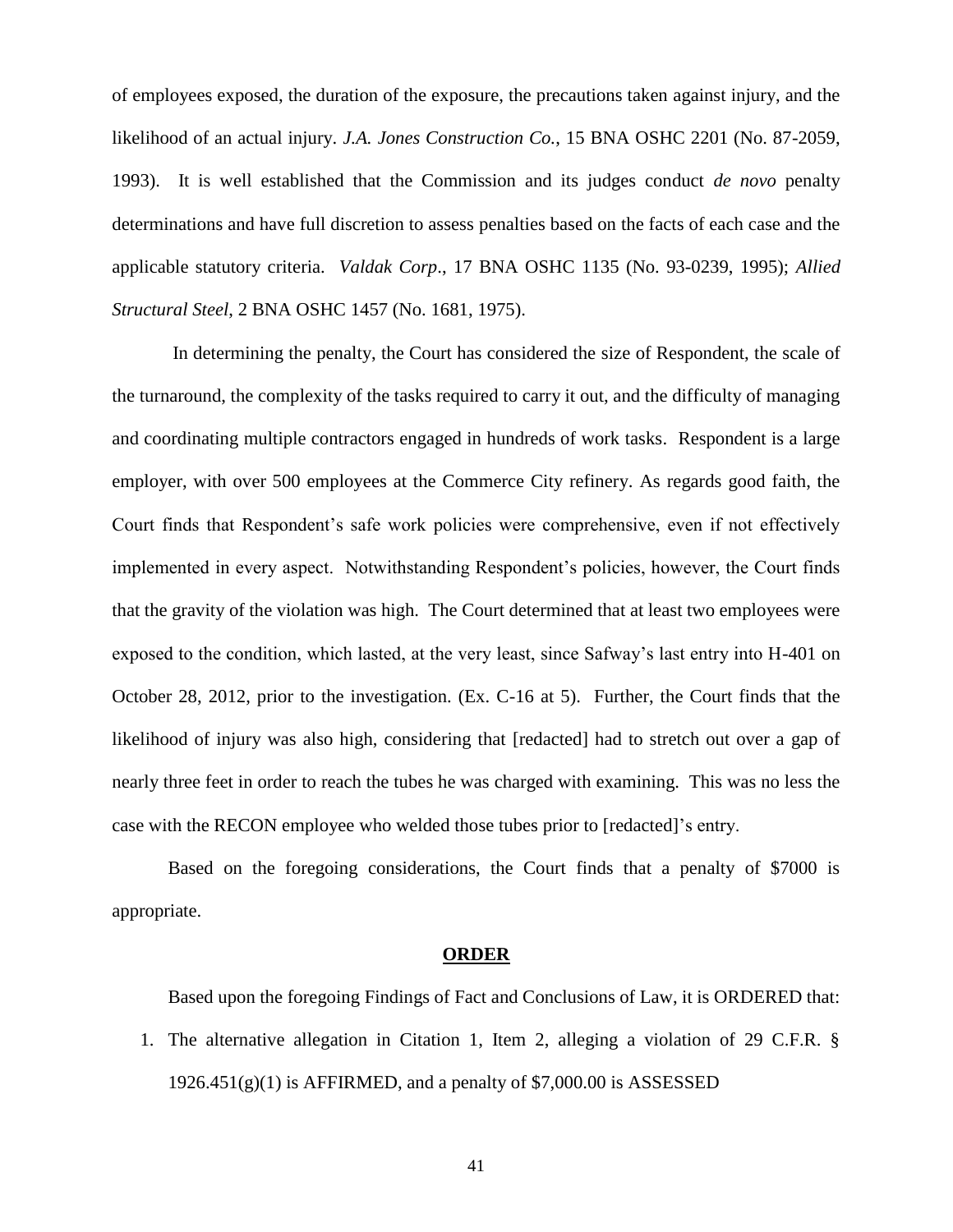of employees exposed, the duration of the exposure, the precautions taken against injury, and the likelihood of an actual injury. *J.A. Jones Construction Co.*, 15 BNA OSHC 2201 (No. 87-2059, 1993). It is well established that the Commission and its judges conduct *de novo* penalty determinations and have full discretion to assess penalties based on the facts of each case and the applicable statutory criteria. *Valdak Corp*., 17 BNA OSHC 1135 (No. 93-0239, 1995); *Allied Structural Steel*, 2 BNA OSHC 1457 (No. 1681, 1975).

In determining the penalty, the Court has considered the size of Respondent, the scale of the turnaround, the complexity of the tasks required to carry it out, and the difficulty of managing and coordinating multiple contractors engaged in hundreds of work tasks. Respondent is a large employer, with over 500 employees at the Commerce City refinery. As regards good faith, the Court finds that Respondent's safe work policies were comprehensive, even if not effectively implemented in every aspect. Notwithstanding Respondent's policies, however, the Court finds that the gravity of the violation was high. The Court determined that at least two employees were exposed to the condition, which lasted, at the very least, since Safway's last entry into H-401 on October 28, 2012, prior to the investigation. (Ex. C-16 at 5). Further, the Court finds that the likelihood of injury was also high, considering that [redacted] had to stretch out over a gap of nearly three feet in order to reach the tubes he was charged with examining. This was no less the case with the RECON employee who welded those tubes prior to [redacted]'s entry.

Based on the foregoing considerations, the Court finds that a penalty of $7000 is appropriate.

## ORDER

Based upon the foregoing Findings of Fact and Conclusions of Law, it is ORDERED that:

1. The alternative allegation in Citation 1, Item 2, alleging a violation of 29 C.F.R. § 1926.451(g)(1) is AFFIRMED, and a penalty of $7,000.00 is ASSESSED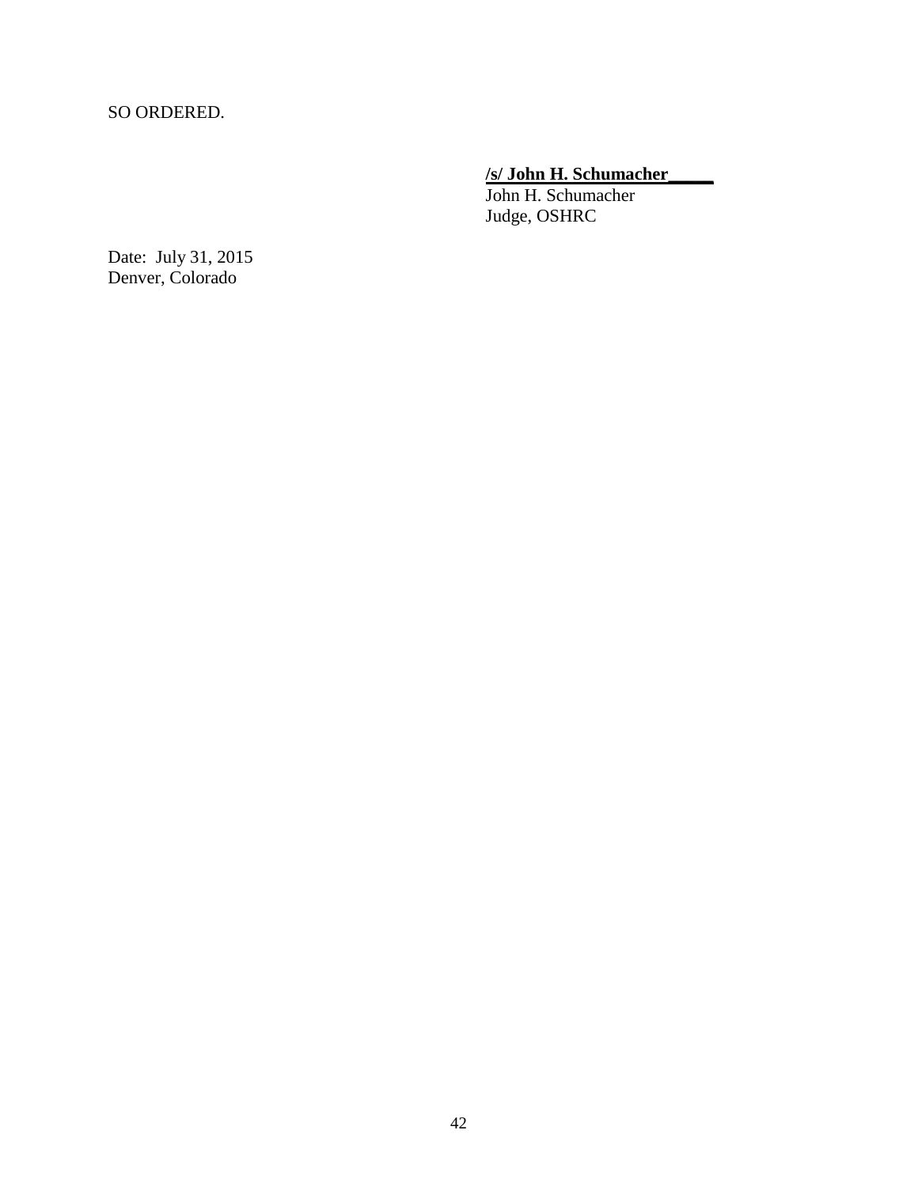SO ORDERED.

**/s/ John H. Schumacher_____**
John H. Schumacher
Judge, OSHRC

Date: July 31, 2015
Denver, Colorado